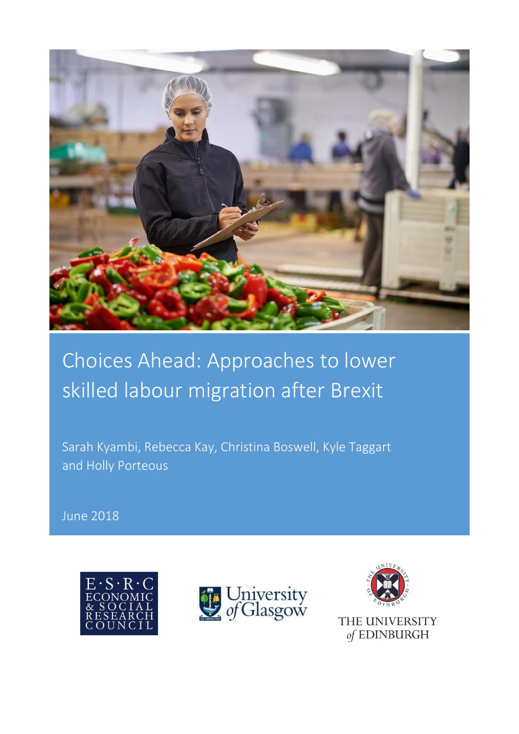# Choices Ahead: Approaches to lower skilled labour migration after Brexit

Sarah Kyambi, Rebecca Kay, Christina Boswell, Kyle Taggart and Holly Porteous

June 2018

E·S·R·C ECONOMIC & SOCIAL RESEARCH COUNCIL

University of Glasgow

THE UNIVERSITY of EDINBURGH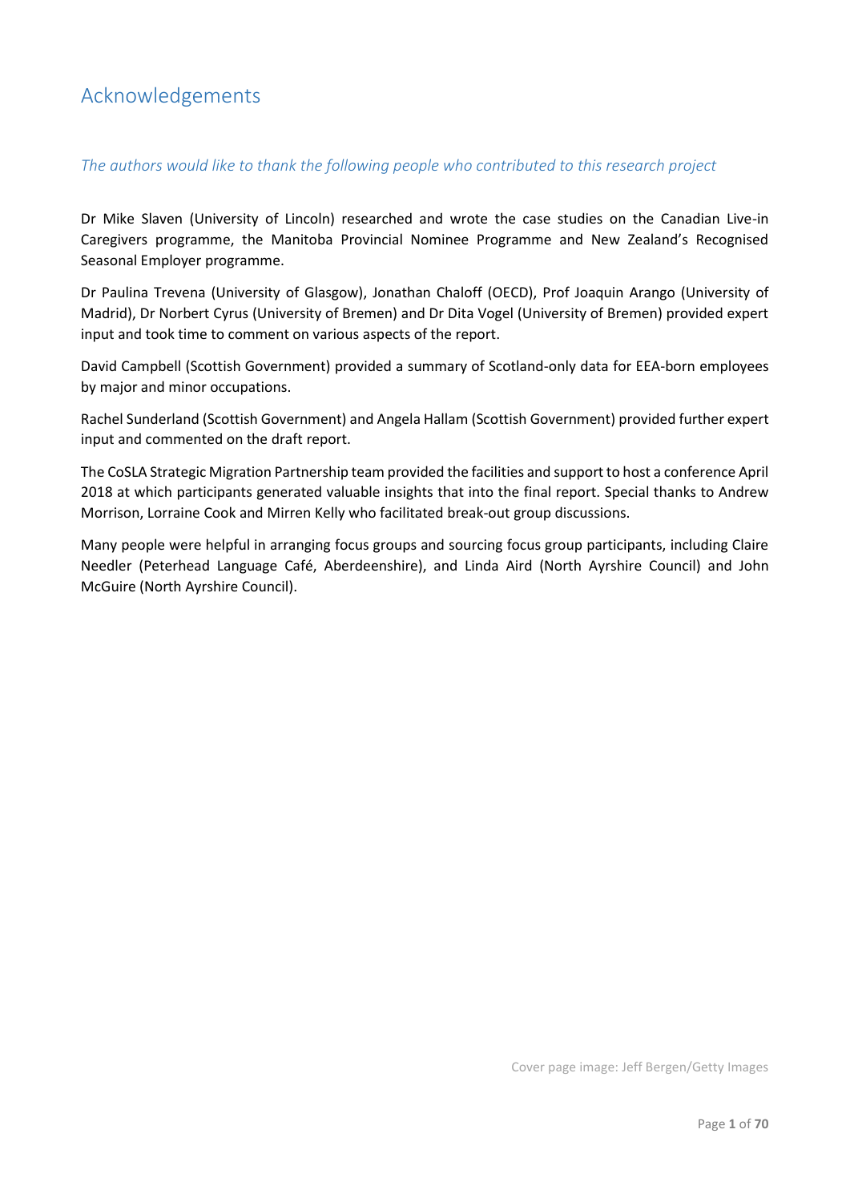# Acknowledgements

*The authors would like to thank the following people who contributed to this research project*

Dr Mike Slaven (University of Lincoln) researched and wrote the case studies on the Canadian Live-in Caregivers programme, the Manitoba Provincial Nominee Programme and New Zealand's Recognised Seasonal Employer programme.

Dr Paulina Trevena (University of Glasgow), Jonathan Chaloff (OECD), Prof Joaquin Arango (University of Madrid), Dr Norbert Cyrus (University of Bremen) and Dr Dita Vogel (University of Bremen) provided expert input and took time to comment on various aspects of the report.

David Campbell (Scottish Government) provided a summary of Scotland-only data for EEA-born employees by major and minor occupations.

Rachel Sunderland (Scottish Government) and Angela Hallam (Scottish Government) provided further expert input and commented on the draft report.

The CoSLA Strategic Migration Partnership team provided the facilities and support to host a conference April 2018 at which participants generated valuable insights that into the final report. Special thanks to Andrew Morrison, Lorraine Cook and Mirren Kelly who facilitated break-out group discussions.

Many people were helpful in arranging focus groups and sourcing focus group participants, including Claire Needler (Peterhead Language Café, Aberdeenshire), and Linda Aird (North Ayrshire Council) and John McGuire (North Ayrshire Council).

Cover page image: Jeff Bergen/Getty Images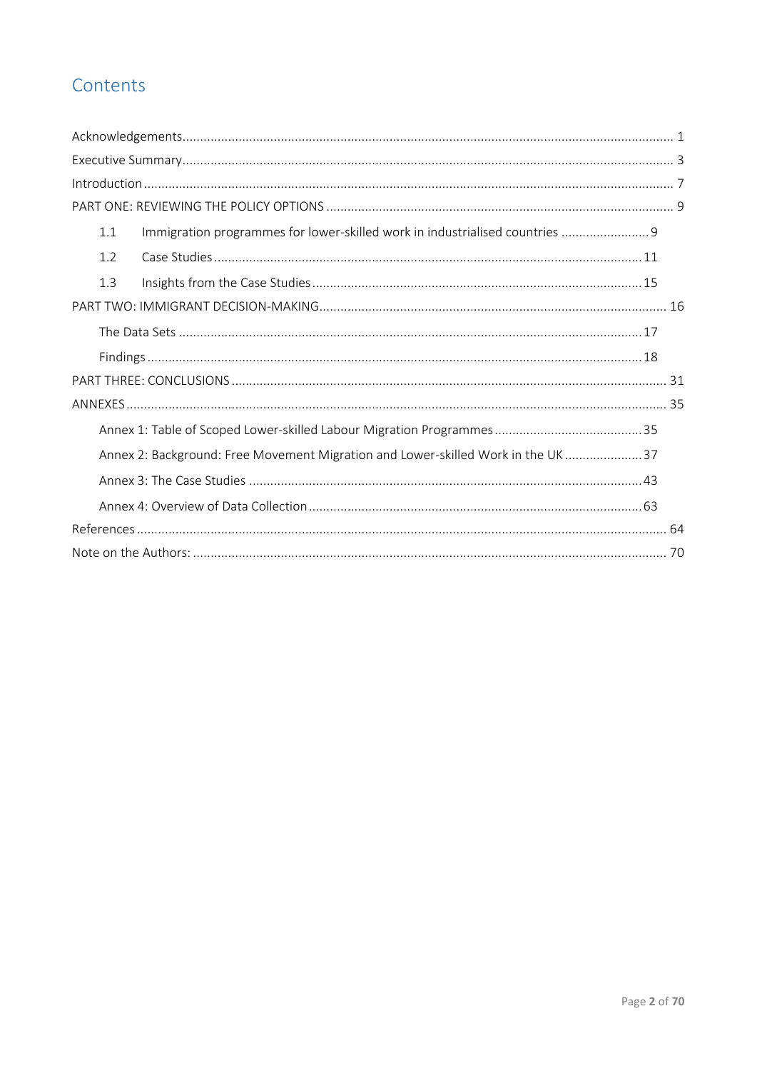# Contents

Acknowledgements ... 1

Executive Summary ... 3

Introduction ... 7

PART ONE: REVIEWING THE POLICY OPTIONS ... 9

- 1.1 Immigration programmes for lower-skilled work in industrialised countries ... 9
- 1.2 Case Studies ... 11
- 1.3 Insights from the Case Studies ... 15

PART TWO: IMMIGRANT DECISION-MAKING ... 16

- The Data Sets ... 17
- Findings ... 18

PART THREE: CONCLUSIONS ... 31

ANNEXES ... 35

- Annex 1: Table of Scoped Lower-skilled Labour Migration Programmes ... 35
- Annex 2: Background: Free Movement Migration and Lower-skilled Work in the UK ... 37
- Annex 3: The Case Studies ... 43
- Annex 4: Overview of Data Collection ... 63

References ... 64

Note on the Authors: ... 70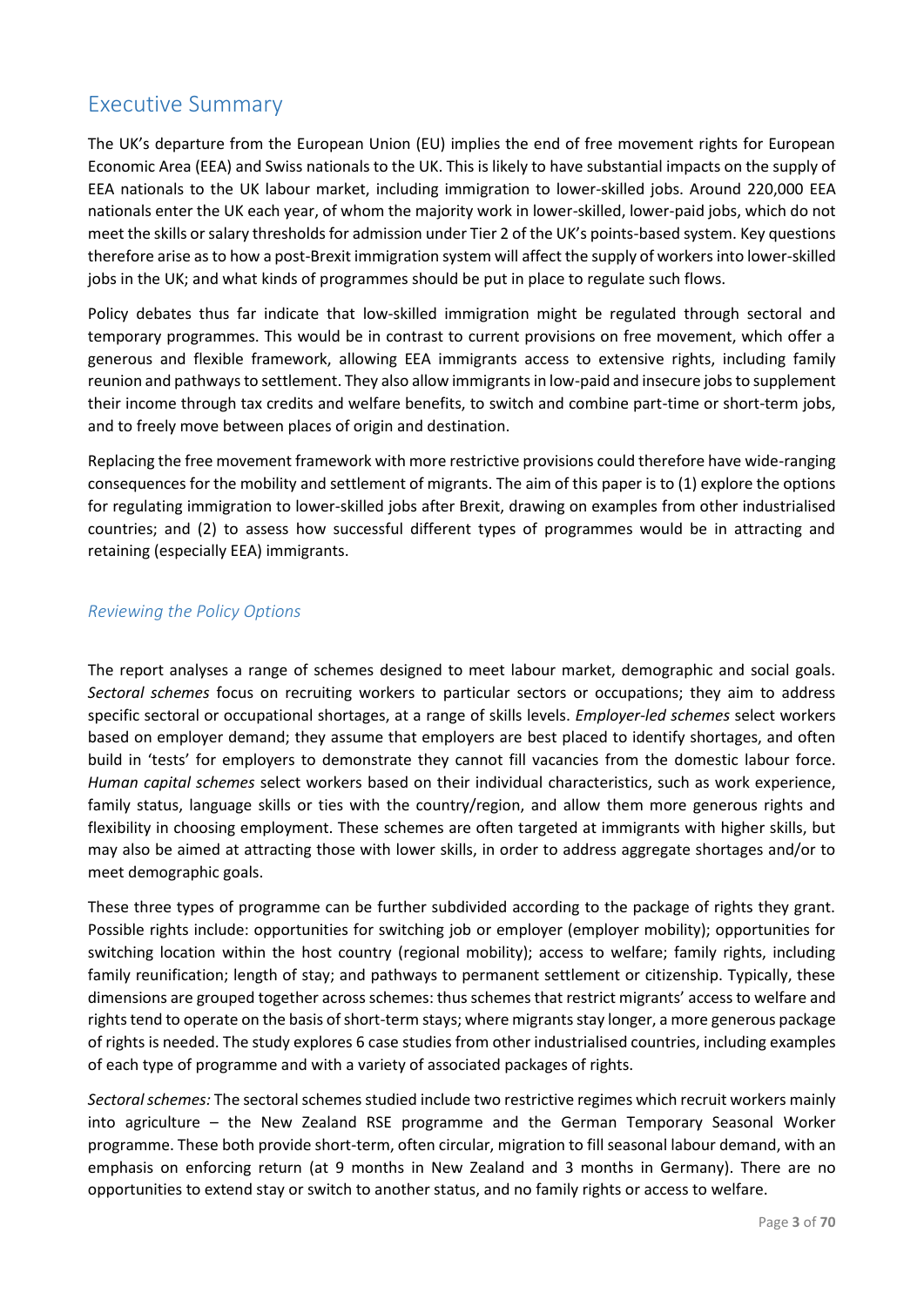# Executive Summary

The UK's departure from the European Union (EU) implies the end of free movement rights for European Economic Area (EEA) and Swiss nationals to the UK. This is likely to have substantial impacts on the supply of EEA nationals to the UK labour market, including immigration to lower-skilled jobs. Around 220,000 EEA nationals enter the UK each year, of whom the majority work in lower-skilled, lower-paid jobs, which do not meet the skills or salary thresholds for admission under Tier 2 of the UK's points-based system. Key questions therefore arise as to how a post-Brexit immigration system will affect the supply of workers into lower-skilled jobs in the UK; and what kinds of programmes should be put in place to regulate such flows.

Policy debates thus far indicate that low-skilled immigration might be regulated through sectoral and temporary programmes. This would be in contrast to current provisions on free movement, which offer a generous and flexible framework, allowing EEA immigrants access to extensive rights, including family reunion and pathways to settlement. They also allow immigrants in low-paid and insecure jobs to supplement their income through tax credits and welfare benefits, to switch and combine part-time or short-term jobs, and to freely move between places of origin and destination.

Replacing the free movement framework with more restrictive provisions could therefore have wide-ranging consequences for the mobility and settlement of migrants. The aim of this paper is to (1) explore the options for regulating immigration to lower-skilled jobs after Brexit, drawing on examples from other industrialised countries; and (2) to assess how successful different types of programmes would be in attracting and retaining (especially EEA) immigrants.

## *Reviewing the Policy Options*

The report analyses a range of schemes designed to meet labour market, demographic and social goals. *Sectoral schemes* focus on recruiting workers to particular sectors or occupations; they aim to address specific sectoral or occupational shortages, at a range of skills levels. *Employer-led schemes* select workers based on employer demand; they assume that employers are best placed to identify shortages, and often build in 'tests' for employers to demonstrate they cannot fill vacancies from the domestic labour force. *Human capital schemes* select workers based on their individual characteristics, such as work experience, family status, language skills or ties with the country/region, and allow them more generous rights and flexibility in choosing employment. These schemes are often targeted at immigrants with higher skills, but may also be aimed at attracting those with lower skills, in order to address aggregate shortages and/or to meet demographic goals.

These three types of programme can be further subdivided according to the package of rights they grant. Possible rights include: opportunities for switching job or employer (employer mobility); opportunities for switching location within the host country (regional mobility); access to welfare; family rights, including family reunification; length of stay; and pathways to permanent settlement or citizenship. Typically, these dimensions are grouped together across schemes: thus schemes that restrict migrants' access to welfare and rights tend to operate on the basis of short-term stays; where migrants stay longer, a more generous package of rights is needed. The study explores 6 case studies from other industrialised countries, including examples of each type of programme and with a variety of associated packages of rights.

*Sectoral schemes:* The sectoral schemes studied include two restrictive regimes which recruit workers mainly into agriculture – the New Zealand RSE programme and the German Temporary Seasonal Worker programme. These both provide short-term, often circular, migration to fill seasonal labour demand, with an emphasis on enforcing return (at 9 months in New Zealand and 3 months in Germany). There are no opportunities to extend stay or switch to another status, and no family rights or access to welfare.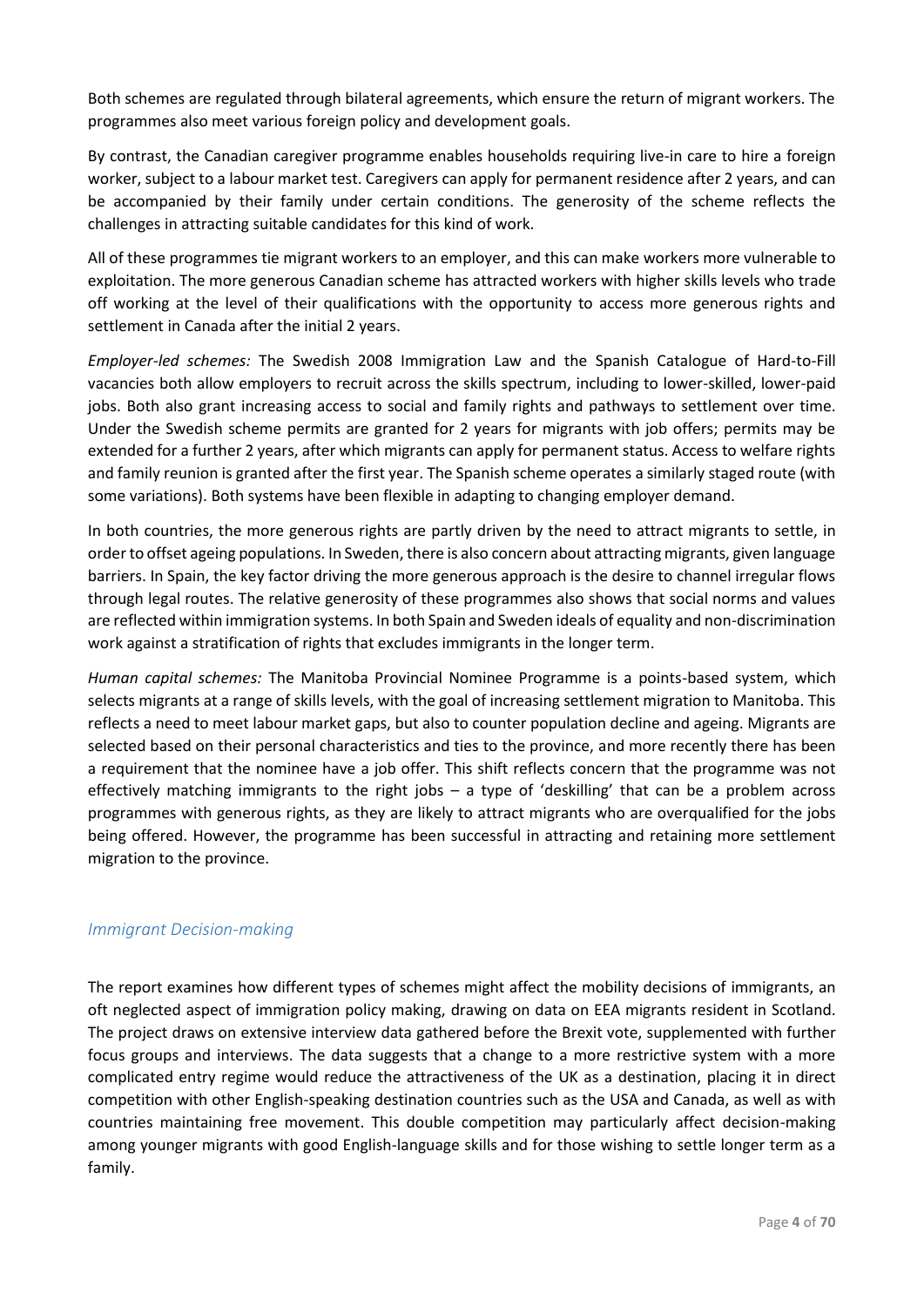Both schemes are regulated through bilateral agreements, which ensure the return of migrant workers. The programmes also meet various foreign policy and development goals.

By contrast, the Canadian caregiver programme enables households requiring live-in care to hire a foreign worker, subject to a labour market test. Caregivers can apply for permanent residence after 2 years, and can be accompanied by their family under certain conditions. The generosity of the scheme reflects the challenges in attracting suitable candidates for this kind of work.

All of these programmes tie migrant workers to an employer, and this can make workers more vulnerable to exploitation. The more generous Canadian scheme has attracted workers with higher skills levels who trade off working at the level of their qualifications with the opportunity to access more generous rights and settlement in Canada after the initial 2 years.

*Employer-led schemes:* The Swedish 2008 Immigration Law and the Spanish Catalogue of Hard-to-Fill vacancies both allow employers to recruit across the skills spectrum, including to lower-skilled, lower-paid jobs. Both also grant increasing access to social and family rights and pathways to settlement over time. Under the Swedish scheme permits are granted for 2 years for migrants with job offers; permits may be extended for a further 2 years, after which migrants can apply for permanent status. Access to welfare rights and family reunion is granted after the first year. The Spanish scheme operates a similarly staged route (with some variations). Both systems have been flexible in adapting to changing employer demand.

In both countries, the more generous rights are partly driven by the need to attract migrants to settle, in order to offset ageing populations. In Sweden, there is also concern about attracting migrants, given language barriers. In Spain, the key factor driving the more generous approach is the desire to channel irregular flows through legal routes. The relative generosity of these programmes also shows that social norms and values are reflected within immigration systems. In both Spain and Sweden ideals of equality and non-discrimination work against a stratification of rights that excludes immigrants in the longer term.

*Human capital schemes:* The Manitoba Provincial Nominee Programme is a points-based system, which selects migrants at a range of skills levels, with the goal of increasing settlement migration to Manitoba. This reflects a need to meet labour market gaps, but also to counter population decline and ageing. Migrants are selected based on their personal characteristics and ties to the province, and more recently there has been a requirement that the nominee have a job offer. This shift reflects concern that the programme was not effectively matching immigrants to the right jobs – a type of 'deskilling' that can be a problem across programmes with generous rights, as they are likely to attract migrants who are overqualified for the jobs being offered. However, the programme has been successful in attracting and retaining more settlement migration to the province.

### *Immigrant Decision-making*

The report examines how different types of schemes might affect the mobility decisions of immigrants, an oft neglected aspect of immigration policy making, drawing on data on EEA migrants resident in Scotland. The project draws on extensive interview data gathered before the Brexit vote, supplemented with further focus groups and interviews. The data suggests that a change to a more restrictive system with a more complicated entry regime would reduce the attractiveness of the UK as a destination, placing it in direct competition with other English-speaking destination countries such as the USA and Canada, as well as with countries maintaining free movement. This double competition may particularly affect decision-making among younger migrants with good English-language skills and for those wishing to settle longer term as a family.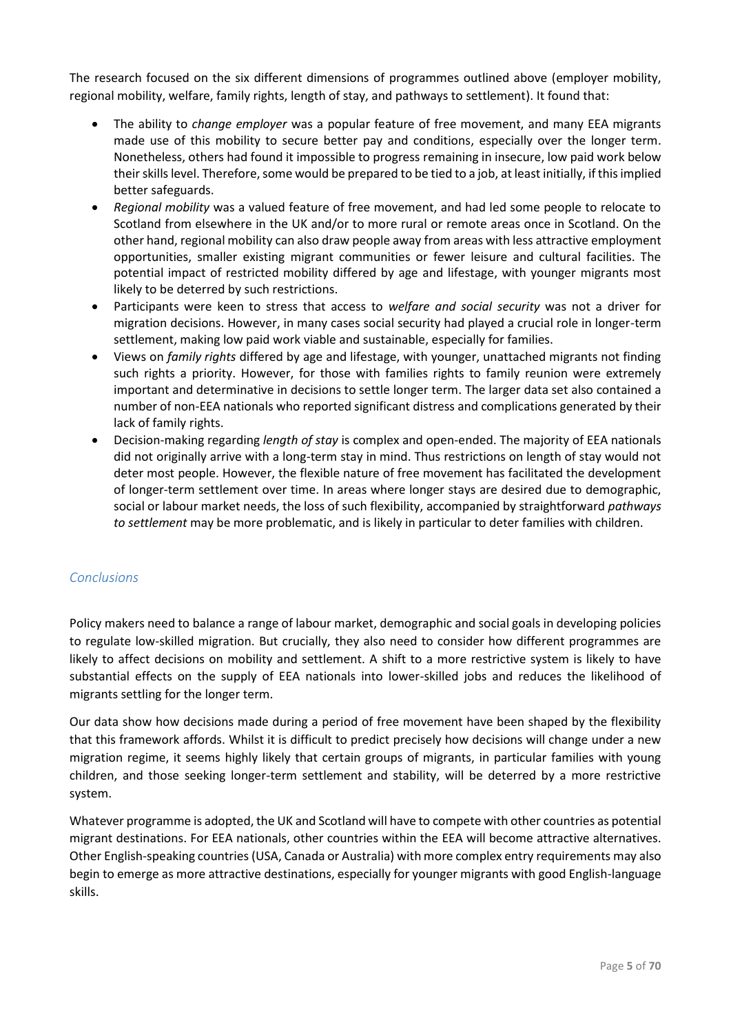The research focused on the six different dimensions of programmes outlined above (employer mobility, regional mobility, welfare, family rights, length of stay, and pathways to settlement). It found that:

- The ability to *change employer* was a popular feature of free movement, and many EEA migrants made use of this mobility to secure better pay and conditions, especially over the longer term. Nonetheless, others had found it impossible to progress remaining in insecure, low paid work below their skills level. Therefore, some would be prepared to be tied to a job, at least initially, if this implied better safeguards.
- *Regional mobility* was a valued feature of free movement, and had led some people to relocate to Scotland from elsewhere in the UK and/or to more rural or remote areas once in Scotland. On the other hand, regional mobility can also draw people away from areas with less attractive employment opportunities, smaller existing migrant communities or fewer leisure and cultural facilities. The potential impact of restricted mobility differed by age and lifestage, with younger migrants most likely to be deterred by such restrictions.
- Participants were keen to stress that access to *welfare and social security* was not a driver for migration decisions. However, in many cases social security had played a crucial role in longer-term settlement, making low paid work viable and sustainable, especially for families.
- Views on *family rights* differed by age and lifestage, with younger, unattached migrants not finding such rights a priority. However, for those with families rights to family reunion were extremely important and determinative in decisions to settle longer term. The larger data set also contained a number of non-EEA nationals who reported significant distress and complications generated by their lack of family rights.
- Decision-making regarding *length of stay* is complex and open-ended. The majority of EEA nationals did not originally arrive with a long-term stay in mind. Thus restrictions on length of stay would not deter most people. However, the flexible nature of free movement has facilitated the development of longer-term settlement over time. In areas where longer stays are desired due to demographic, social or labour market needs, the loss of such flexibility, accompanied by straightforward *pathways to settlement* may be more problematic, and is likely in particular to deter families with children.

## Conclusions

Policy makers need to balance a range of labour market, demographic and social goals in developing policies to regulate low-skilled migration. But crucially, they also need to consider how different programmes are likely to affect decisions on mobility and settlement. A shift to a more restrictive system is likely to have substantial effects on the supply of EEA nationals into lower-skilled jobs and reduces the likelihood of migrants settling for the longer term.

Our data show how decisions made during a period of free movement have been shaped by the flexibility that this framework affords. Whilst it is difficult to predict precisely how decisions will change under a new migration regime, it seems highly likely that certain groups of migrants, in particular families with young children, and those seeking longer-term settlement and stability, will be deterred by a more restrictive system.

Whatever programme is adopted, the UK and Scotland will have to compete with other countries as potential migrant destinations. For EEA nationals, other countries within the EEA will become attractive alternatives. Other English-speaking countries (USA, Canada or Australia) with more complex entry requirements may also begin to emerge as more attractive destinations, especially for younger migrants with good English-language skills.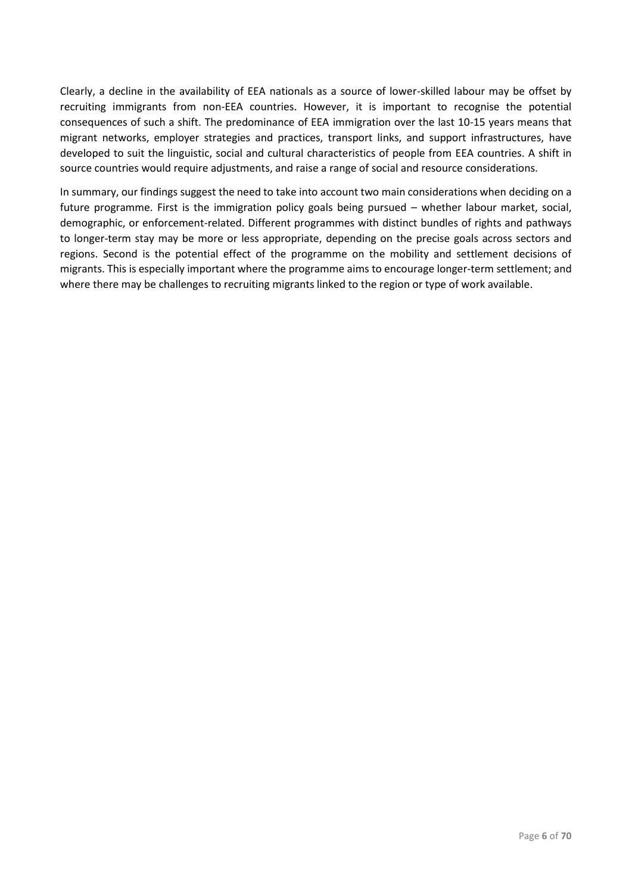Clearly, a decline in the availability of EEA nationals as a source of lower-skilled labour may be offset by recruiting immigrants from non-EEA countries. However, it is important to recognise the potential consequences of such a shift. The predominance of EEA immigration over the last 10-15 years means that migrant networks, employer strategies and practices, transport links, and support infrastructures, have developed to suit the linguistic, social and cultural characteristics of people from EEA countries. A shift in source countries would require adjustments, and raise a range of social and resource considerations.

In summary, our findings suggest the need to take into account two main considerations when deciding on a future programme. First is the immigration policy goals being pursued – whether labour market, social, demographic, or enforcement-related. Different programmes with distinct bundles of rights and pathways to longer-term stay may be more or less appropriate, depending on the precise goals across sectors and regions. Second is the potential effect of the programme on the mobility and settlement decisions of migrants. This is especially important where the programme aims to encourage longer-term settlement; and where there may be challenges to recruiting migrants linked to the region or type of work available.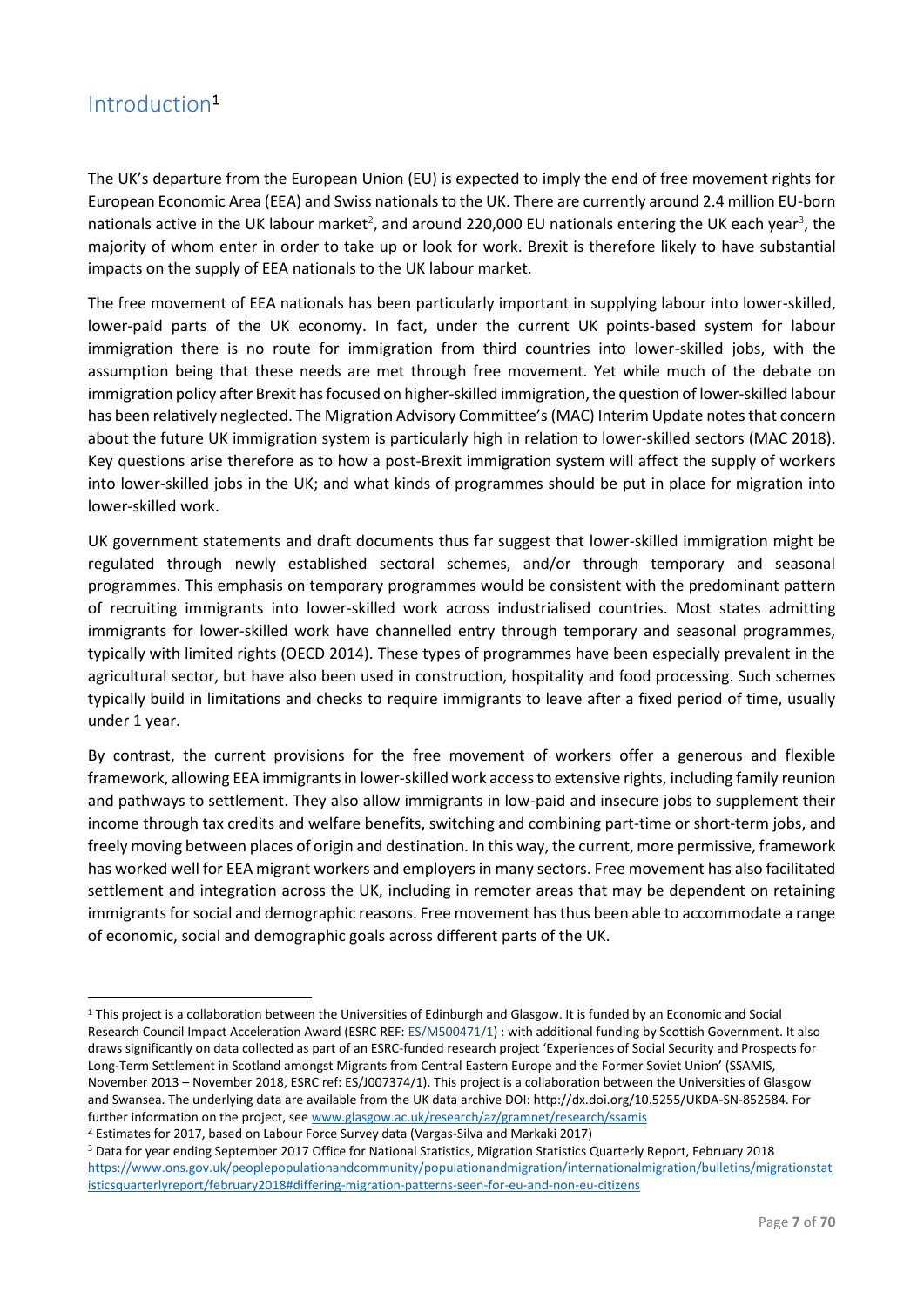# Introduction[1]

The UK's departure from the European Union (EU) is expected to imply the end of free movement rights for European Economic Area (EEA) and Swiss nationals to the UK. There are currently around 2.4 million EU-born nationals active in the UK labour market[2], and around 220,000 EU nationals entering the UK each year[3], the majority of whom enter in order to take up or look for work. Brexit is therefore likely to have substantial impacts on the supply of EEA nationals to the UK labour market.

The free movement of EEA nationals has been particularly important in supplying labour into lower-skilled, lower-paid parts of the UK economy. In fact, under the current UK points-based system for labour immigration there is no route for immigration from third countries into lower-skilled jobs, with the assumption being that these needs are met through free movement. Yet while much of the debate on immigration policy after Brexit has focused on higher-skilled immigration, the question of lower-skilled labour has been relatively neglected. The Migration Advisory Committee's (MAC) Interim Update notes that concern about the future UK immigration system is particularly high in relation to lower-skilled sectors (MAC 2018). Key questions arise therefore as to how a post-Brexit immigration system will affect the supply of workers into lower-skilled jobs in the UK; and what kinds of programmes should be put in place for migration into lower-skilled work.

UK government statements and draft documents thus far suggest that lower-skilled immigration might be regulated through newly established sectoral schemes, and/or through temporary and seasonal programmes. This emphasis on temporary programmes would be consistent with the predominant pattern of recruiting immigrants into lower-skilled work across industrialised countries. Most states admitting immigrants for lower-skilled work have channelled entry through temporary and seasonal programmes, typically with limited rights (OECD 2014). These types of programmes have been especially prevalent in the agricultural sector, but have also been used in construction, hospitality and food processing. Such schemes typically build in limitations and checks to require immigrants to leave after a fixed period of time, usually under 1 year.

By contrast, the current provisions for the free movement of workers offer a generous and flexible framework, allowing EEA immigrants in lower-skilled work access to extensive rights, including family reunion and pathways to settlement. They also allow immigrants in low-paid and insecure jobs to supplement their income through tax credits and welfare benefits, switching and combining part-time or short-term jobs, and freely moving between places of origin and destination. In this way, the current, more permissive, framework has worked well for EEA migrant workers and employers in many sectors. Free movement has also facilitated settlement and integration across the UK, including in remoter areas that may be dependent on retaining immigrants for social and demographic reasons. Free movement has thus been able to accommodate a range of economic, social and demographic goals across different parts of the UK.

---

[1] This project is a collaboration between the Universities of Edinburgh and Glasgow. It is funded by an Economic and Social Research Council Impact Acceleration Award (ESRC REF: ES/M500471/1) : with additional funding by Scottish Government. It also draws significantly on data collected as part of an ESRC-funded research project 'Experiences of Social Security and Prospects for Long-Term Settlement in Scotland amongst Migrants from Central Eastern Europe and the Former Soviet Union' (SSAMIS, November 2013 – November 2018, ESRC ref: ES/J007374/1). This project is a collaboration between the Universities of Glasgow and Swansea. The underlying data are available from the UK data archive DOI: http://dx.doi.org/10.5255/UKDA-SN-852584. For further information on the project, see www.glasgow.ac.uk/research/az/gramnet/research/ssamis

[2] Estimates for 2017, based on Labour Force Survey data (Vargas-Silva and Markaki 2017)

[3] Data for year ending September 2017 Office for National Statistics, Migration Statistics Quarterly Report, February 2018 https://www.ons.gov.uk/peoplepopulationandcommunity/populationandmigration/internationalmigration/bulletins/migrationstatisticsquarterlyreport/february2018#differing-migration-patterns-seen-for-eu-and-non-eu-citizens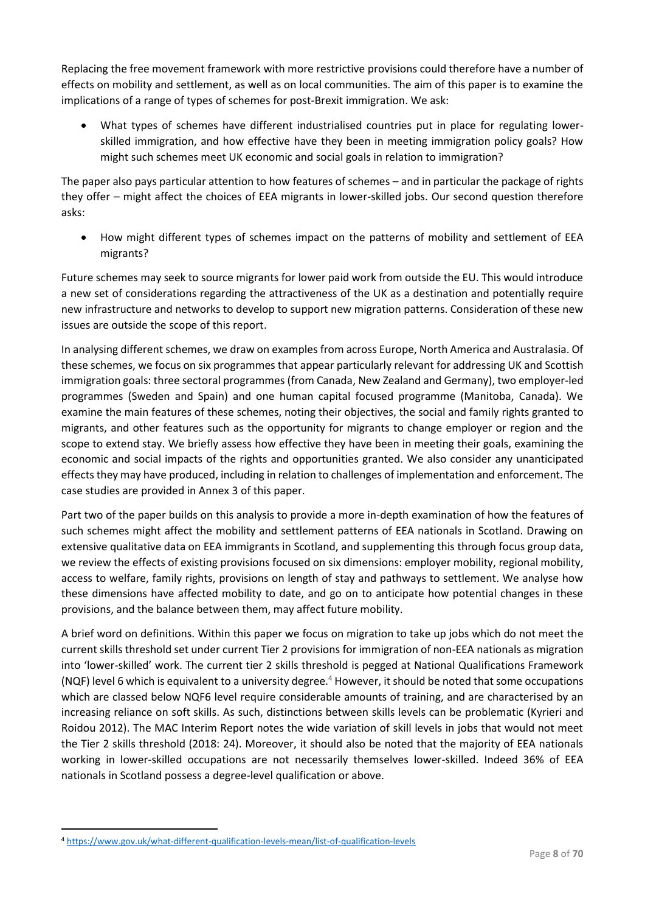Replacing the free movement framework with more restrictive provisions could therefore have a number of effects on mobility and settlement, as well as on local communities. The aim of this paper is to examine the implications of a range of types of schemes for post-Brexit immigration. We ask:

- What types of schemes have different industrialised countries put in place for regulating lower-skilled immigration, and how effective have they been in meeting immigration policy goals? How might such schemes meet UK economic and social goals in relation to immigration?

The paper also pays particular attention to how features of schemes – and in particular the package of rights they offer – might affect the choices of EEA migrants in lower-skilled jobs. Our second question therefore asks:

- How might different types of schemes impact on the patterns of mobility and settlement of EEA migrants?

Future schemes may seek to source migrants for lower paid work from outside the EU. This would introduce a new set of considerations regarding the attractiveness of the UK as a destination and potentially require new infrastructure and networks to develop to support new migration patterns. Consideration of these new issues are outside the scope of this report.

In analysing different schemes, we draw on examples from across Europe, North America and Australasia. Of these schemes, we focus on six programmes that appear particularly relevant for addressing UK and Scottish immigration goals: three sectoral programmes (from Canada, New Zealand and Germany), two employer-led programmes (Sweden and Spain) and one human capital focused programme (Manitoba, Canada). We examine the main features of these schemes, noting their objectives, the social and family rights granted to migrants, and other features such as the opportunity for migrants to change employer or region and the scope to extend stay. We briefly assess how effective they have been in meeting their goals, examining the economic and social impacts of the rights and opportunities granted. We also consider any unanticipated effects they may have produced, including in relation to challenges of implementation and enforcement. The case studies are provided in Annex 3 of this paper.

Part two of the paper builds on this analysis to provide a more in-depth examination of how the features of such schemes might affect the mobility and settlement patterns of EEA nationals in Scotland. Drawing on extensive qualitative data on EEA immigrants in Scotland, and supplementing this through focus group data, we review the effects of existing provisions focused on six dimensions: employer mobility, regional mobility, access to welfare, family rights, provisions on length of stay and pathways to settlement. We analyse how these dimensions have affected mobility to date, and go on to anticipate how potential changes in these provisions, and the balance between them, may affect future mobility.

A brief word on definitions. Within this paper we focus on migration to take up jobs which do not meet the current skills threshold set under current Tier 2 provisions for immigration of non-EEA nationals as migration into 'lower-skilled' work. The current tier 2 skills threshold is pegged at National Qualifications Framework (NQF) level 6 which is equivalent to a university degree.[4] However, it should be noted that some occupations which are classed below NQF6 level require considerable amounts of training, and are characterised by an increasing reliance on soft skills. As such, distinctions between skills levels can be problematic (Kyrieri and Roidou 2012). The MAC Interim Report notes the wide variation of skill levels in jobs that would not meet the Tier 2 skills threshold (2018: 24). Moreover, it should also be noted that the majority of EEA nationals working in lower-skilled occupations are not necessarily themselves lower-skilled. Indeed 36% of EEA nationals in Scotland possess a degree-level qualification or above.

[4] https://www.gov.uk/what-different-qualification-levels-mean/list-of-qualification-levels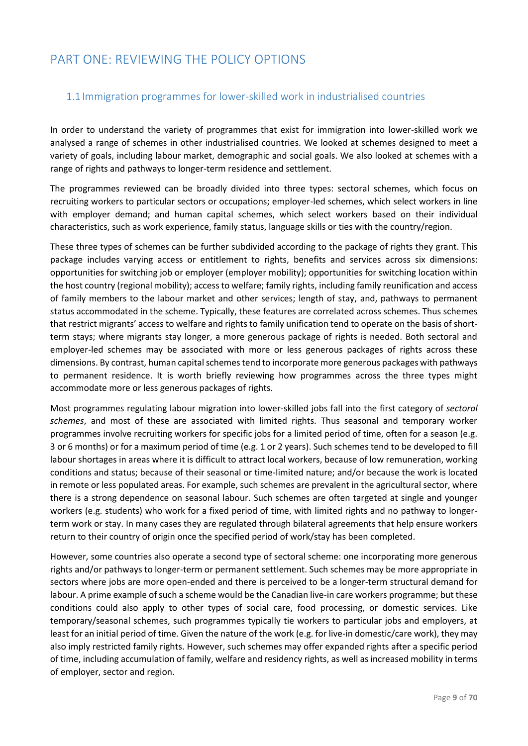# PART ONE: REVIEWING THE POLICY OPTIONS

## 1.1 Immigration programmes for lower-skilled work in industrialised countries

In order to understand the variety of programmes that exist for immigration into lower-skilled work we analysed a range of schemes in other industrialised countries. We looked at schemes designed to meet a variety of goals, including labour market, demographic and social goals. We also looked at schemes with a range of rights and pathways to longer-term residence and settlement.

The programmes reviewed can be broadly divided into three types: sectoral schemes, which focus on recruiting workers to particular sectors or occupations; employer-led schemes, which select workers in line with employer demand; and human capital schemes, which select workers based on their individual characteristics, such as work experience, family status, language skills or ties with the country/region.

These three types of schemes can be further subdivided according to the package of rights they grant. This package includes varying access or entitlement to rights, benefits and services across six dimensions: opportunities for switching job or employer (employer mobility); opportunities for switching location within the host country (regional mobility); access to welfare; family rights, including family reunification and access of family members to the labour market and other services; length of stay, and, pathways to permanent status accommodated in the scheme. Typically, these features are correlated across schemes. Thus schemes that restrict migrants' access to welfare and rights to family unification tend to operate on the basis of short-term stays; where migrants stay longer, a more generous package of rights is needed. Both sectoral and employer-led schemes may be associated with more or less generous packages of rights across these dimensions. By contrast, human capital schemes tend to incorporate more generous packages with pathways to permanent residence. It is worth briefly reviewing how programmes across the three types might accommodate more or less generous packages of rights.

Most programmes regulating labour migration into lower-skilled jobs fall into the first category of *sectoral schemes*, and most of these are associated with limited rights. Thus seasonal and temporary worker programmes involve recruiting workers for specific jobs for a limited period of time, often for a season (e.g. 3 or 6 months) or for a maximum period of time (e.g. 1 or 2 years). Such schemes tend to be developed to fill labour shortages in areas where it is difficult to attract local workers, because of low remuneration, working conditions and status; because of their seasonal or time-limited nature; and/or because the work is located in remote or less populated areas. For example, such schemes are prevalent in the agricultural sector, where there is a strong dependence on seasonal labour. Such schemes are often targeted at single and younger workers (e.g. students) who work for a fixed period of time, with limited rights and no pathway to longer-term work or stay. In many cases they are regulated through bilateral agreements that help ensure workers return to their country of origin once the specified period of work/stay has been completed.

However, some countries also operate a second type of sectoral scheme: one incorporating more generous rights and/or pathways to longer-term or permanent settlement. Such schemes may be more appropriate in sectors where jobs are more open-ended and there is perceived to be a longer-term structural demand for labour. A prime example of such a scheme would be the Canadian live-in care workers programme; but these conditions could also apply to other types of social care, food processing, or domestic services. Like temporary/seasonal schemes, such programmes typically tie workers to particular jobs and employers, at least for an initial period of time. Given the nature of the work (e.g. for live-in domestic/care work), they may also imply restricted family rights. However, such schemes may offer expanded rights after a specific period of time, including accumulation of family, welfare and residency rights, as well as increased mobility in terms of employer, sector and region.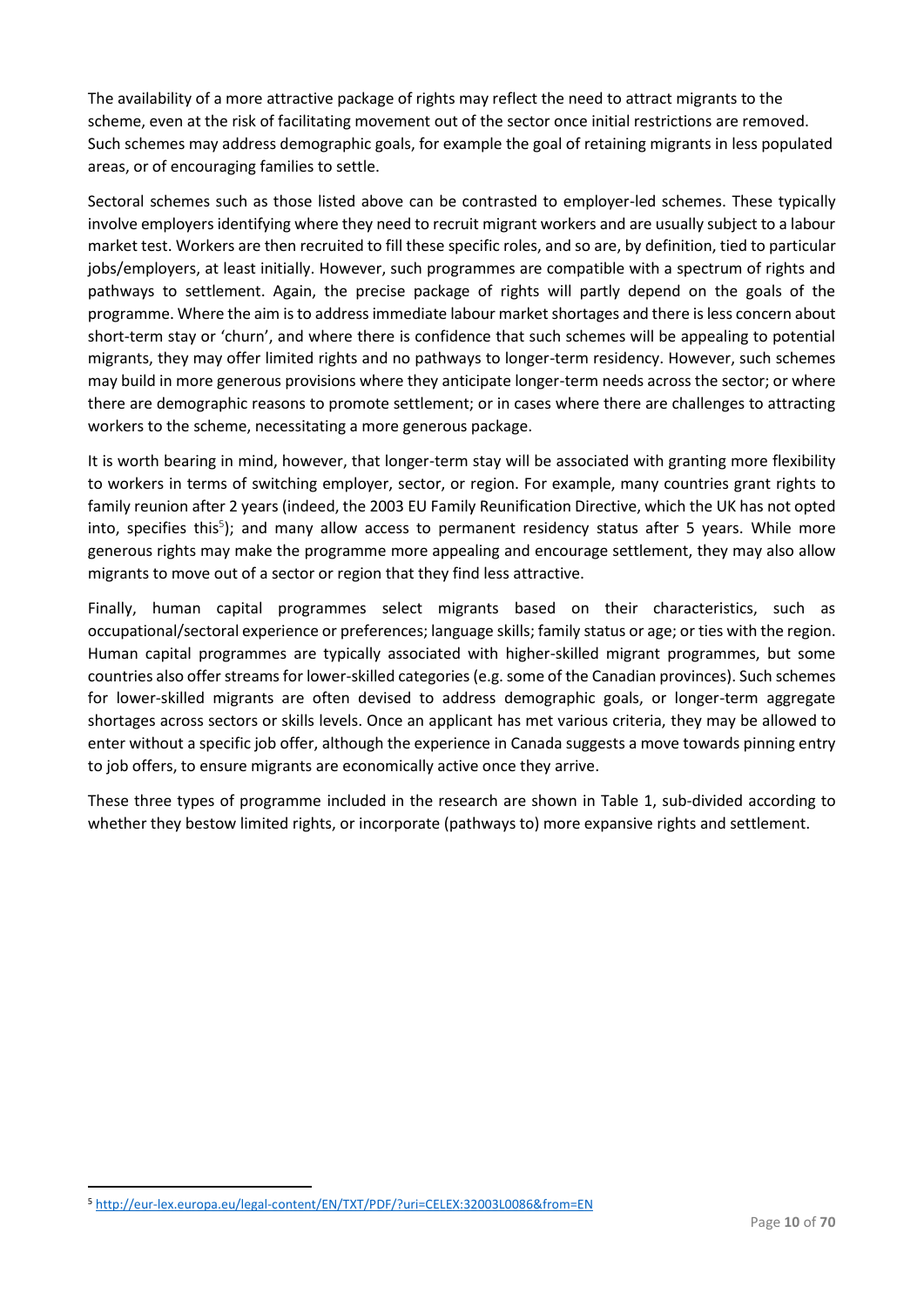The availability of a more attractive package of rights may reflect the need to attract migrants to the scheme, even at the risk of facilitating movement out of the sector once initial restrictions are removed. Such schemes may address demographic goals, for example the goal of retaining migrants in less populated areas, or of encouraging families to settle.

Sectoral schemes such as those listed above can be contrasted to employer-led schemes. These typically involve employers identifying where they need to recruit migrant workers and are usually subject to a labour market test. Workers are then recruited to fill these specific roles, and so are, by definition, tied to particular jobs/employers, at least initially. However, such programmes are compatible with a spectrum of rights and pathways to settlement. Again, the precise package of rights will partly depend on the goals of the programme. Where the aim is to address immediate labour market shortages and there is less concern about short-term stay or 'churn', and where there is confidence that such schemes will be appealing to potential migrants, they may offer limited rights and no pathways to longer-term residency. However, such schemes may build in more generous provisions where they anticipate longer-term needs across the sector; or where there are demographic reasons to promote settlement; or in cases where there are challenges to attracting workers to the scheme, necessitating a more generous package.

It is worth bearing in mind, however, that longer-term stay will be associated with granting more flexibility to workers in terms of switching employer, sector, or region. For example, many countries grant rights to family reunion after 2 years (indeed, the 2003 EU Family Reunification Directive, which the UK has not opted into, specifies this[5]); and many allow access to permanent residency status after 5 years. While more generous rights may make the programme more appealing and encourage settlement, they may also allow migrants to move out of a sector or region that they find less attractive.

Finally, human capital programmes select migrants based on their characteristics, such as occupational/sectoral experience or preferences; language skills; family status or age; or ties with the region. Human capital programmes are typically associated with higher-skilled migrant programmes, but some countries also offer streams for lower-skilled categories (e.g. some of the Canadian provinces). Such schemes for lower-skilled migrants are often devised to address demographic goals, or longer-term aggregate shortages across sectors or skills levels. Once an applicant has met various criteria, they may be allowed to enter without a specific job offer, although the experience in Canada suggests a move towards pinning entry to job offers, to ensure migrants are economically active once they arrive.

These three types of programme included in the research are shown in Table 1, sub-divided according to whether they bestow limited rights, or incorporate (pathways to) more expansive rights and settlement.

---

[5] http://eur-lex.europa.eu/legal-content/EN/TXT/PDF/?uri=CELEX:32003L0086&from=EN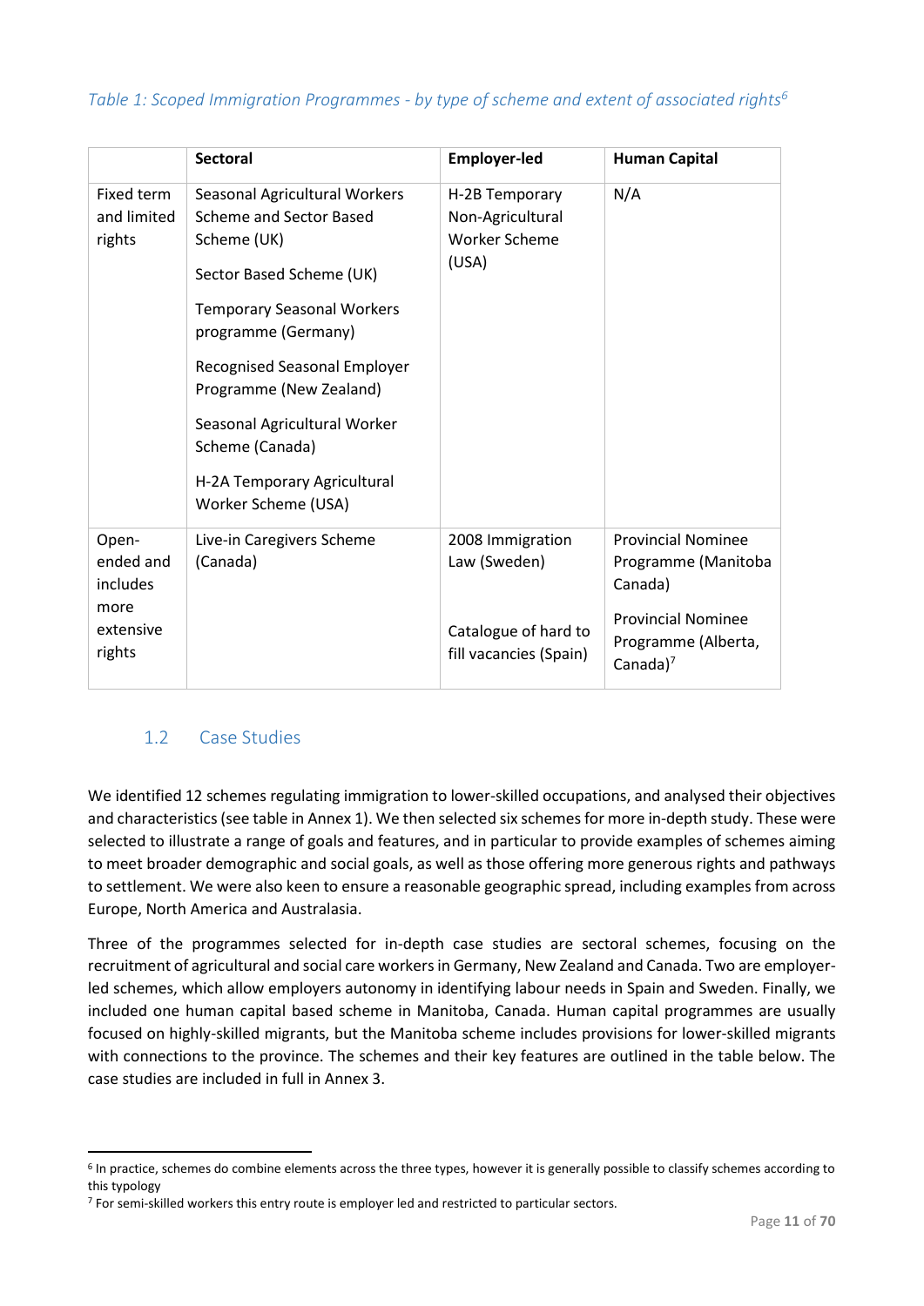*Table 1: Scoped Immigration Programmes - by type of scheme and extent of associated rights*[6]

| | Sectoral | Employer-led | Human Capital |
|---|---|---|---|
| Fixed term and limited rights | Seasonal Agricultural Workers Scheme and Sector Based Scheme (UK)<br><br>Sector Based Scheme (UK)<br><br>Temporary Seasonal Workers programme (Germany)<br><br>Recognised Seasonal Employer Programme (New Zealand)<br><br>Seasonal Agricultural Worker Scheme (Canada)<br><br>H-2A Temporary Agricultural Worker Scheme (USA) | H-2B Temporary Non-Agricultural Worker Scheme (USA) | N/A |
| Open-ended and includes more extensive rights | Live-in Caregivers Scheme (Canada) | 2008 Immigration Law (Sweden)<br><br>Catalogue of hard to fill vacancies (Spain) | Provincial Nominee Programme (Manitoba Canada)<br><br>Provincial Nominee Programme (Alberta, Canada)[7] |

## 1.2 Case Studies

We identified 12 schemes regulating immigration to lower-skilled occupations, and analysed their objectives and characteristics (see table in Annex 1). We then selected six schemes for more in-depth study. These were selected to illustrate a range of goals and features, and in particular to provide examples of schemes aiming to meet broader demographic and social goals, as well as those offering more generous rights and pathways to settlement. We were also keen to ensure a reasonable geographic spread, including examples from across Europe, North America and Australasia.

Three of the programmes selected for in-depth case studies are sectoral schemes, focusing on the recruitment of agricultural and social care workers in Germany, New Zealand and Canada. Two are employer-led schemes, which allow employers autonomy in identifying labour needs in Spain and Sweden. Finally, we included one human capital based scheme in Manitoba, Canada. Human capital programmes are usually focused on highly-skilled migrants, but the Manitoba scheme includes provisions for lower-skilled migrants with connections to the province. The schemes and their key features are outlined in the table below. The case studies are included in full in Annex 3.

[6] In practice, schemes do combine elements across the three types, however it is generally possible to classify schemes according to this typology

[7] For semi-skilled workers this entry route is employer led and restricted to particular sectors.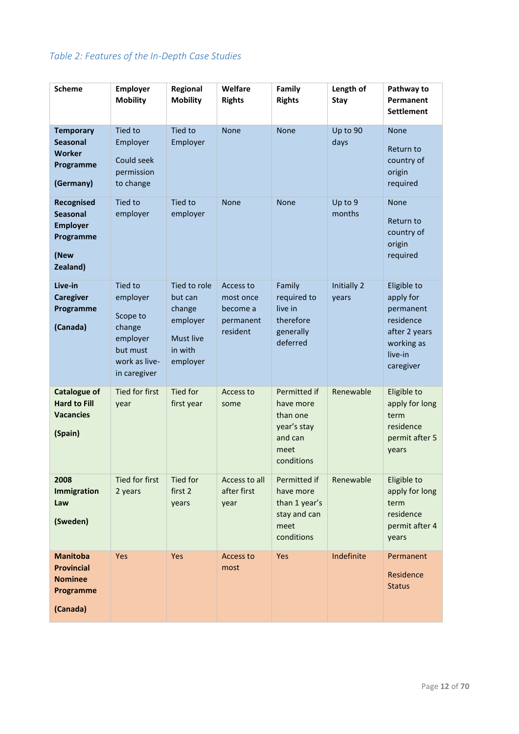*Table 2: Features of the In-Depth Case Studies*

| Scheme | Employer Mobility | Regional Mobility | Welfare Rights | Family Rights | Length of Stay | Pathway to Permanent Settlement |
|---|---|---|---|---|---|---|
| **Temporary Seasonal Worker Programme (Germany)** | Tied to Employer. Could seek permission to change | Tied to Employer | None | None | Up to 90 days | None. Return to country of origin required |
| **Recognised Seasonal Employer Programme (New Zealand)** | Tied to employer | Tied to employer | None | None | Up to 9 months | None. Return to country of origin required |
| **Live-in Caregiver Programme (Canada)** | Tied to employer. Scope to change employer but must work as live-in caregiver | Tied to role but can change employer. Must live in with employer | Access to most once become a permanent resident | Family required to live in therefore generally deferred | Initially 2 years | Eligible to apply for permanent residence after 2 years working as live-in caregiver |
| **Catalogue of Hard to Fill Vacancies (Spain)** | Tied for first year | Tied for first year | Access to some | Permitted if have more than one year's stay and can meet conditions | Renewable | Eligible to apply for long term residence permit after 5 years |
| **2008 Immigration Law (Sweden)** | Tied for first 2 years | Tied for first 2 years | Access to all after first year | Permitted if have more than 1 year's stay and can meet conditions | Renewable | Eligible to apply for long term residence permit after 4 years |
| **Manitoba Provincial Nominee Programme (Canada)** | Yes | Yes | Access to most | Yes | Indefinite | Permanent Residence Status |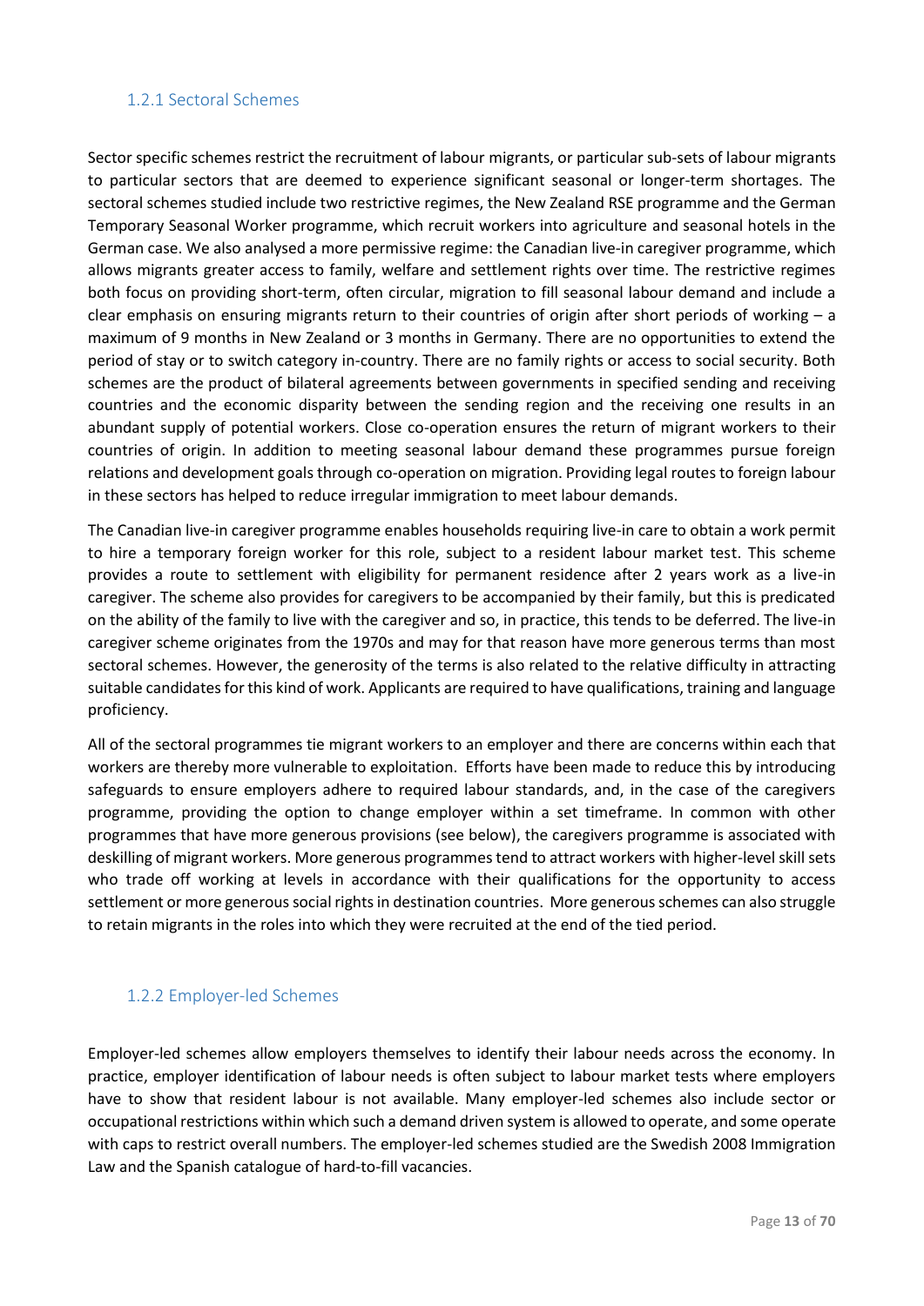### 1.2.1 Sectoral Schemes

Sector specific schemes restrict the recruitment of labour migrants, or particular sub-sets of labour migrants to particular sectors that are deemed to experience significant seasonal or longer-term shortages. The sectoral schemes studied include two restrictive regimes, the New Zealand RSE programme and the German Temporary Seasonal Worker programme, which recruit workers into agriculture and seasonal hotels in the German case. We also analysed a more permissive regime: the Canadian live-in caregiver programme, which allows migrants greater access to family, welfare and settlement rights over time. The restrictive regimes both focus on providing short-term, often circular, migration to fill seasonal labour demand and include a clear emphasis on ensuring migrants return to their countries of origin after short periods of working – a maximum of 9 months in New Zealand or 3 months in Germany. There are no opportunities to extend the period of stay or to switch category in-country. There are no family rights or access to social security. Both schemes are the product of bilateral agreements between governments in specified sending and receiving countries and the economic disparity between the sending region and the receiving one results in an abundant supply of potential workers. Close co-operation ensures the return of migrant workers to their countries of origin. In addition to meeting seasonal labour demand these programmes pursue foreign relations and development goals through co-operation on migration. Providing legal routes to foreign labour in these sectors has helped to reduce irregular immigration to meet labour demands.

The Canadian live-in caregiver programme enables households requiring live-in care to obtain a work permit to hire a temporary foreign worker for this role, subject to a resident labour market test. This scheme provides a route to settlement with eligibility for permanent residence after 2 years work as a live-in caregiver. The scheme also provides for caregivers to be accompanied by their family, but this is predicated on the ability of the family to live with the caregiver and so, in practice, this tends to be deferred. The live-in caregiver scheme originates from the 1970s and may for that reason have more generous terms than most sectoral schemes. However, the generosity of the terms is also related to the relative difficulty in attracting suitable candidates for this kind of work. Applicants are required to have qualifications, training and language proficiency.

All of the sectoral programmes tie migrant workers to an employer and there are concerns within each that workers are thereby more vulnerable to exploitation. Efforts have been made to reduce this by introducing safeguards to ensure employers adhere to required labour standards, and, in the case of the caregivers programme, providing the option to change employer within a set timeframe. In common with other programmes that have more generous provisions (see below), the caregivers programme is associated with deskilling of migrant workers. More generous programmes tend to attract workers with higher-level skill sets who trade off working at levels in accordance with their qualifications for the opportunity to access settlement or more generous social rights in destination countries. More generous schemes can also struggle to retain migrants in the roles into which they were recruited at the end of the tied period.

### 1.2.2 Employer-led Schemes

Employer-led schemes allow employers themselves to identify their labour needs across the economy. In practice, employer identification of labour needs is often subject to labour market tests where employers have to show that resident labour is not available. Many employer-led schemes also include sector or occupational restrictions within which such a demand driven system is allowed to operate, and some operate with caps to restrict overall numbers. The employer-led schemes studied are the Swedish 2008 Immigration Law and the Spanish catalogue of hard-to-fill vacancies.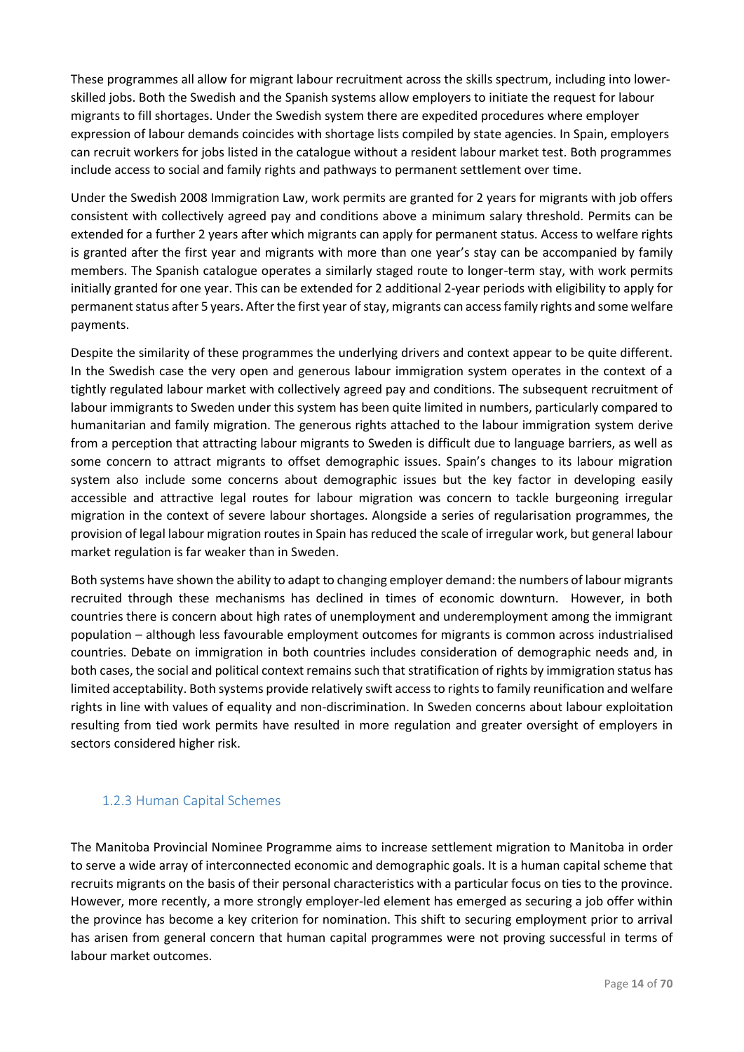These programmes all allow for migrant labour recruitment across the skills spectrum, including into lower-skilled jobs. Both the Swedish and the Spanish systems allow employers to initiate the request for labour migrants to fill shortages. Under the Swedish system there are expedited procedures where employer expression of labour demands coincides with shortage lists compiled by state agencies. In Spain, employers can recruit workers for jobs listed in the catalogue without a resident labour market test. Both programmes include access to social and family rights and pathways to permanent settlement over time.

Under the Swedish 2008 Immigration Law, work permits are granted for 2 years for migrants with job offers consistent with collectively agreed pay and conditions above a minimum salary threshold. Permits can be extended for a further 2 years after which migrants can apply for permanent status. Access to welfare rights is granted after the first year and migrants with more than one year's stay can be accompanied by family members. The Spanish catalogue operates a similarly staged route to longer-term stay, with work permits initially granted for one year. This can be extended for 2 additional 2-year periods with eligibility to apply for permanent status after 5 years. After the first year of stay, migrants can access family rights and some welfare payments.

Despite the similarity of these programmes the underlying drivers and context appear to be quite different. In the Swedish case the very open and generous labour immigration system operates in the context of a tightly regulated labour market with collectively agreed pay and conditions. The subsequent recruitment of labour immigrants to Sweden under this system has been quite limited in numbers, particularly compared to humanitarian and family migration. The generous rights attached to the labour immigration system derive from a perception that attracting labour migrants to Sweden is difficult due to language barriers, as well as some concern to attract migrants to offset demographic issues. Spain's changes to its labour migration system also include some concerns about demographic issues but the key factor in developing easily accessible and attractive legal routes for labour migration was concern to tackle burgeoning irregular migration in the context of severe labour shortages. Alongside a series of regularisation programmes, the provision of legal labour migration routes in Spain has reduced the scale of irregular work, but general labour market regulation is far weaker than in Sweden.

Both systems have shown the ability to adapt to changing employer demand: the numbers of labour migrants recruited through these mechanisms has declined in times of economic downturn. However, in both countries there is concern about high rates of unemployment and underemployment among the immigrant population – although less favourable employment outcomes for migrants is common across industrialised countries. Debate on immigration in both countries includes consideration of demographic needs and, in both cases, the social and political context remains such that stratification of rights by immigration status has limited acceptability. Both systems provide relatively swift access to rights to family reunification and welfare rights in line with values of equality and non-discrimination. In Sweden concerns about labour exploitation resulting from tied work permits have resulted in more regulation and greater oversight of employers in sectors considered higher risk.

### 1.2.3 Human Capital Schemes

The Manitoba Provincial Nominee Programme aims to increase settlement migration to Manitoba in order to serve a wide array of interconnected economic and demographic goals. It is a human capital scheme that recruits migrants on the basis of their personal characteristics with a particular focus on ties to the province. However, more recently, a more strongly employer-led element has emerged as securing a job offer within the province has become a key criterion for nomination. This shift to securing employment prior to arrival has arisen from general concern that human capital programmes were not proving successful in terms of labour market outcomes.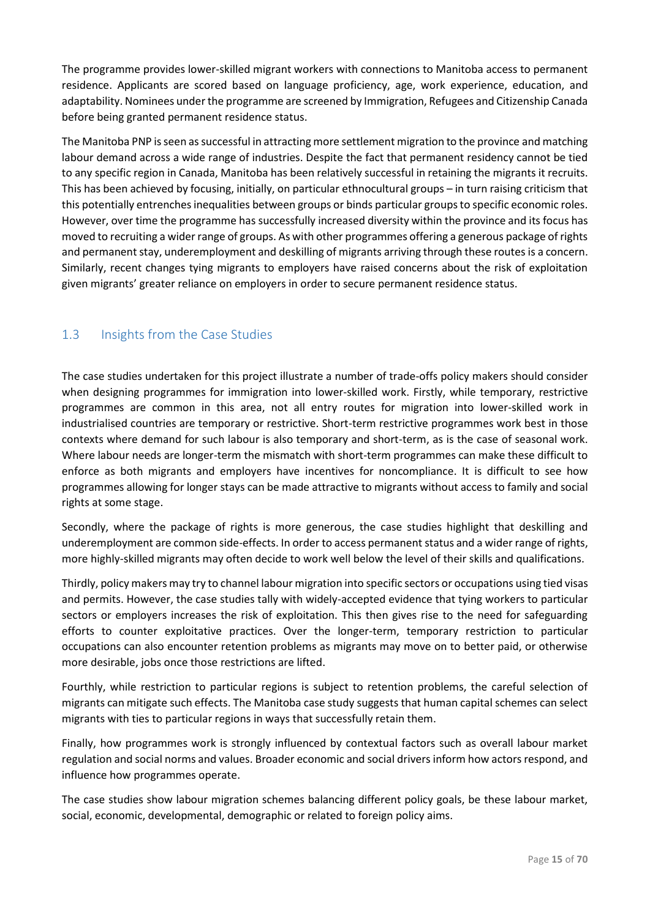The programme provides lower-skilled migrant workers with connections to Manitoba access to permanent residence. Applicants are scored based on language proficiency, age, work experience, education, and adaptability. Nominees under the programme are screened by Immigration, Refugees and Citizenship Canada before being granted permanent residence status.

The Manitoba PNP is seen as successful in attracting more settlement migration to the province and matching labour demand across a wide range of industries. Despite the fact that permanent residency cannot be tied to any specific region in Canada, Manitoba has been relatively successful in retaining the migrants it recruits. This has been achieved by focusing, initially, on particular ethnocultural groups – in turn raising criticism that this potentially entrenches inequalities between groups or binds particular groups to specific economic roles. However, over time the programme has successfully increased diversity within the province and its focus has moved to recruiting a wider range of groups. As with other programmes offering a generous package of rights and permanent stay, underemployment and deskilling of migrants arriving through these routes is a concern. Similarly, recent changes tying migrants to employers have raised concerns about the risk of exploitation given migrants' greater reliance on employers in order to secure permanent residence status.

## 1.3 Insights from the Case Studies

The case studies undertaken for this project illustrate a number of trade-offs policy makers should consider when designing programmes for immigration into lower-skilled work. Firstly, while temporary, restrictive programmes are common in this area, not all entry routes for migration into lower-skilled work in industrialised countries are temporary or restrictive. Short-term restrictive programmes work best in those contexts where demand for such labour is also temporary and short-term, as is the case of seasonal work. Where labour needs are longer-term the mismatch with short-term programmes can make these difficult to enforce as both migrants and employers have incentives for noncompliance. It is difficult to see how programmes allowing for longer stays can be made attractive to migrants without access to family and social rights at some stage.

Secondly, where the package of rights is more generous, the case studies highlight that deskilling and underemployment are common side-effects. In order to access permanent status and a wider range of rights, more highly-skilled migrants may often decide to work well below the level of their skills and qualifications.

Thirdly, policy makers may try to channel labour migration into specific sectors or occupations using tied visas and permits. However, the case studies tally with widely-accepted evidence that tying workers to particular sectors or employers increases the risk of exploitation. This then gives rise to the need for safeguarding efforts to counter exploitative practices. Over the longer-term, temporary restriction to particular occupations can also encounter retention problems as migrants may move on to better paid, or otherwise more desirable, jobs once those restrictions are lifted.

Fourthly, while restriction to particular regions is subject to retention problems, the careful selection of migrants can mitigate such effects. The Manitoba case study suggests that human capital schemes can select migrants with ties to particular regions in ways that successfully retain them.

Finally, how programmes work is strongly influenced by contextual factors such as overall labour market regulation and social norms and values. Broader economic and social drivers inform how actors respond, and influence how programmes operate.

The case studies show labour migration schemes balancing different policy goals, be these labour market, social, economic, developmental, demographic or related to foreign policy aims.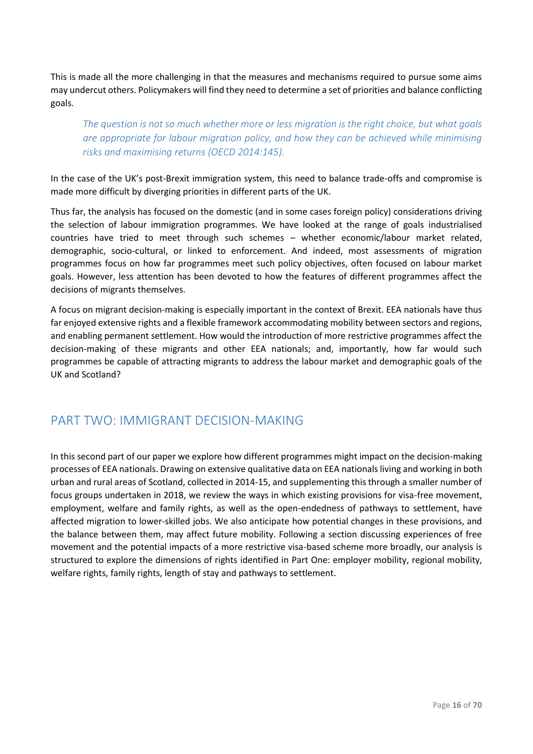This is made all the more challenging in that the measures and mechanisms required to pursue some aims may undercut others. Policymakers will find they need to determine a set of priorities and balance conflicting goals.

> *The question is not so much whether more or less migration is the right choice, but what goals are appropriate for labour migration policy, and how they can be achieved while minimising risks and maximising returns (OECD 2014:145).*

In the case of the UK's post-Brexit immigration system, this need to balance trade-offs and compromise is made more difficult by diverging priorities in different parts of the UK.

Thus far, the analysis has focused on the domestic (and in some cases foreign policy) considerations driving the selection of labour immigration programmes. We have looked at the range of goals industrialised countries have tried to meet through such schemes – whether economic/labour market related, demographic, socio-cultural, or linked to enforcement. And indeed, most assessments of migration programmes focus on how far programmes meet such policy objectives, often focused on labour market goals. However, less attention has been devoted to how the features of different programmes affect the decisions of migrants themselves.

A focus on migrant decision-making is especially important in the context of Brexit. EEA nationals have thus far enjoyed extensive rights and a flexible framework accommodating mobility between sectors and regions, and enabling permanent settlement. How would the introduction of more restrictive programmes affect the decision-making of these migrants and other EEA nationals; and, importantly, how far would such programmes be capable of attracting migrants to address the labour market and demographic goals of the UK and Scotland?

## PART TWO: IMMIGRANT DECISION-MAKING

In this second part of our paper we explore how different programmes might impact on the decision-making processes of EEA nationals. Drawing on extensive qualitative data on EEA nationals living and working in both urban and rural areas of Scotland, collected in 2014-15, and supplementing this through a smaller number of focus groups undertaken in 2018, we review the ways in which existing provisions for visa-free movement, employment, welfare and family rights, as well as the open-endedness of pathways to settlement, have affected migration to lower-skilled jobs. We also anticipate how potential changes in these provisions, and the balance between them, may affect future mobility. Following a section discussing experiences of free movement and the potential impacts of a more restrictive visa-based scheme more broadly, our analysis is structured to explore the dimensions of rights identified in Part One: employer mobility, regional mobility, welfare rights, family rights, length of stay and pathways to settlement.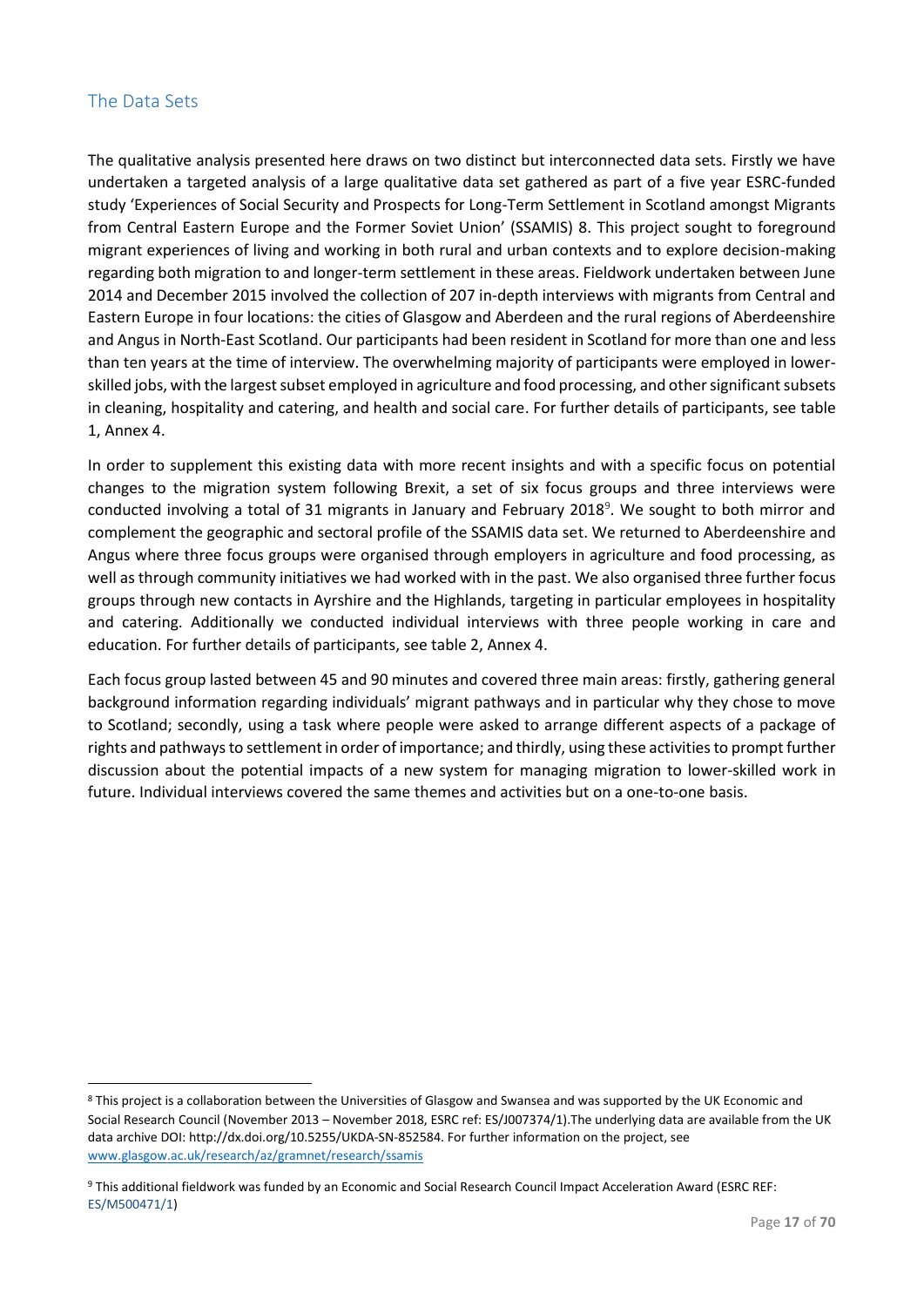## The Data Sets

The qualitative analysis presented here draws on two distinct but interconnected data sets. Firstly we have undertaken a targeted analysis of a large qualitative data set gathered as part of a five year ESRC-funded study 'Experiences of Social Security and Prospects for Long-Term Settlement in Scotland amongst Migrants from Central Eastern Europe and the Former Soviet Union' (SSAMIS) 8. This project sought to foreground migrant experiences of living and working in both rural and urban contexts and to explore decision-making regarding both migration to and longer-term settlement in these areas. Fieldwork undertaken between June 2014 and December 2015 involved the collection of 207 in-depth interviews with migrants from Central and Eastern Europe in four locations: the cities of Glasgow and Aberdeen and the rural regions of Aberdeenshire and Angus in North-East Scotland. Our participants had been resident in Scotland for more than one and less than ten years at the time of interview. The overwhelming majority of participants were employed in lower-skilled jobs, with the largest subset employed in agriculture and food processing, and other significant subsets in cleaning, hospitality and catering, and health and social care. For further details of participants, see table 1, Annex 4.

In order to supplement this existing data with more recent insights and with a specific focus on potential changes to the migration system following Brexit, a set of six focus groups and three interviews were conducted involving a total of 31 migrants in January and February 2018[9]. We sought to both mirror and complement the geographic and sectoral profile of the SSAMIS data set. We returned to Aberdeenshire and Angus where three focus groups were organised through employers in agriculture and food processing, as well as through community initiatives we had worked with in the past. We also organised three further focus groups through new contacts in Ayrshire and the Highlands, targeting in particular employees in hospitality and catering. Additionally we conducted individual interviews with three people working in care and education. For further details of participants, see table 2, Annex 4.

Each focus group lasted between 45 and 90 minutes and covered three main areas: firstly, gathering general background information regarding individuals' migrant pathways and in particular why they chose to move to Scotland; secondly, using a task where people were asked to arrange different aspects of a package of rights and pathways to settlement in order of importance; and thirdly, using these activities to prompt further discussion about the potential impacts of a new system for managing migration to lower-skilled work in future. Individual interviews covered the same themes and activities but on a one-to-one basis.

---

[8] This project is a collaboration between the Universities of Glasgow and Swansea and was supported by the UK Economic and Social Research Council (November 2013 – November 2018, ESRC ref: ES/J007374/1).The underlying data are available from the UK data archive DOI: http://dx.doi.org/10.5255/UKDA-SN-852584. For further information on the project, see www.glasgow.ac.uk/research/az/gramnet/research/ssamis

[9] This additional fieldwork was funded by an Economic and Social Research Council Impact Acceleration Award (ESRC REF: ES/M500471/1)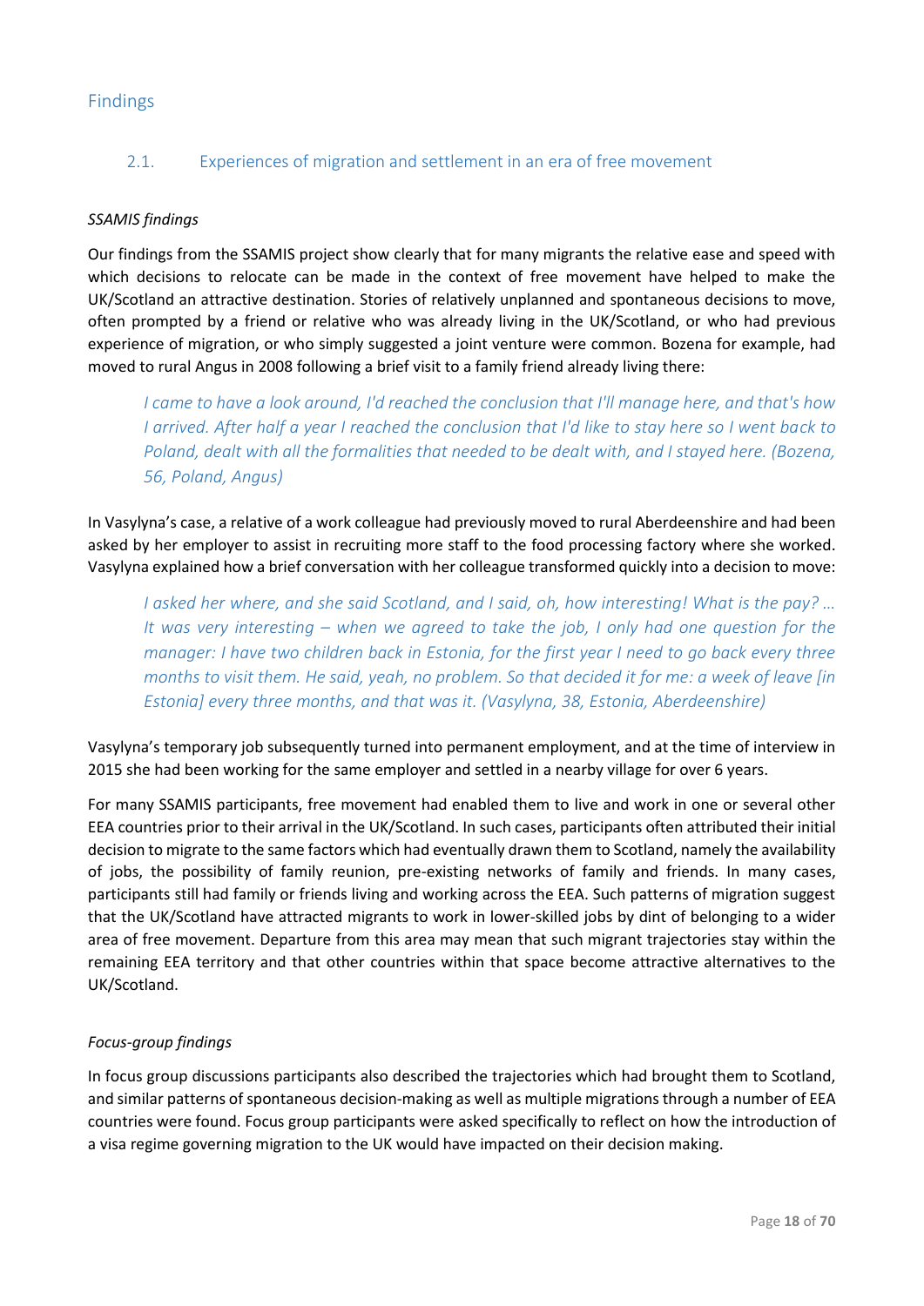# Findings

## 2.1. Experiences of migration and settlement in an era of free movement

*SSAMIS findings*

Our findings from the SSAMIS project show clearly that for many migrants the relative ease and speed with which decisions to relocate can be made in the context of free movement have helped to make the UK/Scotland an attractive destination. Stories of relatively unplanned and spontaneous decisions to move, often prompted by a friend or relative who was already living in the UK/Scotland, or who had previous experience of migration, or who simply suggested a joint venture were common. Bozena for example, had moved to rural Angus in 2008 following a brief visit to a family friend already living there:

> *I came to have a look around, I'd reached the conclusion that I'll manage here, and that's how I arrived. After half a year I reached the conclusion that I'd like to stay here so I went back to Poland, dealt with all the formalities that needed to be dealt with, and I stayed here. (Bozena, 56, Poland, Angus)*

In Vasylyna's case, a relative of a work colleague had previously moved to rural Aberdeenshire and had been asked by her employer to assist in recruiting more staff to the food processing factory where she worked. Vasylyna explained how a brief conversation with her colleague transformed quickly into a decision to move:

> *I asked her where, and she said Scotland, and I said, oh, how interesting! What is the pay? … It was very interesting – when we agreed to take the job, I only had one question for the manager: I have two children back in Estonia, for the first year I need to go back every three months to visit them. He said, yeah, no problem. So that decided it for me: a week of leave [in Estonia] every three months, and that was it. (Vasylyna, 38, Estonia, Aberdeenshire)*

Vasylyna's temporary job subsequently turned into permanent employment, and at the time of interview in 2015 she had been working for the same employer and settled in a nearby village for over 6 years.

For many SSAMIS participants, free movement had enabled them to live and work in one or several other EEA countries prior to their arrival in the UK/Scotland. In such cases, participants often attributed their initial decision to migrate to the same factors which had eventually drawn them to Scotland, namely the availability of jobs, the possibility of family reunion, pre-existing networks of family and friends. In many cases, participants still had family or friends living and working across the EEA. Such patterns of migration suggest that the UK/Scotland have attracted migrants to work in lower-skilled jobs by dint of belonging to a wider area of free movement. Departure from this area may mean that such migrant trajectories stay within the remaining EEA territory and that other countries within that space become attractive alternatives to the UK/Scotland.

*Focus-group findings*

In focus group discussions participants also described the trajectories which had brought them to Scotland, and similar patterns of spontaneous decision-making as well as multiple migrations through a number of EEA countries were found. Focus group participants were asked specifically to reflect on how the introduction of a visa regime governing migration to the UK would have impacted on their decision making.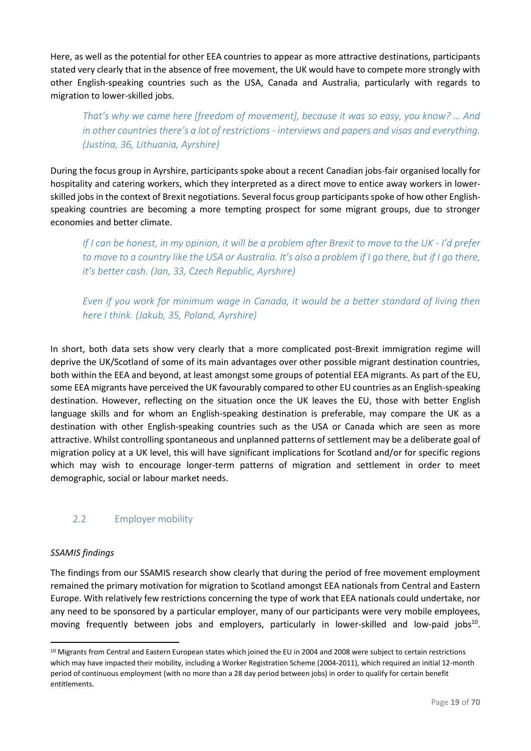Here, as well as the potential for other EEA countries to appear as more attractive destinations, participants stated very clearly that in the absence of free movement, the UK would have to compete more strongly with other English-speaking countries such as the USA, Canada and Australia, particularly with regards to migration to lower-skilled jobs.

> *That's why we came here [freedom of movement], because it was so easy, you know? … And in other countries there's a lot of restrictions - interviews and papers and visas and everything. (Justina, 36, Lithuania, Ayrshire)*

During the focus group in Ayrshire, participants spoke about a recent Canadian jobs-fair organised locally for hospitality and catering workers, which they interpreted as a direct move to entice away workers in lower-skilled jobs in the context of Brexit negotiations. Several focus group participants spoke of how other English-speaking countries are becoming a more tempting prospect for some migrant groups, due to stronger economies and better climate.

> *If I can be honest, in my opinion, it will be a problem after Brexit to move to the UK - I'd prefer to move to a country like the USA or Australia. It's also a problem if I go there, but if I go there, it's better cash. (Jan, 33, Czech Republic, Ayrshire)*

> *Even if you work for minimum wage in Canada, it would be a better standard of living then here I think. (Jakub, 35, Poland, Ayrshire)*

In short, both data sets show very clearly that a more complicated post-Brexit immigration regime will deprive the UK/Scotland of some of its main advantages over other possible migrant destination countries, both within the EEA and beyond, at least amongst some groups of potential EEA migrants. As part of the EU, some EEA migrants have perceived the UK favourably compared to other EU countries as an English-speaking destination. However, reflecting on the situation once the UK leaves the EU, those with better English language skills and for whom an English-speaking destination is preferable, may compare the UK as a destination with other English-speaking countries such as the USA or Canada which are seen as more attractive. Whilst controlling spontaneous and unplanned patterns of settlement may be a deliberate goal of migration policy at a UK level, this will have significant implications for Scotland and/or for specific regions which may wish to encourage longer-term patterns of migration and settlement in order to meet demographic, social or labour market needs.

## 2.2 Employer mobility

*SSAMIS findings*

The findings from our SSAMIS research show clearly that during the period of free movement employment remained the primary motivation for migration to Scotland amongst EEA nationals from Central and Eastern Europe. With relatively few restrictions concerning the type of work that EEA nationals could undertake, nor any need to be sponsored by a particular employer, many of our participants were very mobile employees, moving frequently between jobs and employers, particularly in lower-skilled and low-paid jobs[10].

[10] Migrants from Central and Eastern European states which joined the EU in 2004 and 2008 were subject to certain restrictions which may have impacted their mobility, including a Worker Registration Scheme (2004-2011), which required an initial 12-month period of continuous employment (with no more than a 28 day period between jobs) in order to qualify for certain benefit entitlements.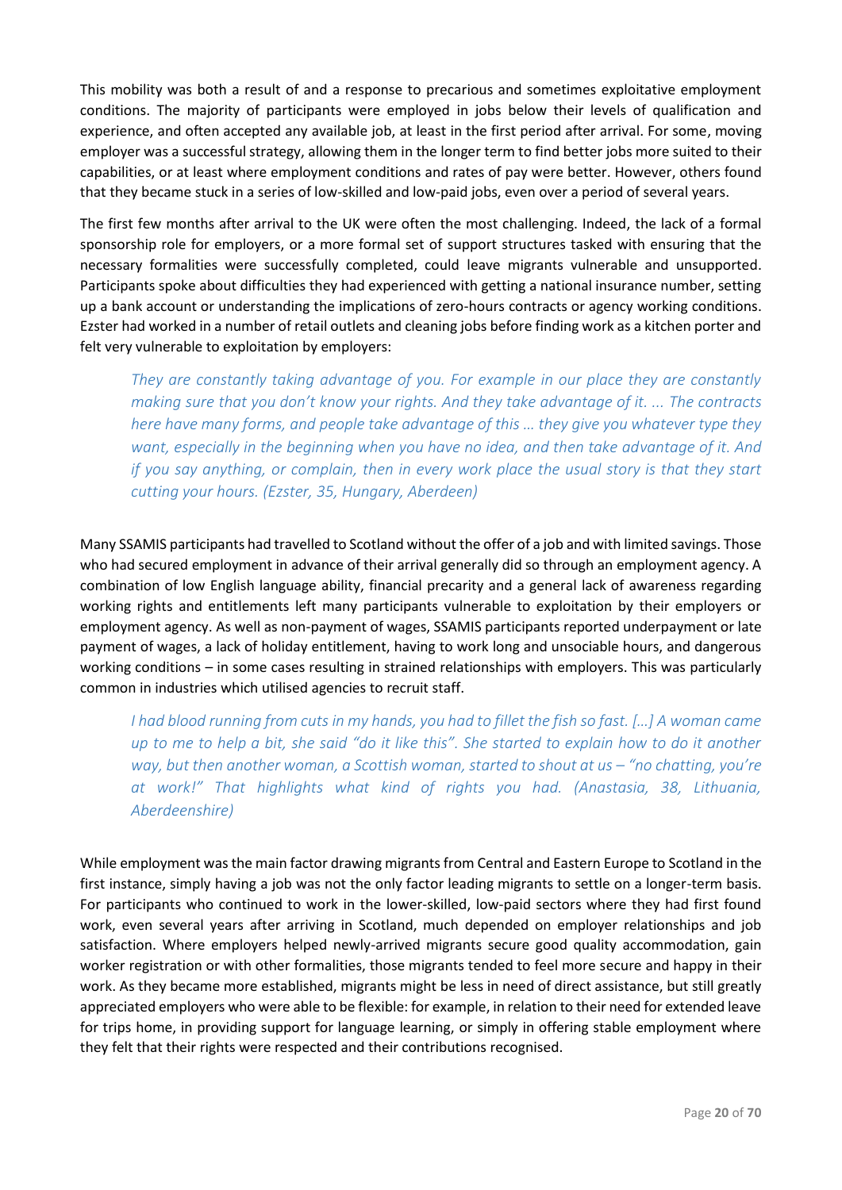This mobility was both a result of and a response to precarious and sometimes exploitative employment conditions. The majority of participants were employed in jobs below their levels of qualification and experience, and often accepted any available job, at least in the first period after arrival. For some, moving employer was a successful strategy, allowing them in the longer term to find better jobs more suited to their capabilities, or at least where employment conditions and rates of pay were better. However, others found that they became stuck in a series of low-skilled and low-paid jobs, even over a period of several years.

The first few months after arrival to the UK were often the most challenging. Indeed, the lack of a formal sponsorship role for employers, or a more formal set of support structures tasked with ensuring that the necessary formalities were successfully completed, could leave migrants vulnerable and unsupported. Participants spoke about difficulties they had experienced with getting a national insurance number, setting up a bank account or understanding the implications of zero-hours contracts or agency working conditions. Ezster had worked in a number of retail outlets and cleaning jobs before finding work as a kitchen porter and felt very vulnerable to exploitation by employers:

> *They are constantly taking advantage of you. For example in our place they are constantly making sure that you don't know your rights. And they take advantage of it. ... The contracts here have many forms, and people take advantage of this … they give you whatever type they want, especially in the beginning when you have no idea, and then take advantage of it. And if you say anything, or complain, then in every work place the usual story is that they start cutting your hours. (Ezster, 35, Hungary, Aberdeen)*

Many SSAMIS participants had travelled to Scotland without the offer of a job and with limited savings. Those who had secured employment in advance of their arrival generally did so through an employment agency. A combination of low English language ability, financial precarity and a general lack of awareness regarding working rights and entitlements left many participants vulnerable to exploitation by their employers or employment agency. As well as non-payment of wages, SSAMIS participants reported underpayment or late payment of wages, a lack of holiday entitlement, having to work long and unsociable hours, and dangerous working conditions – in some cases resulting in strained relationships with employers. This was particularly common in industries which utilised agencies to recruit staff.

> *I had blood running from cuts in my hands, you had to fillet the fish so fast. [...] A woman came up to me to help a bit, she said "do it like this". She started to explain how to do it another way, but then another woman, a Scottish woman, started to shout at us – "no chatting, you're at work!" That highlights what kind of rights you had. (Anastasia, 38, Lithuania, Aberdeenshire)*

While employment was the main factor drawing migrants from Central and Eastern Europe to Scotland in the first instance, simply having a job was not the only factor leading migrants to settle on a longer-term basis. For participants who continued to work in the lower-skilled, low-paid sectors where they had first found work, even several years after arriving in Scotland, much depended on employer relationships and job satisfaction. Where employers helped newly-arrived migrants secure good quality accommodation, gain worker registration or with other formalities, those migrants tended to feel more secure and happy in their work. As they became more established, migrants might be less in need of direct assistance, but still greatly appreciated employers who were able to be flexible: for example, in relation to their need for extended leave for trips home, in providing support for language learning, or simply in offering stable employment where they felt that their rights were respected and their contributions recognised.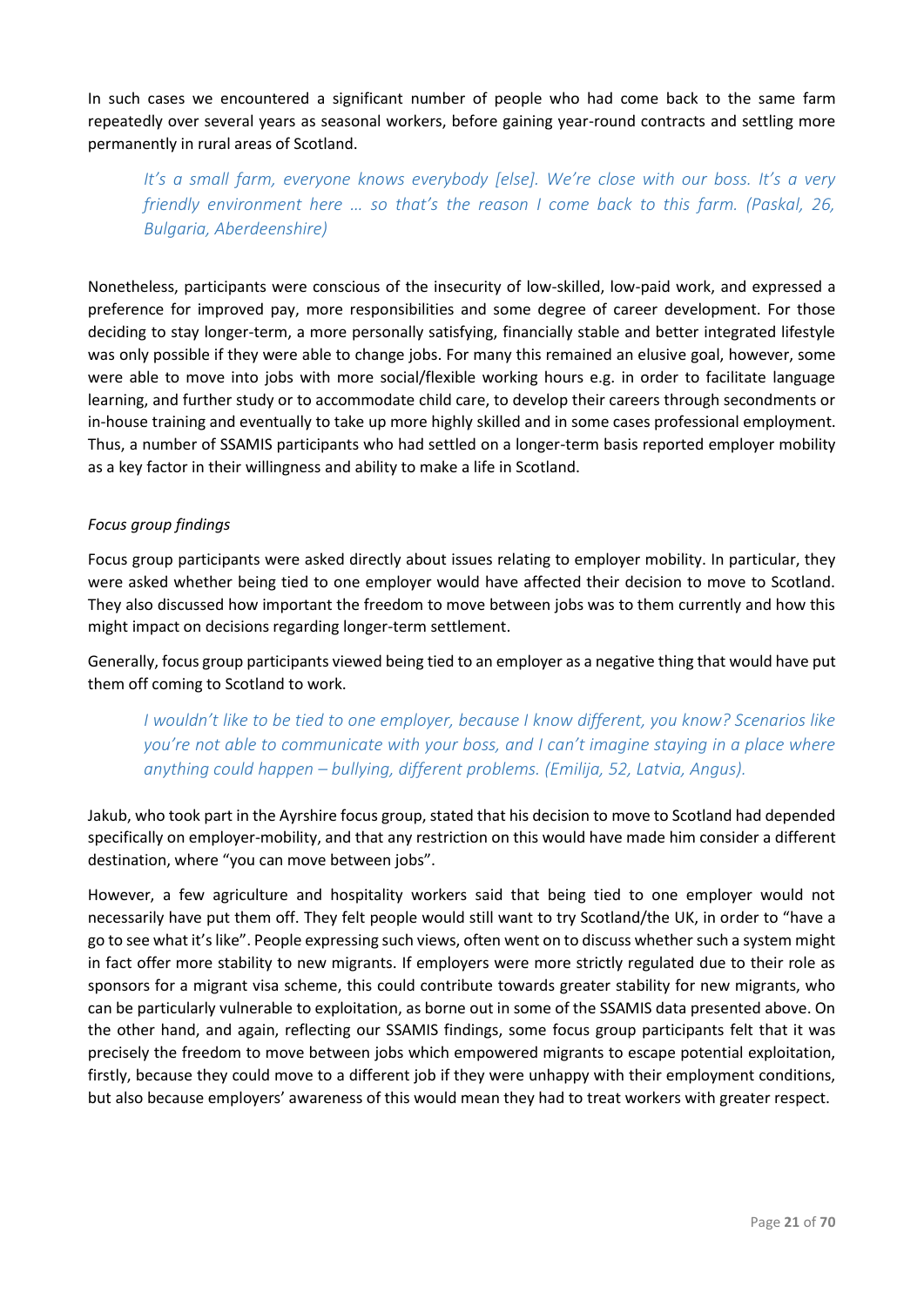In such cases we encountered a significant number of people who had come back to the same farm repeatedly over several years as seasonal workers, before gaining year-round contracts and settling more permanently in rural areas of Scotland.

> *It's a small farm, everyone knows everybody [else]. We're close with our boss. It's a very friendly environment here … so that's the reason I come back to this farm. (Paskal, 26, Bulgaria, Aberdeenshire)*

Nonetheless, participants were conscious of the insecurity of low-skilled, low-paid work, and expressed a preference for improved pay, more responsibilities and some degree of career development. For those deciding to stay longer-term, a more personally satisfying, financially stable and better integrated lifestyle was only possible if they were able to change jobs. For many this remained an elusive goal, however, some were able to move into jobs with more social/flexible working hours e.g. in order to facilitate language learning, and further study or to accommodate child care, to develop their careers through secondments or in-house training and eventually to take up more highly skilled and in some cases professional employment. Thus, a number of SSAMIS participants who had settled on a longer-term basis reported employer mobility as a key factor in their willingness and ability to make a life in Scotland.

*Focus group findings*

Focus group participants were asked directly about issues relating to employer mobility. In particular, they were asked whether being tied to one employer would have affected their decision to move to Scotland. They also discussed how important the freedom to move between jobs was to them currently and how this might impact on decisions regarding longer-term settlement.

Generally, focus group participants viewed being tied to an employer as a negative thing that would have put them off coming to Scotland to work.

> *I wouldn't like to be tied to one employer, because I know different, you know? Scenarios like you're not able to communicate with your boss, and I can't imagine staying in a place where anything could happen – bullying, different problems. (Emilija, 52, Latvia, Angus).*

Jakub, who took part in the Ayrshire focus group, stated that his decision to move to Scotland had depended specifically on employer-mobility, and that any restriction on this would have made him consider a different destination, where "you can move between jobs".

However, a few agriculture and hospitality workers said that being tied to one employer would not necessarily have put them off. They felt people would still want to try Scotland/the UK, in order to "have a go to see what it's like". People expressing such views, often went on to discuss whether such a system might in fact offer more stability to new migrants. If employers were more strictly regulated due to their role as sponsors for a migrant visa scheme, this could contribute towards greater stability for new migrants, who can be particularly vulnerable to exploitation, as borne out in some of the SSAMIS data presented above. On the other hand, and again, reflecting our SSAMIS findings, some focus group participants felt that it was precisely the freedom to move between jobs which empowered migrants to escape potential exploitation, firstly, because they could move to a different job if they were unhappy with their employment conditions, but also because employers' awareness of this would mean they had to treat workers with greater respect.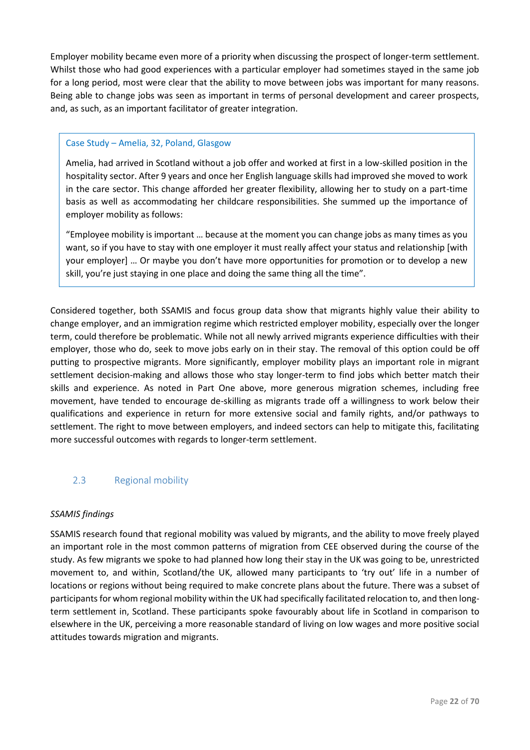Employer mobility became even more of a priority when discussing the prospect of longer-term settlement. Whilst those who had good experiences with a particular employer had sometimes stayed in the same job for a long period, most were clear that the ability to move between jobs was important for many reasons. Being able to change jobs was seen as important in terms of personal development and career prospects, and, as such, as an important facilitator of greater integration.

> **Case Study – Amelia, 32, Poland, Glasgow**
>
> Amelia, had arrived in Scotland without a job offer and worked at first in a low-skilled position in the hospitality sector. After 9 years and once her English language skills had improved she moved to work in the care sector. This change afforded her greater flexibility, allowing her to study on a part-time basis as well as accommodating her childcare responsibilities. She summed up the importance of employer mobility as follows:
>
> "Employee mobility is important … because at the moment you can change jobs as many times as you want, so if you have to stay with one employer it must really affect your status and relationship [with your employer] … Or maybe you don't have more opportunities for promotion or to develop a new skill, you're just staying in one place and doing the same thing all the time".

Considered together, both SSAMIS and focus group data show that migrants highly value their ability to change employer, and an immigration regime which restricted employer mobility, especially over the longer term, could therefore be problematic. While not all newly arrived migrants experience difficulties with their employer, those who do, seek to move jobs early on in their stay. The removal of this option could be off putting to prospective migrants. More significantly, employer mobility plays an important role in migrant settlement decision-making and allows those who stay longer-term to find jobs which better match their skills and experience. As noted in Part One above, more generous migration schemes, including free movement, have tended to encourage de-skilling as migrants trade off a willingness to work below their qualifications and experience in return for more extensive social and family rights, and/or pathways to settlement. The right to move between employers, and indeed sectors can help to mitigate this, facilitating more successful outcomes with regards to longer-term settlement.

## 2.3 Regional mobility

*SSAMIS findings*

SSAMIS research found that regional mobility was valued by migrants, and the ability to move freely played an important role in the most common patterns of migration from CEE observed during the course of the study. As few migrants we spoke to had planned how long their stay in the UK was going to be, unrestricted movement to, and within, Scotland/the UK, allowed many participants to 'try out' life in a number of locations or regions without being required to make concrete plans about the future. There was a subset of participants for whom regional mobility within the UK had specifically facilitated relocation to, and then long-term settlement in, Scotland. These participants spoke favourably about life in Scotland in comparison to elsewhere in the UK, perceiving a more reasonable standard of living on low wages and more positive social attitudes towards migration and migrants.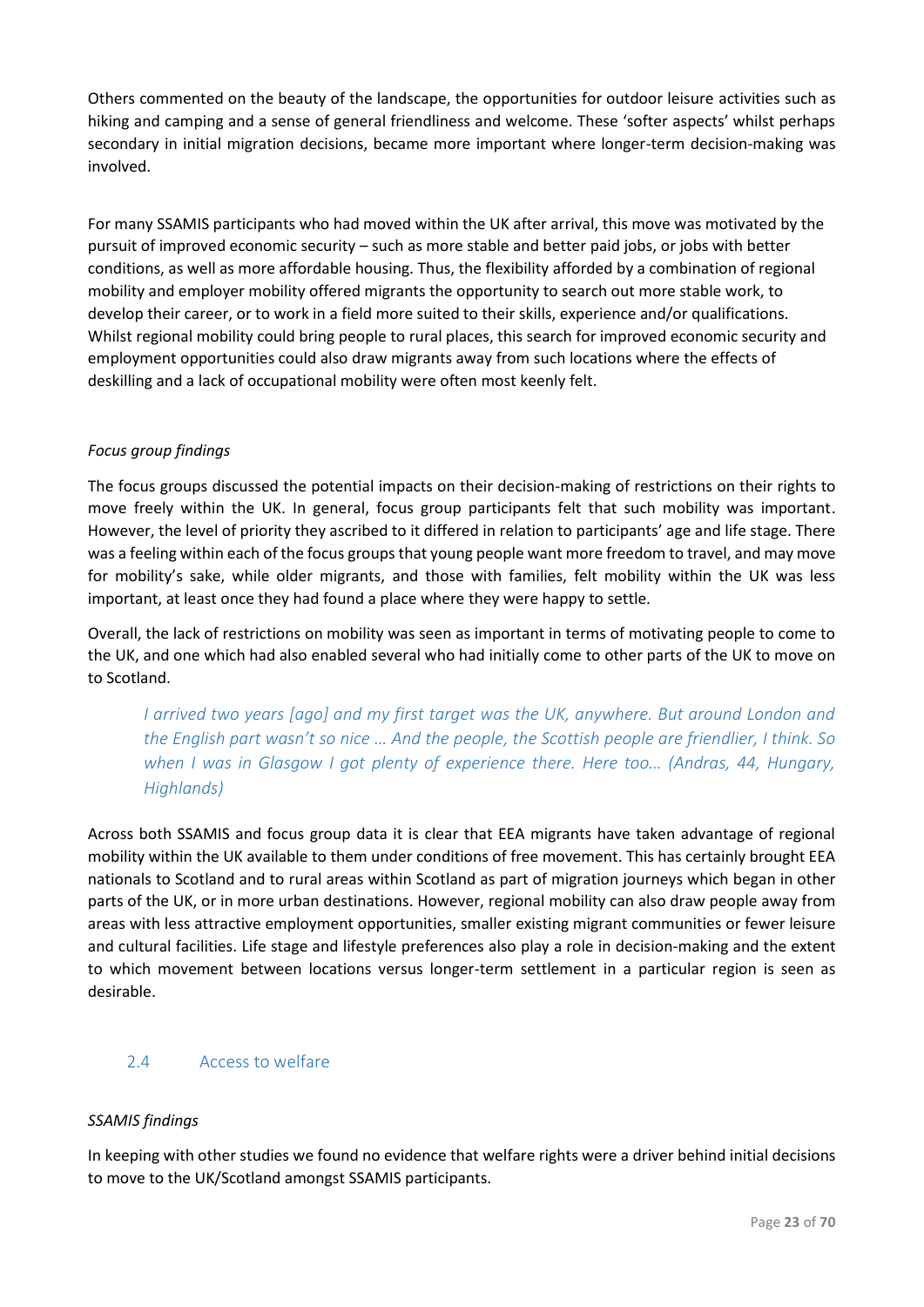Others commented on the beauty of the landscape, the opportunities for outdoor leisure activities such as hiking and camping and a sense of general friendliness and welcome. These 'softer aspects' whilst perhaps secondary in initial migration decisions, became more important where longer-term decision-making was involved.

For many SSAMIS participants who had moved within the UK after arrival, this move was motivated by the pursuit of improved economic security – such as more stable and better paid jobs, or jobs with better conditions, as well as more affordable housing. Thus, the flexibility afforded by a combination of regional mobility and employer mobility offered migrants the opportunity to search out more stable work, to develop their career, or to work in a field more suited to their skills, experience and/or qualifications. Whilst regional mobility could bring people to rural places, this search for improved economic security and employment opportunities could also draw migrants away from such locations where the effects of deskilling and a lack of occupational mobility were often most keenly felt.

*Focus group findings*

The focus groups discussed the potential impacts on their decision-making of restrictions on their rights to move freely within the UK. In general, focus group participants felt that such mobility was important. However, the level of priority they ascribed to it differed in relation to participants' age and life stage. There was a feeling within each of the focus groups that young people want more freedom to travel, and may move for mobility's sake, while older migrants, and those with families, felt mobility within the UK was less important, at least once they had found a place where they were happy to settle.

Overall, the lack of restrictions on mobility was seen as important in terms of motivating people to come to the UK, and one which had also enabled several who had initially come to other parts of the UK to move on to Scotland.

> *I arrived two years [ago] and my first target was the UK, anywhere. But around London and the English part wasn't so nice … And the people, the Scottish people are friendlier, I think. So when I was in Glasgow I got plenty of experience there. Here too… (Andras, 44, Hungary, Highlands)*

Across both SSAMIS and focus group data it is clear that EEA migrants have taken advantage of regional mobility within the UK available to them under conditions of free movement. This has certainly brought EEA nationals to Scotland and to rural areas within Scotland as part of migration journeys which began in other parts of the UK, or in more urban destinations. However, regional mobility can also draw people away from areas with less attractive employment opportunities, smaller existing migrant communities or fewer leisure and cultural facilities. Life stage and lifestyle preferences also play a role in decision-making and the extent to which movement between locations versus longer-term settlement in a particular region is seen as desirable.

## 2.4 Access to welfare

*SSAMIS findings*

In keeping with other studies we found no evidence that welfare rights were a driver behind initial decisions to move to the UK/Scotland amongst SSAMIS participants.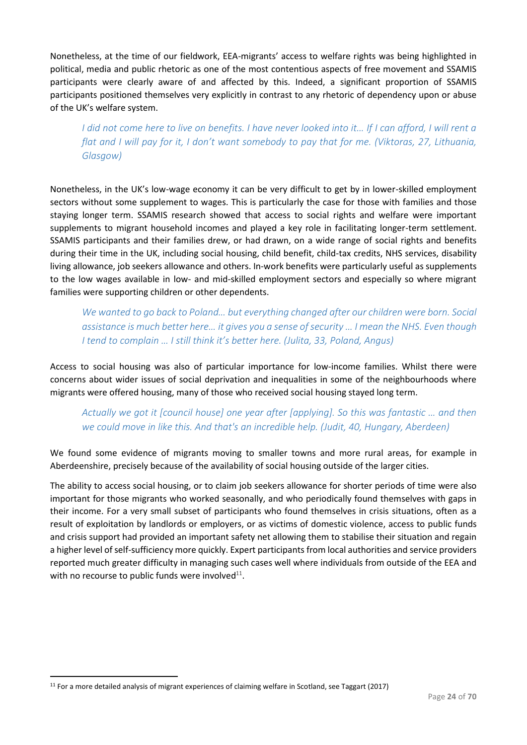Nonetheless, at the time of our fieldwork, EEA-migrants' access to welfare rights was being highlighted in political, media and public rhetoric as one of the most contentious aspects of free movement and SSAMIS participants were clearly aware of and affected by this. Indeed, a significant proportion of SSAMIS participants positioned themselves very explicitly in contrast to any rhetoric of dependency upon or abuse of the UK's welfare system.

> *I did not come here to live on benefits. I have never looked into it… If I can afford, I will rent a flat and I will pay for it, I don't want somebody to pay that for me. (Viktoras, 27, Lithuania, Glasgow)*

Nonetheless, in the UK's low-wage economy it can be very difficult to get by in lower-skilled employment sectors without some supplement to wages. This is particularly the case for those with families and those staying longer term. SSAMIS research showed that access to social rights and welfare were important supplements to migrant household incomes and played a key role in facilitating longer-term settlement. SSAMIS participants and their families drew, or had drawn, on a wide range of social rights and benefits during their time in the UK, including social housing, child benefit, child-tax credits, NHS services, disability living allowance, job seekers allowance and others. In-work benefits were particularly useful as supplements to the low wages available in low- and mid-skilled employment sectors and especially so where migrant families were supporting children or other dependents.

> *We wanted to go back to Poland… but everything changed after our children were born. Social assistance is much better here… it gives you a sense of security … I mean the NHS. Even though I tend to complain … I still think it's better here. (Julita, 33, Poland, Angus)*

Access to social housing was also of particular importance for low-income families. Whilst there were concerns about wider issues of social deprivation and inequalities in some of the neighbourhoods where migrants were offered housing, many of those who received social housing stayed long term.

> *Actually we got it [council house] one year after [applying]. So this was fantastic … and then we could move in like this. And that's an incredible help. (Judit, 40, Hungary, Aberdeen)*

We found some evidence of migrants moving to smaller towns and more rural areas, for example in Aberdeenshire, precisely because of the availability of social housing outside of the larger cities.

The ability to access social housing, or to claim job seekers allowance for shorter periods of time were also important for those migrants who worked seasonally, and who periodically found themselves with gaps in their income. For a very small subset of participants who found themselves in crisis situations, often as a result of exploitation by landlords or employers, or as victims of domestic violence, access to public funds and crisis support had provided an important safety net allowing them to stabilise their situation and regain a higher level of self-sufficiency more quickly. Expert participants from local authorities and service providers reported much greater difficulty in managing such cases well where individuals from outside of the EEA and with no recourse to public funds were involved[11].

[11] For a more detailed analysis of migrant experiences of claiming welfare in Scotland, see Taggart (2017)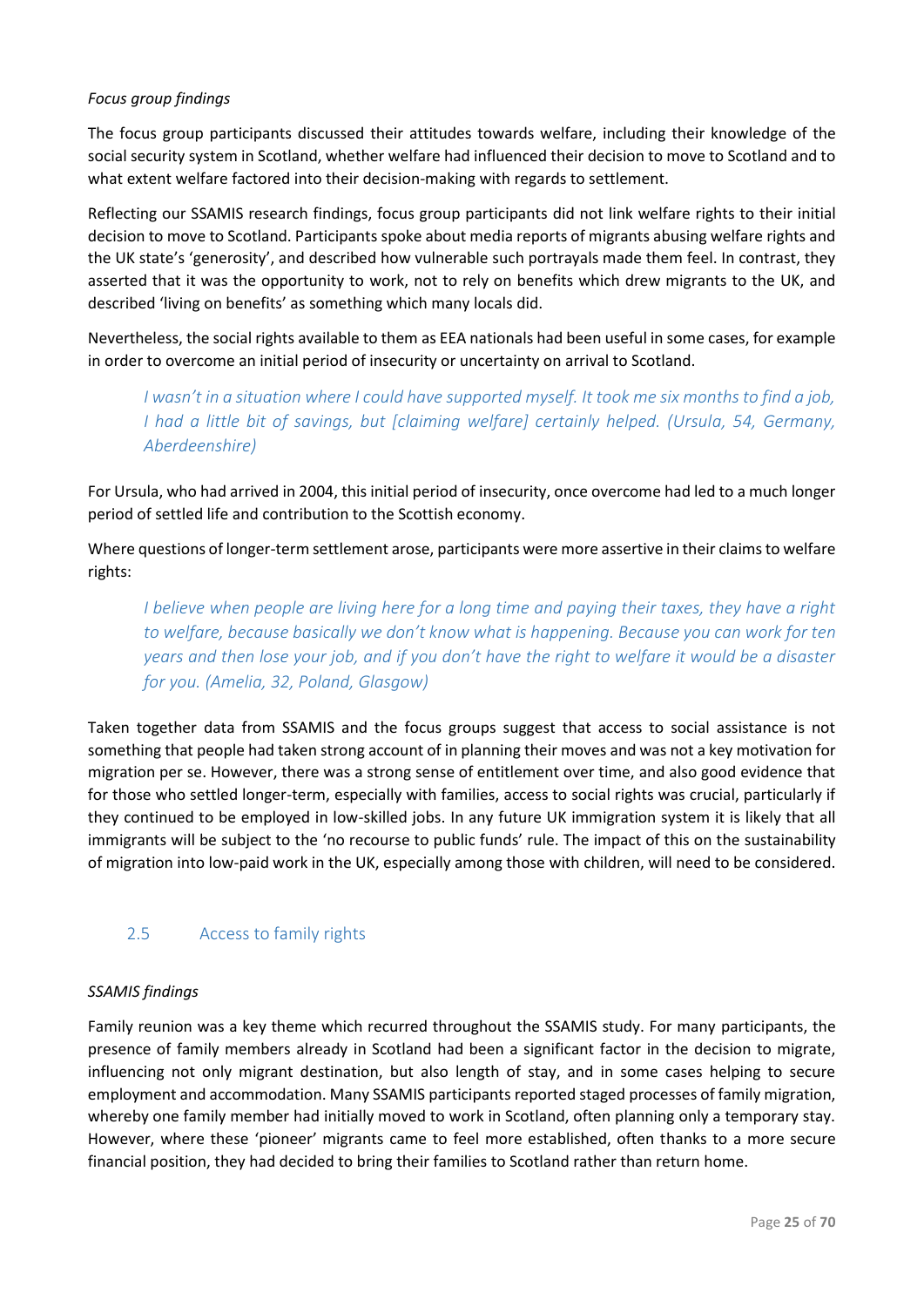*Focus group findings*

The focus group participants discussed their attitudes towards welfare, including their knowledge of the social security system in Scotland, whether welfare had influenced their decision to move to Scotland and to what extent welfare factored into their decision-making with regards to settlement.

Reflecting our SSAMIS research findings, focus group participants did not link welfare rights to their initial decision to move to Scotland. Participants spoke about media reports of migrants abusing welfare rights and the UK state's 'generosity', and described how vulnerable such portrayals made them feel. In contrast, they asserted that it was the opportunity to work, not to rely on benefits which drew migrants to the UK, and described 'living on benefits' as something which many locals did.

Nevertheless, the social rights available to them as EEA nationals had been useful in some cases, for example in order to overcome an initial period of insecurity or uncertainty on arrival to Scotland.

> *I wasn't in a situation where I could have supported myself. It took me six months to find a job, I had a little bit of savings, but [claiming welfare] certainly helped. (Ursula, 54, Germany, Aberdeenshire)*

For Ursula, who had arrived in 2004, this initial period of insecurity, once overcome had led to a much longer period of settled life and contribution to the Scottish economy.

Where questions of longer-term settlement arose, participants were more assertive in their claims to welfare rights:

> *I believe when people are living here for a long time and paying their taxes, they have a right to welfare, because basically we don't know what is happening. Because you can work for ten years and then lose your job, and if you don't have the right to welfare it would be a disaster for you. (Amelia, 32, Poland, Glasgow)*

Taken together data from SSAMIS and the focus groups suggest that access to social assistance is not something that people had taken strong account of in planning their moves and was not a key motivation for migration per se. However, there was a strong sense of entitlement over time, and also good evidence that for those who settled longer-term, especially with families, access to social rights was crucial, particularly if they continued to be employed in low-skilled jobs. In any future UK immigration system it is likely that all immigrants will be subject to the 'no recourse to public funds' rule. The impact of this on the sustainability of migration into low-paid work in the UK, especially among those with children, will need to be considered.

### 2.5 Access to family rights

*SSAMIS findings*

Family reunion was a key theme which recurred throughout the SSAMIS study. For many participants, the presence of family members already in Scotland had been a significant factor in the decision to migrate, influencing not only migrant destination, but also length of stay, and in some cases helping to secure employment and accommodation. Many SSAMIS participants reported staged processes of family migration, whereby one family member had initially moved to work in Scotland, often planning only a temporary stay. However, where these 'pioneer' migrants came to feel more established, often thanks to a more secure financial position, they had decided to bring their families to Scotland rather than return home.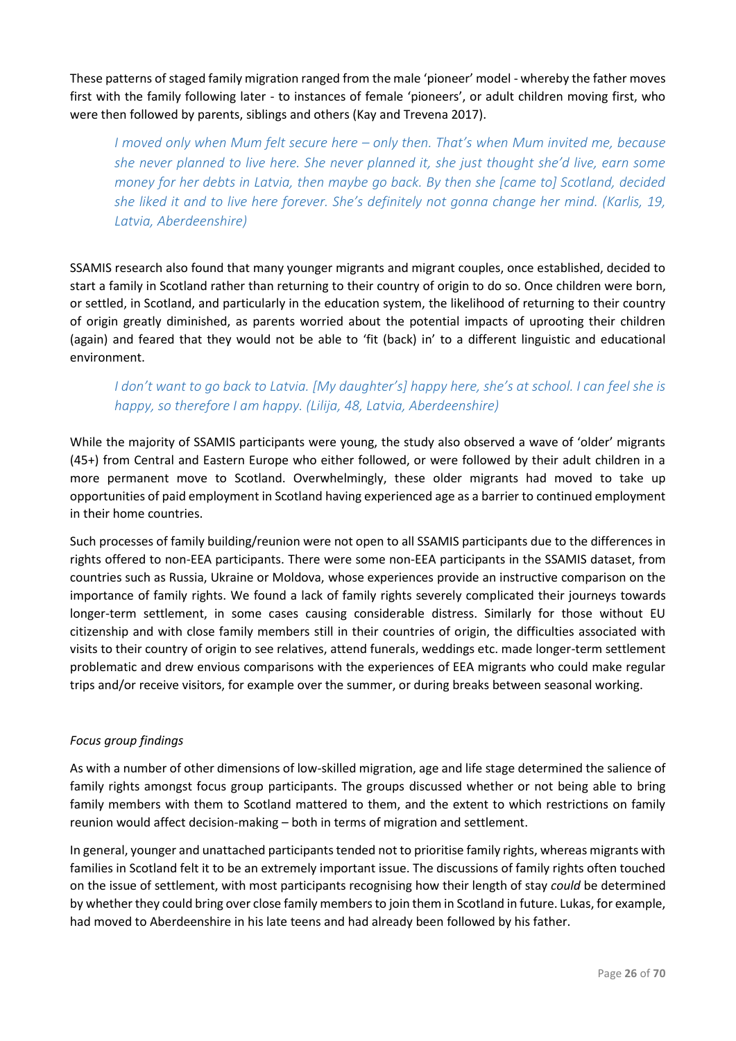These patterns of staged family migration ranged from the male 'pioneer' model - whereby the father moves first with the family following later - to instances of female 'pioneers', or adult children moving first, who were then followed by parents, siblings and others (Kay and Trevena 2017).

> *I moved only when Mum felt secure here – only then. That's when Mum invited me, because she never planned to live here. She never planned it, she just thought she'd live, earn some money for her debts in Latvia, then maybe go back. By then she [came to] Scotland, decided she liked it and to live here forever. She's definitely not gonna change her mind. (Karlis, 19, Latvia, Aberdeenshire)*

SSAMIS research also found that many younger migrants and migrant couples, once established, decided to start a family in Scotland rather than returning to their country of origin to do so. Once children were born, or settled, in Scotland, and particularly in the education system, the likelihood of returning to their country of origin greatly diminished, as parents worried about the potential impacts of uprooting their children (again) and feared that they would not be able to 'fit (back) in' to a different linguistic and educational environment.

> *I don't want to go back to Latvia. [My daughter's] happy here, she's at school. I can feel she is happy, so therefore I am happy. (Lilija, 48, Latvia, Aberdeenshire)*

While the majority of SSAMIS participants were young, the study also observed a wave of 'older' migrants (45+) from Central and Eastern Europe who either followed, or were followed by their adult children in a more permanent move to Scotland. Overwhelmingly, these older migrants had moved to take up opportunities of paid employment in Scotland having experienced age as a barrier to continued employment in their home countries.

Such processes of family building/reunion were not open to all SSAMIS participants due to the differences in rights offered to non-EEA participants. There were some non-EEA participants in the SSAMIS dataset, from countries such as Russia, Ukraine or Moldova, whose experiences provide an instructive comparison on the importance of family rights. We found a lack of family rights severely complicated their journeys towards longer-term settlement, in some cases causing considerable distress. Similarly for those without EU citizenship and with close family members still in their countries of origin, the difficulties associated with visits to their country of origin to see relatives, attend funerals, weddings etc. made longer-term settlement problematic and drew envious comparisons with the experiences of EEA migrants who could make regular trips and/or receive visitors, for example over the summer, or during breaks between seasonal working.

*Focus group findings*

As with a number of other dimensions of low-skilled migration, age and life stage determined the salience of family rights amongst focus group participants. The groups discussed whether or not being able to bring family members with them to Scotland mattered to them, and the extent to which restrictions on family reunion would affect decision-making – both in terms of migration and settlement.

In general, younger and unattached participants tended not to prioritise family rights, whereas migrants with families in Scotland felt it to be an extremely important issue. The discussions of family rights often touched on the issue of settlement, with most participants recognising how their length of stay *could* be determined by whether they could bring over close family members to join them in Scotland in future. Lukas, for example, had moved to Aberdeenshire in his late teens and had already been followed by his father.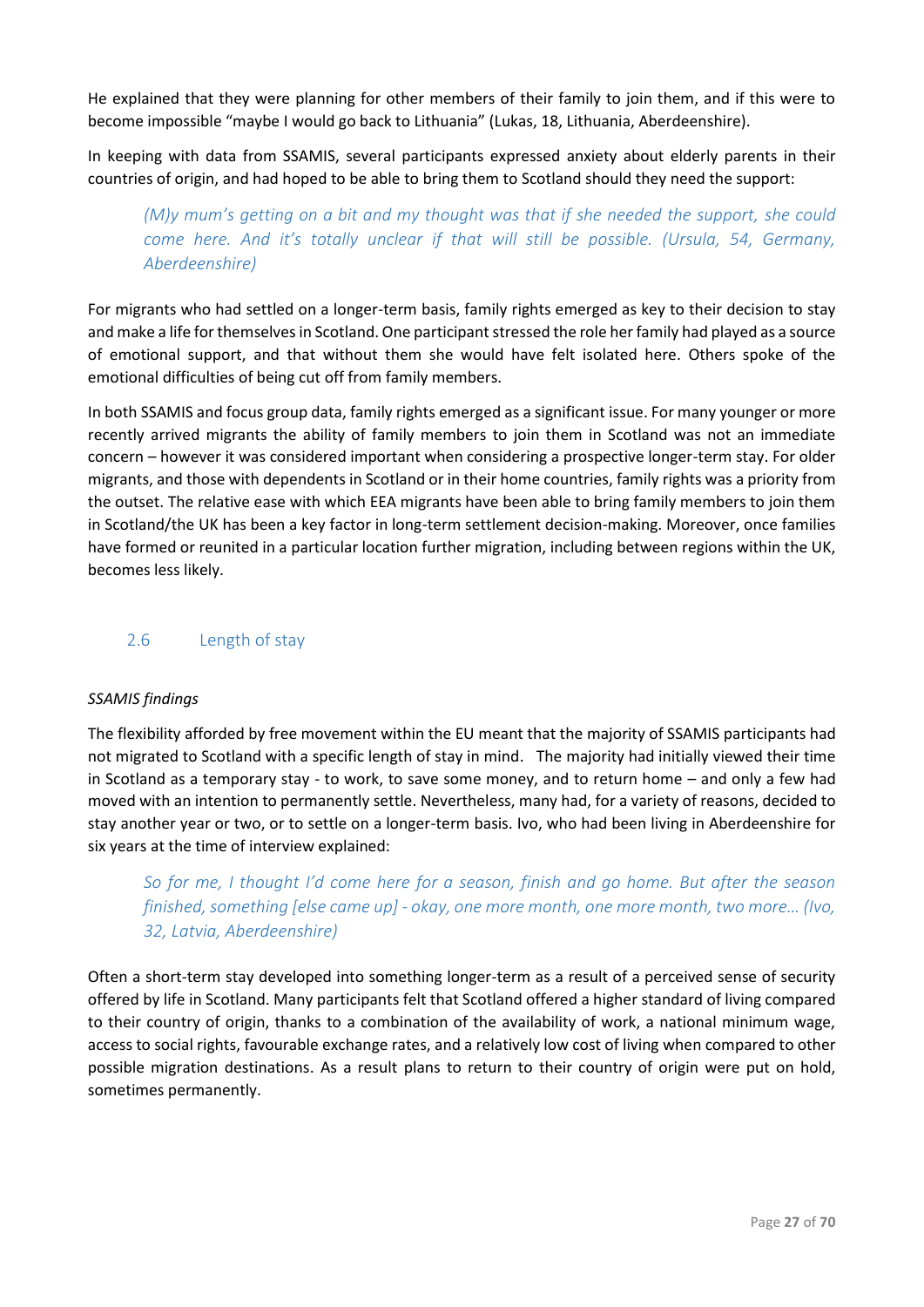He explained that they were planning for other members of their family to join them, and if this were to become impossible "maybe I would go back to Lithuania" (Lukas, 18, Lithuania, Aberdeenshire).

In keeping with data from SSAMIS, several participants expressed anxiety about elderly parents in their countries of origin, and had hoped to be able to bring them to Scotland should they need the support:

> *(M)y mum's getting on a bit and my thought was that if she needed the support, she could come here. And it's totally unclear if that will still be possible. (Ursula, 54, Germany, Aberdeenshire)*

For migrants who had settled on a longer-term basis, family rights emerged as key to their decision to stay and make a life for themselves in Scotland. One participant stressed the role her family had played as a source of emotional support, and that without them she would have felt isolated here. Others spoke of the emotional difficulties of being cut off from family members.

In both SSAMIS and focus group data, family rights emerged as a significant issue. For many younger or more recently arrived migrants the ability of family members to join them in Scotland was not an immediate concern – however it was considered important when considering a prospective longer-term stay. For older migrants, and those with dependents in Scotland or in their home countries, family rights was a priority from the outset. The relative ease with which EEA migrants have been able to bring family members to join them in Scotland/the UK has been a key factor in long-term settlement decision-making. Moreover, once families have formed or reunited in a particular location further migration, including between regions within the UK, becomes less likely.

## 2.6 Length of stay

*SSAMIS findings*

The flexibility afforded by free movement within the EU meant that the majority of SSAMIS participants had not migrated to Scotland with a specific length of stay in mind. The majority had initially viewed their time in Scotland as a temporary stay - to work, to save some money, and to return home – and only a few had moved with an intention to permanently settle. Nevertheless, many had, for a variety of reasons, decided to stay another year or two, or to settle on a longer-term basis. Ivo, who had been living in Aberdeenshire for six years at the time of interview explained:

> *So for me, I thought I'd come here for a season, finish and go home. But after the season finished, something [else came up] - okay, one more month, one more month, two more… (Ivo, 32, Latvia, Aberdeenshire)*

Often a short-term stay developed into something longer-term as a result of a perceived sense of security offered by life in Scotland. Many participants felt that Scotland offered a higher standard of living compared to their country of origin, thanks to a combination of the availability of work, a national minimum wage, access to social rights, favourable exchange rates, and a relatively low cost of living when compared to other possible migration destinations. As a result plans to return to their country of origin were put on hold, sometimes permanently.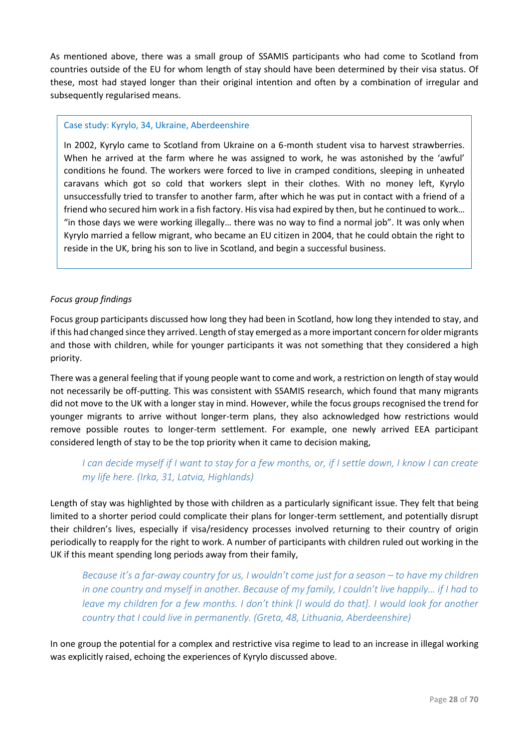As mentioned above, there was a small group of SSAMIS participants who had come to Scotland from countries outside of the EU for whom length of stay should have been determined by their visa status. Of these, most had stayed longer than their original intention and often by a combination of irregular and subsequently regularised means.

> Case study: Kyrylo, 34, Ukraine, Aberdeenshire
>
> In 2002, Kyrylo came to Scotland from Ukraine on a 6-month student visa to harvest strawberries. When he arrived at the farm where he was assigned to work, he was astonished by the 'awful' conditions he found. The workers were forced to live in cramped conditions, sleeping in unheated caravans which got so cold that workers slept in their clothes. With no money left, Kyrylo unsuccessfully tried to transfer to another farm, after which he was put in contact with a friend of a friend who secured him work in a fish factory. His visa had expired by then, but he continued to work… "in those days we were working illegally… there was no way to find a normal job". It was only when Kyrylo married a fellow migrant, who became an EU citizen in 2004, that he could obtain the right to reside in the UK, bring his son to live in Scotland, and begin a successful business.

*Focus group findings*

Focus group participants discussed how long they had been in Scotland, how long they intended to stay, and if this had changed since they arrived. Length of stay emerged as a more important concern for older migrants and those with children, while for younger participants it was not something that they considered a high priority.

There was a general feeling that if young people want to come and work, a restriction on length of stay would not necessarily be off-putting. This was consistent with SSAMIS research, which found that many migrants did not move to the UK with a longer stay in mind. However, while the focus groups recognised the trend for younger migrants to arrive without longer-term plans, they also acknowledged how restrictions would remove possible routes to longer-term settlement. For example, one newly arrived EEA participant considered length of stay to be the top priority when it came to decision making,

> *I can decide myself if I want to stay for a few months, or, if I settle down, I know I can create my life here. (Irka, 31, Latvia, Highlands)*

Length of stay was highlighted by those with children as a particularly significant issue. They felt that being limited to a shorter period could complicate their plans for longer-term settlement, and potentially disrupt their children's lives, especially if visa/residency processes involved returning to their country of origin periodically to reapply for the right to work. A number of participants with children ruled out working in the UK if this meant spending long periods away from their family,

> *Because it's a far-away country for us, I wouldn't come just for a season – to have my children in one country and myself in another. Because of my family, I couldn't live happily… if I had to leave my children for a few months. I don't think [I would do that]. I would look for another country that I could live in permanently. (Greta, 48, Lithuania, Aberdeenshire)*

In one group the potential for a complex and restrictive visa regime to lead to an increase in illegal working was explicitly raised, echoing the experiences of Kyrylo discussed above.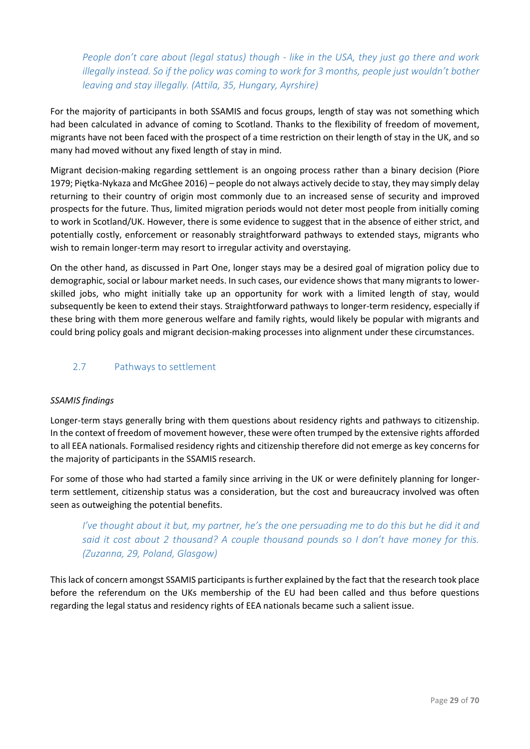*People don't care about (legal status) though - like in the USA, they just go there and work illegally instead. So if the policy was coming to work for 3 months, people just wouldn't bother leaving and stay illegally. (Attila, 35, Hungary, Ayrshire)*

For the majority of participants in both SSAMIS and focus groups, length of stay was not something which had been calculated in advance of coming to Scotland. Thanks to the flexibility of freedom of movement, migrants have not been faced with the prospect of a time restriction on their length of stay in the UK, and so many had moved without any fixed length of stay in mind.

Migrant decision-making regarding settlement is an ongoing process rather than a binary decision (Piore 1979; Piętka-Nykaza and McGhee 2016) – people do not always actively decide to stay, they may simply delay returning to their country of origin most commonly due to an increased sense of security and improved prospects for the future. Thus, limited migration periods would not deter most people from initially coming to work in Scotland/UK. However, there is some evidence to suggest that in the absence of either strict, and potentially costly, enforcement or reasonably straightforward pathways to extended stays, migrants who wish to remain longer-term may resort to irregular activity and overstaying.

On the other hand, as discussed in Part One, longer stays may be a desired goal of migration policy due to demographic, social or labour market needs. In such cases, our evidence shows that many migrants to lower-skilled jobs, who might initially take up an opportunity for work with a limited length of stay, would subsequently be keen to extend their stays. Straightforward pathways to longer-term residency, especially if these bring with them more generous welfare and family rights, would likely be popular with migrants and could bring policy goals and migrant decision-making processes into alignment under these circumstances.

## 2.7 Pathways to settlement

*SSAMIS findings*

Longer-term stays generally bring with them questions about residency rights and pathways to citizenship. In the context of freedom of movement however, these were often trumped by the extensive rights afforded to all EEA nationals. Formalised residency rights and citizenship therefore did not emerge as key concerns for the majority of participants in the SSAMIS research.

For some of those who had started a family since arriving in the UK or were definitely planning for longer-term settlement, citizenship status was a consideration, but the cost and bureaucracy involved was often seen as outweighing the potential benefits.

*I've thought about it but, my partner, he's the one persuading me to do this but he did it and said it cost about 2 thousand? A couple thousand pounds so I don't have money for this. (Zuzanna, 29, Poland, Glasgow)*

This lack of concern amongst SSAMIS participants is further explained by the fact that the research took place before the referendum on the UKs membership of the EU had been called and thus before questions regarding the legal status and residency rights of EEA nationals became such a salient issue.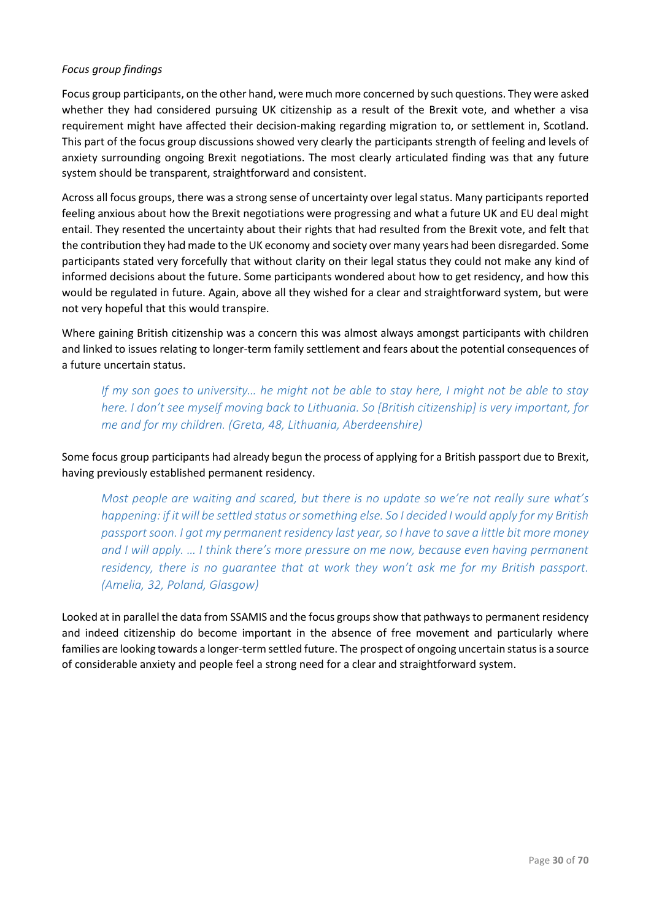*Focus group findings*

Focus group participants, on the other hand, were much more concerned by such questions. They were asked whether they had considered pursuing UK citizenship as a result of the Brexit vote, and whether a visa requirement might have affected their decision-making regarding migration to, or settlement in, Scotland. This part of the focus group discussions showed very clearly the participants strength of feeling and levels of anxiety surrounding ongoing Brexit negotiations. The most clearly articulated finding was that any future system should be transparent, straightforward and consistent.

Across all focus groups, there was a strong sense of uncertainty over legal status. Many participants reported feeling anxious about how the Brexit negotiations were progressing and what a future UK and EU deal might entail. They resented the uncertainty about their rights that had resulted from the Brexit vote, and felt that the contribution they had made to the UK economy and society over many years had been disregarded. Some participants stated very forcefully that without clarity on their legal status they could not make any kind of informed decisions about the future. Some participants wondered about how to get residency, and how this would be regulated in future. Again, above all they wished for a clear and straightforward system, but were not very hopeful that this would transpire.

Where gaining British citizenship was a concern this was almost always amongst participants with children and linked to issues relating to longer-term family settlement and fears about the potential consequences of a future uncertain status.

> *If my son goes to university… he might not be able to stay here, I might not be able to stay here. I don't see myself moving back to Lithuania. So [British citizenship] is very important, for me and for my children. (Greta, 48, Lithuania, Aberdeenshire)*

Some focus group participants had already begun the process of applying for a British passport due to Brexit, having previously established permanent residency.

> *Most people are waiting and scared, but there is no update so we're not really sure what's happening: if it will be settled status or something else. So I decided I would apply for my British passport soon. I got my permanent residency last year, so I have to save a little bit more money and I will apply. … I think there's more pressure on me now, because even having permanent residency, there is no guarantee that at work they won't ask me for my British passport. (Amelia, 32, Poland, Glasgow)*

Looked at in parallel the data from SSAMIS and the focus groups show that pathways to permanent residency and indeed citizenship do become important in the absence of free movement and particularly where families are looking towards a longer-term settled future. The prospect of ongoing uncertain status is a source of considerable anxiety and people feel a strong need for a clear and straightforward system.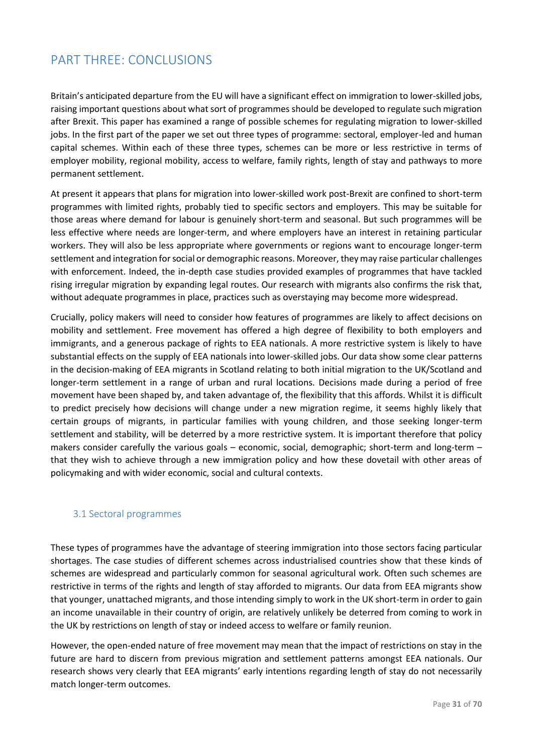# PART THREE: CONCLUSIONS

Britain's anticipated departure from the EU will have a significant effect on immigration to lower-skilled jobs, raising important questions about what sort of programmes should be developed to regulate such migration after Brexit. This paper has examined a range of possible schemes for regulating migration to lower-skilled jobs. In the first part of the paper we set out three types of programme: sectoral, employer-led and human capital schemes. Within each of these three types, schemes can be more or less restrictive in terms of employer mobility, regional mobility, access to welfare, family rights, length of stay and pathways to more permanent settlement.

At present it appears that plans for migration into lower-skilled work post-Brexit are confined to short-term programmes with limited rights, probably tied to specific sectors and employers. This may be suitable for those areas where demand for labour is genuinely short-term and seasonal. But such programmes will be less effective where needs are longer-term, and where employers have an interest in retaining particular workers. They will also be less appropriate where governments or regions want to encourage longer-term settlement and integration for social or demographic reasons. Moreover, they may raise particular challenges with enforcement. Indeed, the in-depth case studies provided examples of programmes that have tackled rising irregular migration by expanding legal routes. Our research with migrants also confirms the risk that, without adequate programmes in place, practices such as overstaying may become more widespread.

Crucially, policy makers will need to consider how features of programmes are likely to affect decisions on mobility and settlement. Free movement has offered a high degree of flexibility to both employers and immigrants, and a generous package of rights to EEA nationals. A more restrictive system is likely to have substantial effects on the supply of EEA nationals into lower-skilled jobs. Our data show some clear patterns in the decision-making of EEA migrants in Scotland relating to both initial migration to the UK/Scotland and longer-term settlement in a range of urban and rural locations. Decisions made during a period of free movement have been shaped by, and taken advantage of, the flexibility that this affords. Whilst it is difficult to predict precisely how decisions will change under a new migration regime, it seems highly likely that certain groups of migrants, in particular families with young children, and those seeking longer-term settlement and stability, will be deterred by a more restrictive system. It is important therefore that policy makers consider carefully the various goals – economic, social, demographic; short-term and long-term – that they wish to achieve through a new immigration policy and how these dovetail with other areas of policymaking and with wider economic, social and cultural contexts.

## 3.1 Sectoral programmes

These types of programmes have the advantage of steering immigration into those sectors facing particular shortages. The case studies of different schemes across industrialised countries show that these kinds of schemes are widespread and particularly common for seasonal agricultural work. Often such schemes are restrictive in terms of the rights and length of stay afforded to migrants. Our data from EEA migrants show that younger, unattached migrants, and those intending simply to work in the UK short-term in order to gain an income unavailable in their country of origin, are relatively unlikely be deterred from coming to work in the UK by restrictions on length of stay or indeed access to welfare or family reunion.

However, the open-ended nature of free movement may mean that the impact of restrictions on stay in the future are hard to discern from previous migration and settlement patterns amongst EEA nationals. Our research shows very clearly that EEA migrants' early intentions regarding length of stay do not necessarily match longer-term outcomes.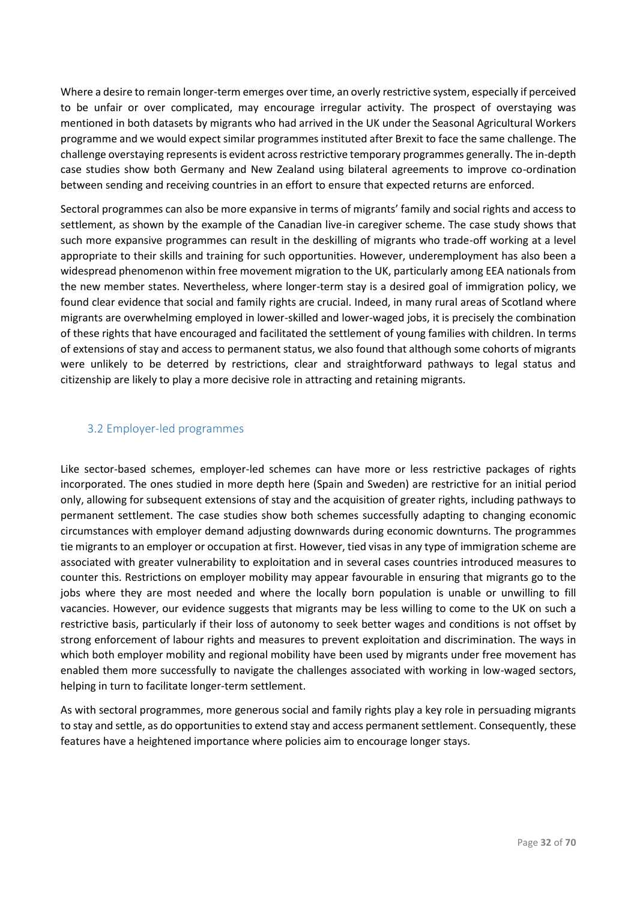Where a desire to remain longer-term emerges over time, an overly restrictive system, especially if perceived to be unfair or over complicated, may encourage irregular activity. The prospect of overstaying was mentioned in both datasets by migrants who had arrived in the UK under the Seasonal Agricultural Workers programme and we would expect similar programmes instituted after Brexit to face the same challenge. The challenge overstaying represents is evident across restrictive temporary programmes generally. The in-depth case studies show both Germany and New Zealand using bilateral agreements to improve co-ordination between sending and receiving countries in an effort to ensure that expected returns are enforced.

Sectoral programmes can also be more expansive in terms of migrants' family and social rights and access to settlement, as shown by the example of the Canadian live-in caregiver scheme. The case study shows that such more expansive programmes can result in the deskilling of migrants who trade-off working at a level appropriate to their skills and training for such opportunities. However, underemployment has also been a widespread phenomenon within free movement migration to the UK, particularly among EEA nationals from the new member states. Nevertheless, where longer-term stay is a desired goal of immigration policy, we found clear evidence that social and family rights are crucial. Indeed, in many rural areas of Scotland where migrants are overwhelming employed in lower-skilled and lower-waged jobs, it is precisely the combination of these rights that have encouraged and facilitated the settlement of young families with children. In terms of extensions of stay and access to permanent status, we also found that although some cohorts of migrants were unlikely to be deterred by restrictions, clear and straightforward pathways to legal status and citizenship are likely to play a more decisive role in attracting and retaining migrants.

## 3.2 Employer-led programmes

Like sector-based schemes, employer-led schemes can have more or less restrictive packages of rights incorporated. The ones studied in more depth here (Spain and Sweden) are restrictive for an initial period only, allowing for subsequent extensions of stay and the acquisition of greater rights, including pathways to permanent settlement. The case studies show both schemes successfully adapting to changing economic circumstances with employer demand adjusting downwards during economic downturns. The programmes tie migrants to an employer or occupation at first. However, tied visas in any type of immigration scheme are associated with greater vulnerability to exploitation and in several cases countries introduced measures to counter this. Restrictions on employer mobility may appear favourable in ensuring that migrants go to the jobs where they are most needed and where the locally born population is unable or unwilling to fill vacancies. However, our evidence suggests that migrants may be less willing to come to the UK on such a restrictive basis, particularly if their loss of autonomy to seek better wages and conditions is not offset by strong enforcement of labour rights and measures to prevent exploitation and discrimination. The ways in which both employer mobility and regional mobility have been used by migrants under free movement has enabled them more successfully to navigate the challenges associated with working in low-waged sectors, helping in turn to facilitate longer-term settlement.

As with sectoral programmes, more generous social and family rights play a key role in persuading migrants to stay and settle, as do opportunities to extend stay and access permanent settlement. Consequently, these features have a heightened importance where policies aim to encourage longer stays.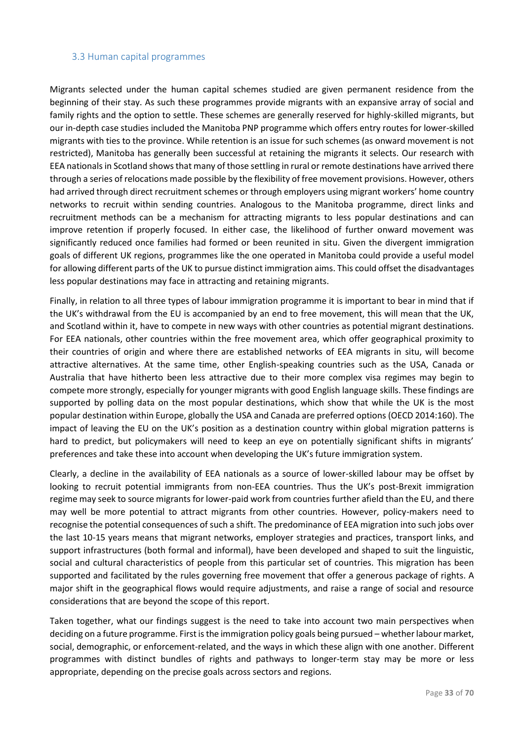### 3.3 Human capital programmes

Migrants selected under the human capital schemes studied are given permanent residence from the beginning of their stay. As such these programmes provide migrants with an expansive array of social and family rights and the option to settle. These schemes are generally reserved for highly-skilled migrants, but our in-depth case studies included the Manitoba PNP programme which offers entry routes for lower-skilled migrants with ties to the province. While retention is an issue for such schemes (as onward movement is not restricted), Manitoba has generally been successful at retaining the migrants it selects. Our research with EEA nationals in Scotland shows that many of those settling in rural or remote destinations have arrived there through a series of relocations made possible by the flexibility of free movement provisions. However, others had arrived through direct recruitment schemes or through employers using migrant workers' home country networks to recruit within sending countries. Analogous to the Manitoba programme, direct links and recruitment methods can be a mechanism for attracting migrants to less popular destinations and can improve retention if properly focused. In either case, the likelihood of further onward movement was significantly reduced once families had formed or been reunited in situ. Given the divergent immigration goals of different UK regions, programmes like the one operated in Manitoba could provide a useful model for allowing different parts of the UK to pursue distinct immigration aims. This could offset the disadvantages less popular destinations may face in attracting and retaining migrants.

Finally, in relation to all three types of labour immigration programme it is important to bear in mind that if the UK's withdrawal from the EU is accompanied by an end to free movement, this will mean that the UK, and Scotland within it, have to compete in new ways with other countries as potential migrant destinations. For EEA nationals, other countries within the free movement area, which offer geographical proximity to their countries of origin and where there are established networks of EEA migrants in situ, will become attractive alternatives. At the same time, other English-speaking countries such as the USA, Canada or Australia that have hitherto been less attractive due to their more complex visa regimes may begin to compete more strongly, especially for younger migrants with good English language skills. These findings are supported by polling data on the most popular destinations, which show that while the UK is the most popular destination within Europe, globally the USA and Canada are preferred options (OECD 2014:160). The impact of leaving the EU on the UK's position as a destination country within global migration patterns is hard to predict, but policymakers will need to keep an eye on potentially significant shifts in migrants' preferences and take these into account when developing the UK's future immigration system.

Clearly, a decline in the availability of EEA nationals as a source of lower-skilled labour may be offset by looking to recruit potential immigrants from non-EEA countries. Thus the UK's post-Brexit immigration regime may seek to source migrants for lower-paid work from countries further afield than the EU, and there may well be more potential to attract migrants from other countries. However, policy-makers need to recognise the potential consequences of such a shift. The predominance of EEA migration into such jobs over the last 10-15 years means that migrant networks, employer strategies and practices, transport links, and support infrastructures (both formal and informal), have been developed and shaped to suit the linguistic, social and cultural characteristics of people from this particular set of countries. This migration has been supported and facilitated by the rules governing free movement that offer a generous package of rights. A major shift in the geographical flows would require adjustments, and raise a range of social and resource considerations that are beyond the scope of this report.

Taken together, what our findings suggest is the need to take into account two main perspectives when deciding on a future programme. First is the immigration policy goals being pursued – whether labour market, social, demographic, or enforcement-related, and the ways in which these align with one another. Different programmes with distinct bundles of rights and pathways to longer-term stay may be more or less appropriate, depending on the precise goals across sectors and regions.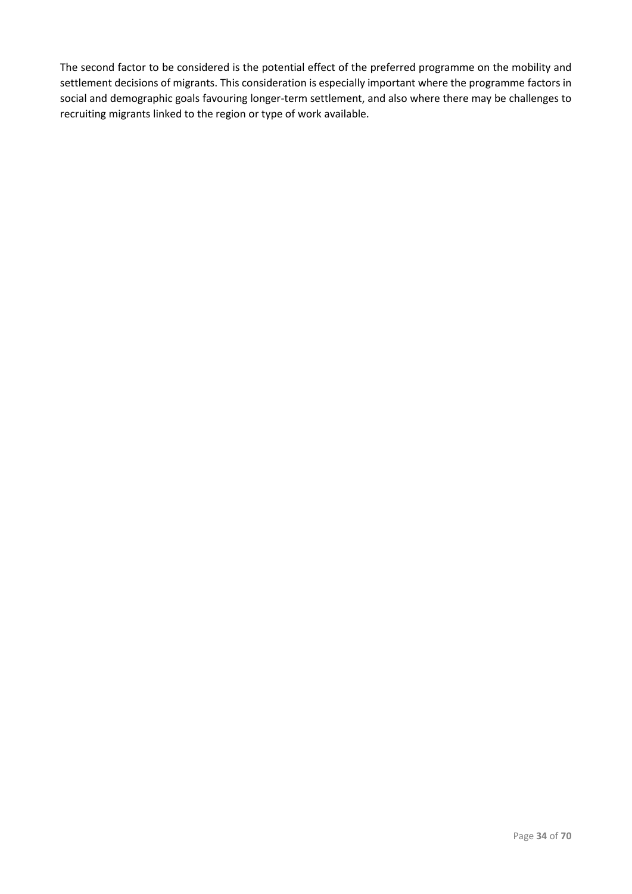The second factor to be considered is the potential effect of the preferred programme on the mobility and settlement decisions of migrants. This consideration is especially important where the programme factors in social and demographic goals favouring longer-term settlement, and also where there may be challenges to recruiting migrants linked to the region or type of work available.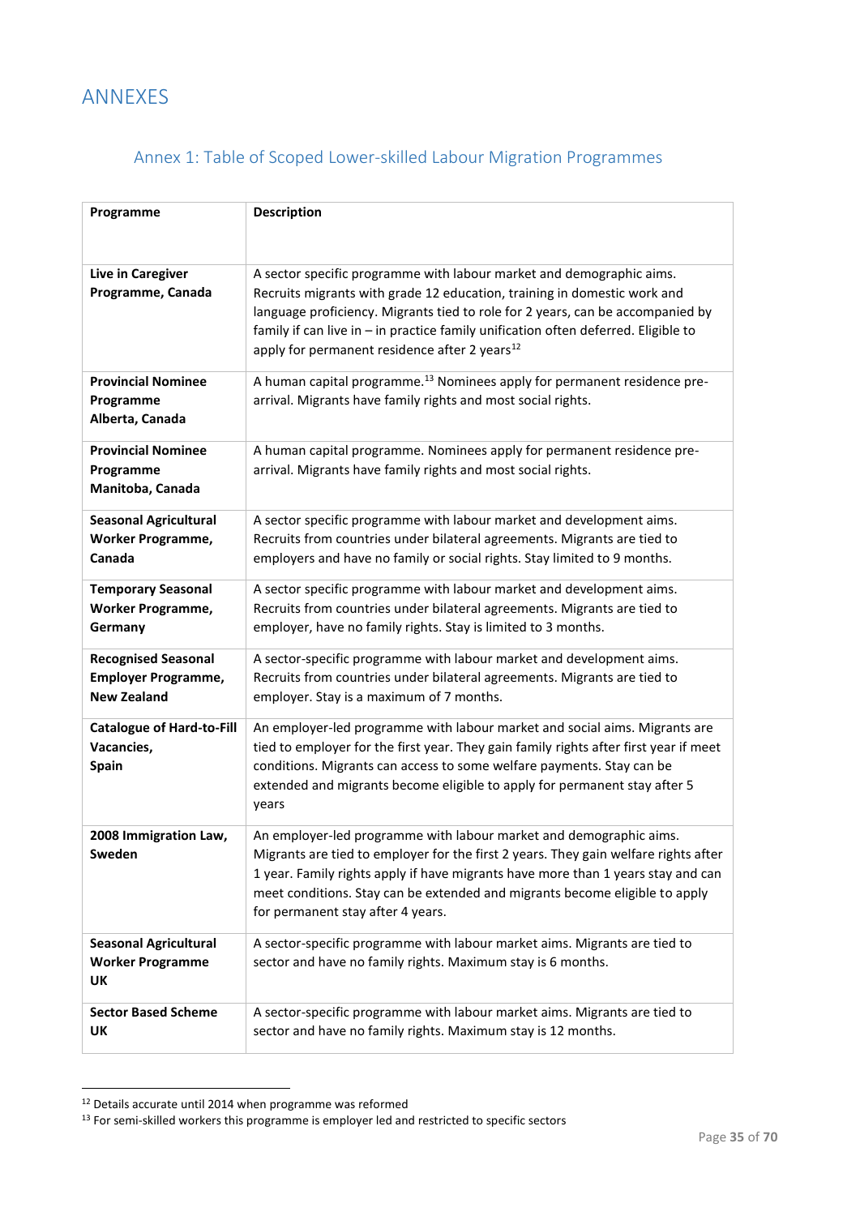# ANNEXES

## Annex 1: Table of Scoped Lower-skilled Labour Migration Programmes

| Programme | Description |
|---|---|
| **Live in Caregiver Programme, Canada** | A sector specific programme with labour market and demographic aims. Recruits migrants with grade 12 education, training in domestic work and language proficiency. Migrants tied to role for 2 years, can be accompanied by family if can live in – in practice family unification often deferred. Eligible to apply for permanent residence after 2 years[12] |
| **Provincial Nominee Programme Alberta, Canada** | A human capital programme.[13] Nominees apply for permanent residence pre-arrival. Migrants have family rights and most social rights. |
| **Provincial Nominee Programme Manitoba, Canada** | A human capital programme. Nominees apply for permanent residence pre-arrival. Migrants have family rights and most social rights. |
| **Seasonal Agricultural Worker Programme, Canada** | A sector specific programme with labour market and development aims. Recruits from countries under bilateral agreements. Migrants are tied to employers and have no family or social rights. Stay limited to 9 months. |
| **Temporary Seasonal Worker Programme, Germany** | A sector specific programme with labour market and development aims. Recruits from countries under bilateral agreements. Migrants are tied to employer, have no family rights. Stay is limited to 3 months. |
| **Recognised Seasonal Employer Programme, New Zealand** | A sector-specific programme with labour market and development aims. Recruits from countries under bilateral agreements. Migrants are tied to employer. Stay is a maximum of 7 months. |
| **Catalogue of Hard-to-Fill Vacancies, Spain** | An employer-led programme with labour market and social aims. Migrants are tied to employer for the first year. They gain family rights after first year if meet conditions. Migrants can access to some welfare payments. Stay can be extended and migrants become eligible to apply for permanent stay after 5 years |
| **2008 Immigration Law, Sweden** | An employer-led programme with labour market and demographic aims. Migrants are tied to employer for the first 2 years. They gain welfare rights after 1 year. Family rights apply if have migrants have more than 1 years stay and can meet conditions. Stay can be extended and migrants become eligible to apply for permanent stay after 4 years. |
| **Seasonal Agricultural Worker Programme UK** | A sector-specific programme with labour market aims. Migrants are tied to sector and have no family rights. Maximum stay is 6 months. |
| **Sector Based Scheme UK** | A sector-specific programme with labour market aims. Migrants are tied to sector and have no family rights. Maximum stay is 12 months. |

[12] Details accurate until 2014 when programme was reformed

[13] For semi-skilled workers this programme is employer led and restricted to specific sectors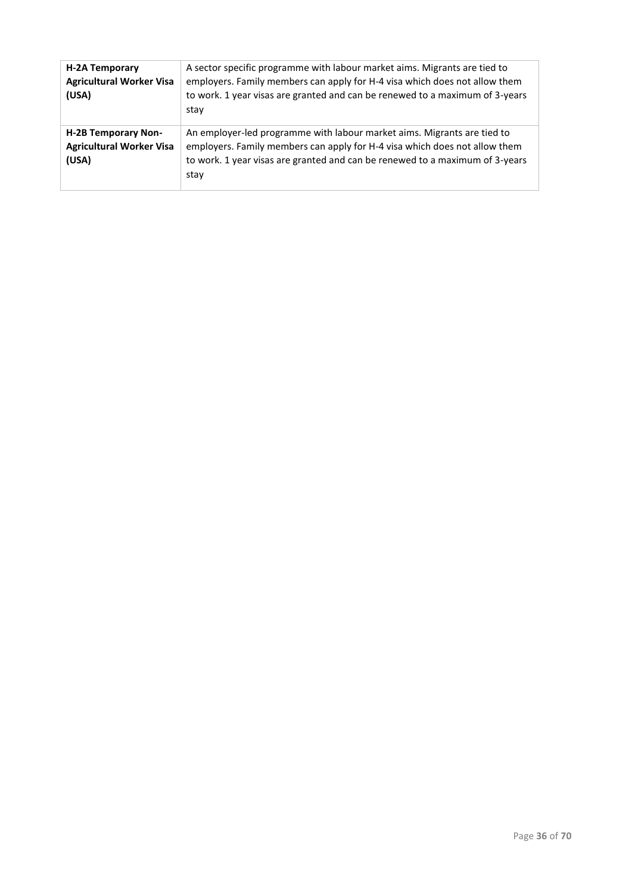| | |
|---|---|
| **H-2A Temporary Agricultural Worker Visa (USA)** | A sector specific programme with labour market aims. Migrants are tied to employers. Family members can apply for H-4 visa which does not allow them to work. 1 year visas are granted and can be renewed to a maximum of 3-years stay |
| **H-2B Temporary Non-Agricultural Worker Visa (USA)** | An employer-led programme with labour market aims. Migrants are tied to employers. Family members can apply for H-4 visa which does not allow them to work. 1 year visas are granted and can be renewed to a maximum of 3-years stay |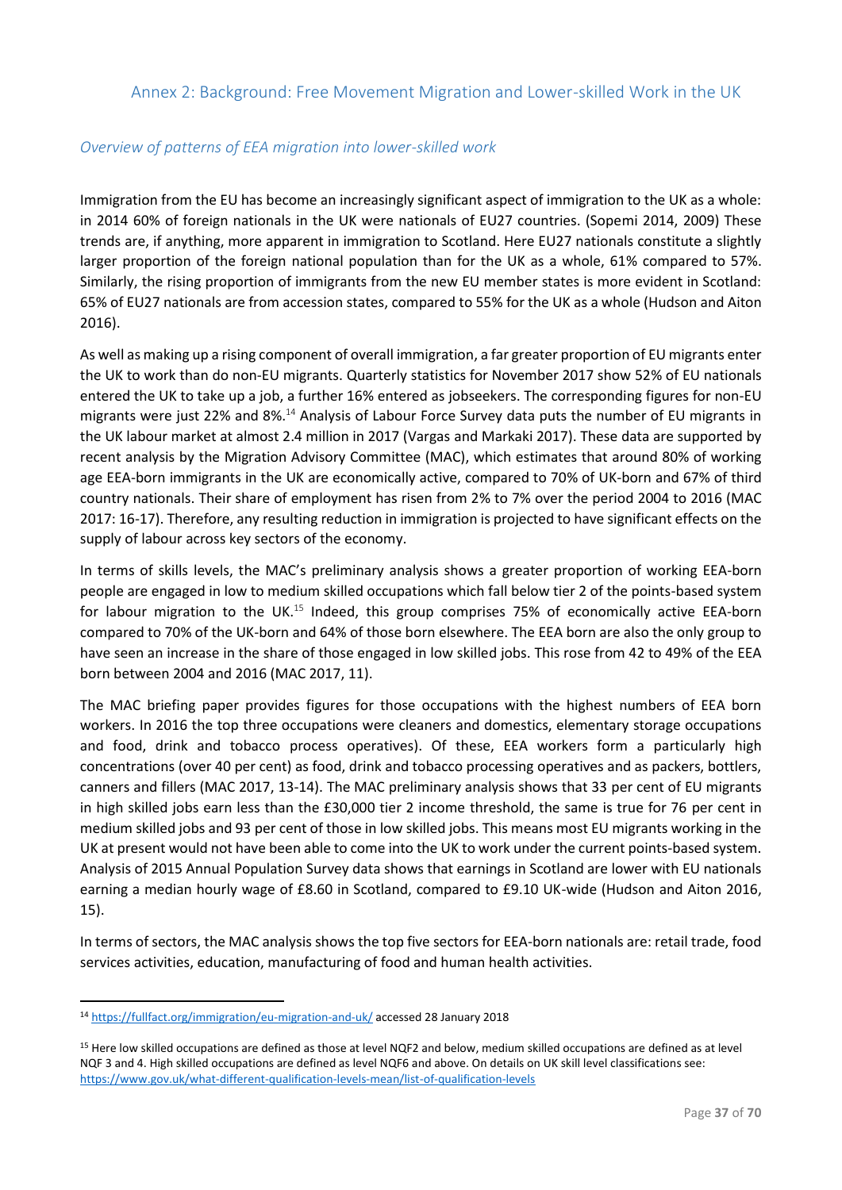## Annex 2: Background: Free Movement Migration and Lower-skilled Work in the UK

### *Overview of patterns of EEA migration into lower-skilled work*

Immigration from the EU has become an increasingly significant aspect of immigration to the UK as a whole: in 2014 60% of foreign nationals in the UK were nationals of EU27 countries. (Sopemi 2014, 2009) These trends are, if anything, more apparent in immigration to Scotland. Here EU27 nationals constitute a slightly larger proportion of the foreign national population than for the UK as a whole, 61% compared to 57%. Similarly, the rising proportion of immigrants from the new EU member states is more evident in Scotland: 65% of EU27 nationals are from accession states, compared to 55% for the UK as a whole (Hudson and Aiton 2016).

As well as making up a rising component of overall immigration, a far greater proportion of EU migrants enter the UK to work than do non-EU migrants. Quarterly statistics for November 2017 show 52% of EU nationals entered the UK to take up a job, a further 16% entered as jobseekers. The corresponding figures for non-EU migrants were just 22% and 8%.[14] Analysis of Labour Force Survey data puts the number of EU migrants in the UK labour market at almost 2.4 million in 2017 (Vargas and Markaki 2017). These data are supported by recent analysis by the Migration Advisory Committee (MAC), which estimates that around 80% of working age EEA-born immigrants in the UK are economically active, compared to 70% of UK-born and 67% of third country nationals. Their share of employment has risen from 2% to 7% over the period 2004 to 2016 (MAC 2017: 16-17). Therefore, any resulting reduction in immigration is projected to have significant effects on the supply of labour across key sectors of the economy.

In terms of skills levels, the MAC's preliminary analysis shows a greater proportion of working EEA-born people are engaged in low to medium skilled occupations which fall below tier 2 of the points-based system for labour migration to the UK.[15] Indeed, this group comprises 75% of economically active EEA-born compared to 70% of the UK-born and 64% of those born elsewhere. The EEA born are also the only group to have seen an increase in the share of those engaged in low skilled jobs. This rose from 42 to 49% of the EEA born between 2004 and 2016 (MAC 2017, 11).

The MAC briefing paper provides figures for those occupations with the highest numbers of EEA born workers. In 2016 the top three occupations were cleaners and domestics, elementary storage occupations and food, drink and tobacco process operatives). Of these, EEA workers form a particularly high concentrations (over 40 per cent) as food, drink and tobacco processing operatives and as packers, bottlers, canners and fillers (MAC 2017, 13-14). The MAC preliminary analysis shows that 33 per cent of EU migrants in high skilled jobs earn less than the £30,000 tier 2 income threshold, the same is true for 76 per cent in medium skilled jobs and 93 per cent of those in low skilled jobs. This means most EU migrants working in the UK at present would not have been able to come into the UK to work under the current points-based system. Analysis of 2015 Annual Population Survey data shows that earnings in Scotland are lower with EU nationals earning a median hourly wage of £8.60 in Scotland, compared to £9.10 UK-wide (Hudson and Aiton 2016, 15).

In terms of sectors, the MAC analysis shows the top five sectors for EEA-born nationals are: retail trade, food services activities, education, manufacturing of food and human health activities.

---

[14] https://fullfact.org/immigration/eu-migration-and-uk/ accessed 28 January 2018

[15] Here low skilled occupations are defined as those at level NQF2 and below, medium skilled occupations are defined as at level NQF 3 and 4. High skilled occupations are defined as level NQF6 and above. On details on UK skill level classifications see: https://www.gov.uk/what-different-qualification-levels-mean/list-of-qualification-levels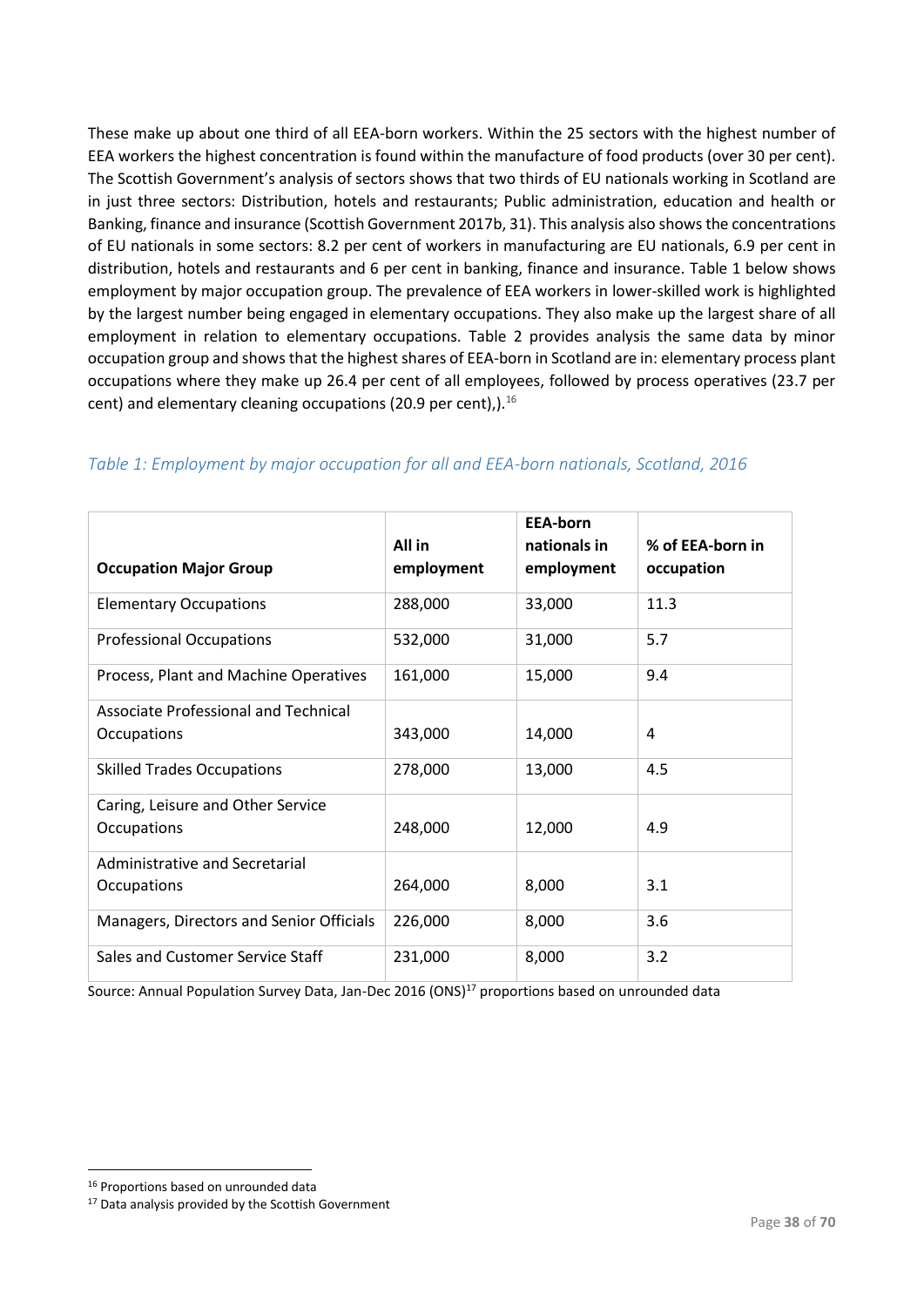These make up about one third of all EEA-born workers. Within the 25 sectors with the highest number of EEA workers the highest concentration is found within the manufacture of food products (over 30 per cent). The Scottish Government's analysis of sectors shows that two thirds of EU nationals working in Scotland are in just three sectors: Distribution, hotels and restaurants; Public administration, education and health or Banking, finance and insurance (Scottish Government 2017b, 31). This analysis also shows the concentrations of EU nationals in some sectors: 8.2 per cent of workers in manufacturing are EU nationals, 6.9 per cent in distribution, hotels and restaurants and 6 per cent in banking, finance and insurance. Table 1 below shows employment by major occupation group. The prevalence of EEA workers in lower-skilled work is highlighted by the largest number being engaged in elementary occupations. They also make up the largest share of all employment in relation to elementary occupations. Table 2 provides analysis the same data by minor occupation group and shows that the highest shares of EEA-born in Scotland are in: elementary process plant occupations where they make up 26.4 per cent of all employees, followed by process operatives (23.7 per cent) and elementary cleaning occupations (20.9 per cent),).[16]

*Table 1: Employment by major occupation for all and EEA-born nationals, Scotland, 2016*

| Occupation Major Group | All in employment | EEA-born nationals in employment | % of EEA-born in occupation |
|---|---|---|---|
| Elementary Occupations | 288,000 | 33,000 | 11.3 |
| Professional Occupations | 532,000 | 31,000 | 5.7 |
| Process, Plant and Machine Operatives | 161,000 | 15,000 | 9.4 |
| Associate Professional and Technical Occupations | 343,000 | 14,000 | 4 |
| Skilled Trades Occupations | 278,000 | 13,000 | 4.5 |
| Caring, Leisure and Other Service Occupations | 248,000 | 12,000 | 4.9 |
| Administrative and Secretarial Occupations | 264,000 | 8,000 | 3.1 |
| Managers, Directors and Senior Officials | 226,000 | 8,000 | 3.6 |
| Sales and Customer Service Staff | 231,000 | 8,000 | 3.2 |

Source: Annual Population Survey Data, Jan-Dec 2016 (ONS)[17] proportions based on unrounded data

[16] Proportions based on unrounded data

[17] Data analysis provided by the Scottish Government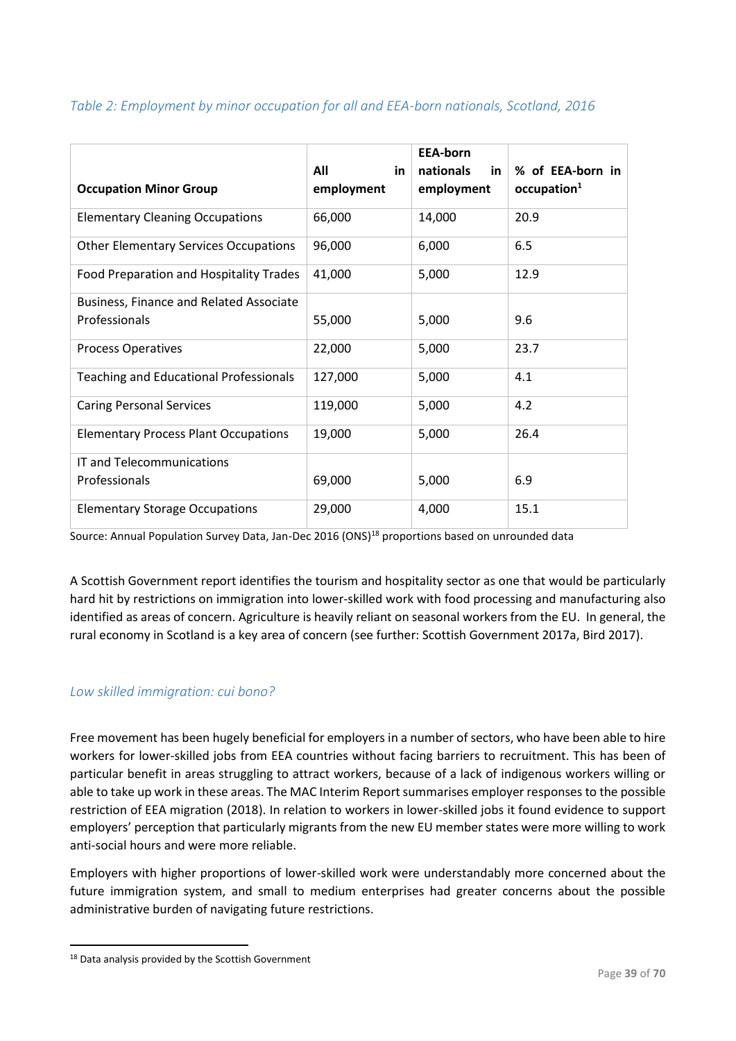*Table 2: Employment by minor occupation for all and EEA-born nationals, Scotland, 2016*

| Occupation Minor Group | All in employment | EEA-born nationals in employment | % of EEA-born in occupation[1] |
|---|---|---|---|
| Elementary Cleaning Occupations | 66,000 | 14,000 | 20.9 |
| Other Elementary Services Occupations | 96,000 | 6,000 | 6.5 |
| Food Preparation and Hospitality Trades | 41,000 | 5,000 | 12.9 |
| Business, Finance and Related Associate Professionals | 55,000 | 5,000 | 9.6 |
| Process Operatives | 22,000 | 5,000 | 23.7 |
| Teaching and Educational Professionals | 127,000 | 5,000 | 4.1 |
| Caring Personal Services | 119,000 | 5,000 | 4.2 |
| Elementary Process Plant Occupations | 19,000 | 5,000 | 26.4 |
| IT and Telecommunications Professionals | 69,000 | 5,000 | 6.9 |
| Elementary Storage Occupations | 29,000 | 4,000 | 15.1 |

Source: Annual Population Survey Data, Jan-Dec 2016 (ONS)[18] proportions based on unrounded data

A Scottish Government report identifies the tourism and hospitality sector as one that would be particularly hard hit by restrictions on immigration into lower-skilled work with food processing and manufacturing also identified as areas of concern. Agriculture is heavily reliant on seasonal workers from the EU. In general, the rural economy in Scotland is a key area of concern (see further: Scottish Government 2017a, Bird 2017).

## *Low skilled immigration: cui bono?*

Free movement has been hugely beneficial for employers in a number of sectors, who have been able to hire workers for lower-skilled jobs from EEA countries without facing barriers to recruitment. This has been of particular benefit in areas struggling to attract workers, because of a lack of indigenous workers willing or able to take up work in these areas. The MAC Interim Report summarises employer responses to the possible restriction of EEA migration (2018). In relation to workers in lower-skilled jobs it found evidence to support employers' perception that particularly migrants from the new EU member states were more willing to work anti-social hours and were more reliable.

Employers with higher proportions of lower-skilled work were understandably more concerned about the future immigration system, and small to medium enterprises had greater concerns about the possible administrative burden of navigating future restrictions.

[18] Data analysis provided by the Scottish Government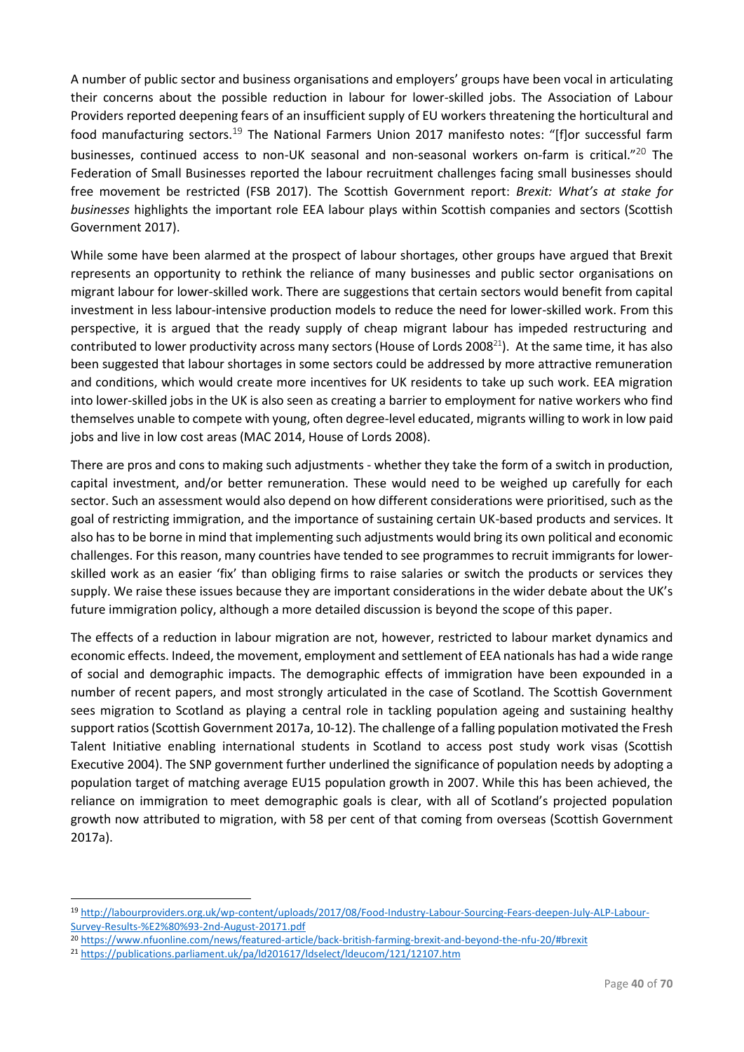A number of public sector and business organisations and employers' groups have been vocal in articulating their concerns about the possible reduction in labour for lower-skilled jobs. The Association of Labour Providers reported deepening fears of an insufficient supply of EU workers threatening the horticultural and food manufacturing sectors.[19] The National Farmers Union 2017 manifesto notes: "[f]or successful farm businesses, continued access to non-UK seasonal and non-seasonal workers on-farm is critical."[20] The Federation of Small Businesses reported the labour recruitment challenges facing small businesses should free movement be restricted (FSB 2017). The Scottish Government report: *Brexit: What's at stake for businesses* highlights the important role EEA labour plays within Scottish companies and sectors (Scottish Government 2017).

While some have been alarmed at the prospect of labour shortages, other groups have argued that Brexit represents an opportunity to rethink the reliance of many businesses and public sector organisations on migrant labour for lower-skilled work. There are suggestions that certain sectors would benefit from capital investment in less labour-intensive production models to reduce the need for lower-skilled work. From this perspective, it is argued that the ready supply of cheap migrant labour has impeded restructuring and contributed to lower productivity across many sectors (House of Lords 2008[21]). At the same time, it has also been suggested that labour shortages in some sectors could be addressed by more attractive remuneration and conditions, which would create more incentives for UK residents to take up such work. EEA migration into lower-skilled jobs in the UK is also seen as creating a barrier to employment for native workers who find themselves unable to compete with young, often degree-level educated, migrants willing to work in low paid jobs and live in low cost areas (MAC 2014, House of Lords 2008).

There are pros and cons to making such adjustments - whether they take the form of a switch in production, capital investment, and/or better remuneration. These would need to be weighed up carefully for each sector. Such an assessment would also depend on how different considerations were prioritised, such as the goal of restricting immigration, and the importance of sustaining certain UK-based products and services. It also has to be borne in mind that implementing such adjustments would bring its own political and economic challenges. For this reason, many countries have tended to see programmes to recruit immigrants for lower-skilled work as an easier 'fix' than obliging firms to raise salaries or switch the products or services they supply. We raise these issues because they are important considerations in the wider debate about the UK's future immigration policy, although a more detailed discussion is beyond the scope of this paper.

The effects of a reduction in labour migration are not, however, restricted to labour market dynamics and economic effects. Indeed, the movement, employment and settlement of EEA nationals has had a wide range of social and demographic impacts. The demographic effects of immigration have been expounded in a number of recent papers, and most strongly articulated in the case of Scotland. The Scottish Government sees migration to Scotland as playing a central role in tackling population ageing and sustaining healthy support ratios (Scottish Government 2017a, 10-12). The challenge of a falling population motivated the Fresh Talent Initiative enabling international students in Scotland to access post study work visas (Scottish Executive 2004). The SNP government further underlined the significance of population needs by adopting a population target of matching average EU15 population growth in 2007. While this has been achieved, the reliance on immigration to meet demographic goals is clear, with all of Scotland's projected population growth now attributed to migration, with 58 per cent of that coming from overseas (Scottish Government 2017a).

---

[19] http://labourproviders.org.uk/wp-content/uploads/2017/08/Food-Industry-Labour-Sourcing-Fears-deepen-July-ALP-Labour-Survey-Results-%E2%80%93-2nd-August-20171.pdf

[20] https://www.nfuonline.com/news/featured-article/back-british-farming-brexit-and-beyond-the-nfu-20/#brexit

[21] https://publications.parliament.uk/pa/ld201617/ldselect/ldeucom/121/12107.htm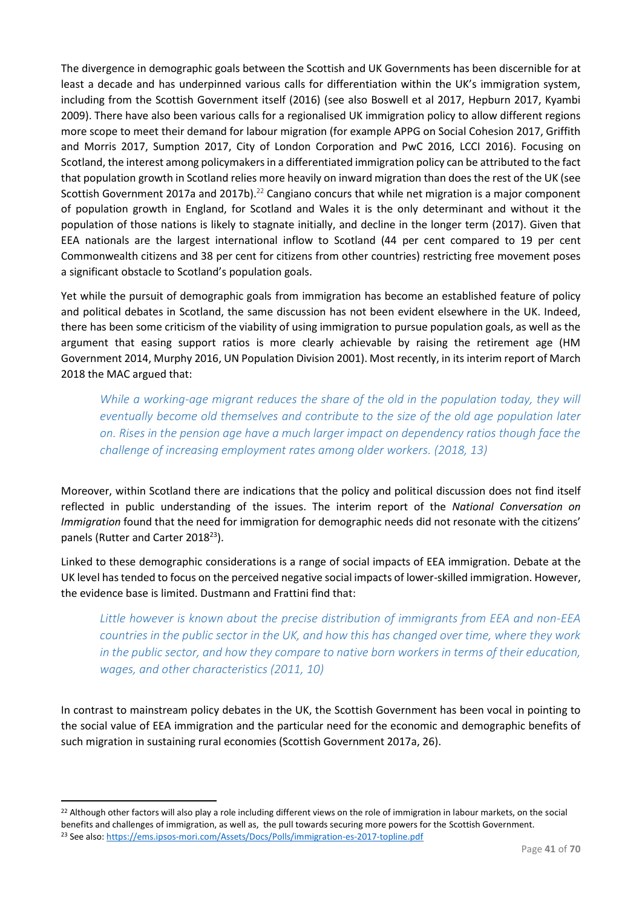The divergence in demographic goals between the Scottish and UK Governments has been discernible for at least a decade and has underpinned various calls for differentiation within the UK's immigration system, including from the Scottish Government itself (2016) (see also Boswell et al 2017, Hepburn 2017, Kyambi 2009). There have also been various calls for a regionalised UK immigration policy to allow different regions more scope to meet their demand for labour migration (for example APPG on Social Cohesion 2017, Griffith and Morris 2017, Sumption 2017, City of London Corporation and PwC 2016, LCCI 2016). Focusing on Scotland, the interest among policymakers in a differentiated immigration policy can be attributed to the fact that population growth in Scotland relies more heavily on inward migration than does the rest of the UK (see Scottish Government 2017a and 2017b).[22] Cangiano concurs that while net migration is a major component of population growth in England, for Scotland and Wales it is the only determinant and without it the population of those nations is likely to stagnate initially, and decline in the longer term (2017). Given that EEA nationals are the largest international inflow to Scotland (44 per cent compared to 19 per cent Commonwealth citizens and 38 per cent for citizens from other countries) restricting free movement poses a significant obstacle to Scotland's population goals.

Yet while the pursuit of demographic goals from immigration has become an established feature of policy and political debates in Scotland, the same discussion has not been evident elsewhere in the UK. Indeed, there has been some criticism of the viability of using immigration to pursue population goals, as well as the argument that easing support ratios is more clearly achievable by raising the retirement age (HM Government 2014, Murphy 2016, UN Population Division 2001). Most recently, in its interim report of March 2018 the MAC argued that:

> *While a working-age migrant reduces the share of the old in the population today, they will eventually become old themselves and contribute to the size of the old age population later on. Rises in the pension age have a much larger impact on dependency ratios though face the challenge of increasing employment rates among older workers. (2018, 13)*

Moreover, within Scotland there are indications that the policy and political discussion does not find itself reflected in public understanding of the issues. The interim report of the *National Conversation on Immigration* found that the need for immigration for demographic needs did not resonate with the citizens' panels (Rutter and Carter 2018[23]).

Linked to these demographic considerations is a range of social impacts of EEA immigration. Debate at the UK level has tended to focus on the perceived negative social impacts of lower-skilled immigration. However, the evidence base is limited. Dustmann and Frattini find that:

> *Little however is known about the precise distribution of immigrants from EEA and non-EEA countries in the public sector in the UK, and how this has changed over time, where they work in the public sector, and how they compare to native born workers in terms of their education, wages, and other characteristics (2011, 10)*

In contrast to mainstream policy debates in the UK, the Scottish Government has been vocal in pointing to the social value of EEA immigration and the particular need for the economic and demographic benefits of such migration in sustaining rural economies (Scottish Government 2017a, 26).

---

[22] Although other factors will also play a role including different views on the role of immigration in labour markets, on the social benefits and challenges of immigration, as well as, the pull towards securing more powers for the Scottish Government.

[23] See also: https://ems.ipsos-mori.com/Assets/Docs/Polls/immigration-es-2017-topline.pdf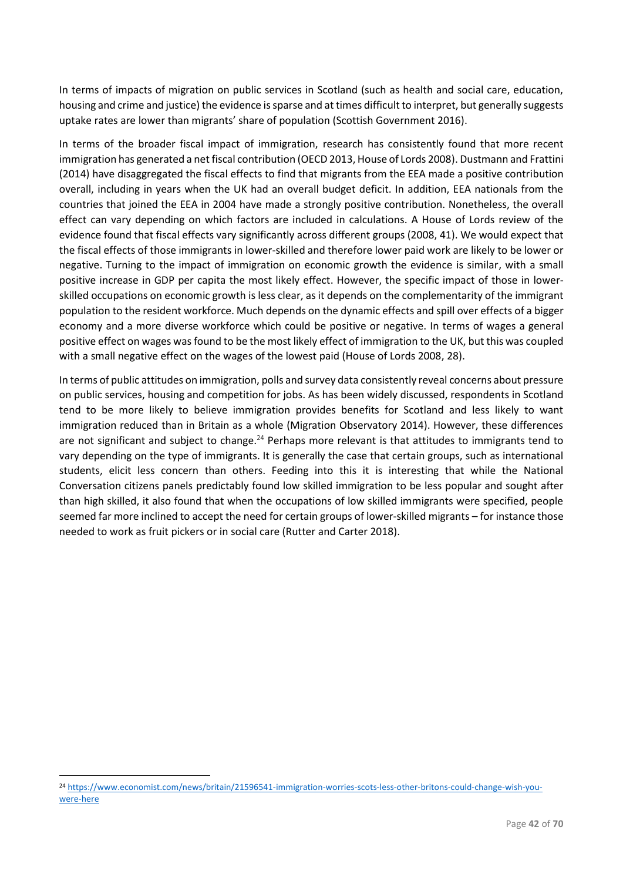In terms of impacts of migration on public services in Scotland (such as health and social care, education, housing and crime and justice) the evidence is sparse and at times difficult to interpret, but generally suggests uptake rates are lower than migrants' share of population (Scottish Government 2016).

In terms of the broader fiscal impact of immigration, research has consistently found that more recent immigration has generated a net fiscal contribution (OECD 2013, House of Lords 2008). Dustmann and Frattini (2014) have disaggregated the fiscal effects to find that migrants from the EEA made a positive contribution overall, including in years when the UK had an overall budget deficit. In addition, EEA nationals from the countries that joined the EEA in 2004 have made a strongly positive contribution. Nonetheless, the overall effect can vary depending on which factors are included in calculations. A House of Lords review of the evidence found that fiscal effects vary significantly across different groups (2008, 41). We would expect that the fiscal effects of those immigrants in lower-skilled and therefore lower paid work are likely to be lower or negative. Turning to the impact of immigration on economic growth the evidence is similar, with a small positive increase in GDP per capita the most likely effect. However, the specific impact of those in lower-skilled occupations on economic growth is less clear, as it depends on the complementarity of the immigrant population to the resident workforce. Much depends on the dynamic effects and spill over effects of a bigger economy and a more diverse workforce which could be positive or negative. In terms of wages a general positive effect on wages was found to be the most likely effect of immigration to the UK, but this was coupled with a small negative effect on the wages of the lowest paid (House of Lords 2008, 28).

In terms of public attitudes on immigration, polls and survey data consistently reveal concerns about pressure on public services, housing and competition for jobs. As has been widely discussed, respondents in Scotland tend to be more likely to believe immigration provides benefits for Scotland and less likely to want immigration reduced than in Britain as a whole (Migration Observatory 2014). However, these differences are not significant and subject to change.[24] Perhaps more relevant is that attitudes to immigrants tend to vary depending on the type of immigrants. It is generally the case that certain groups, such as international students, elicit less concern than others. Feeding into this it is interesting that while the National Conversation citizens panels predictably found low skilled immigration to be less popular and sought after than high skilled, it also found that when the occupations of low skilled immigrants were specified, people seemed far more inclined to accept the need for certain groups of lower-skilled migrants – for instance those needed to work as fruit pickers or in social care (Rutter and Carter 2018).

[24] https://www.economist.com/news/britain/21596541-immigration-worries-scots-less-other-britons-could-change-wish-you-were-here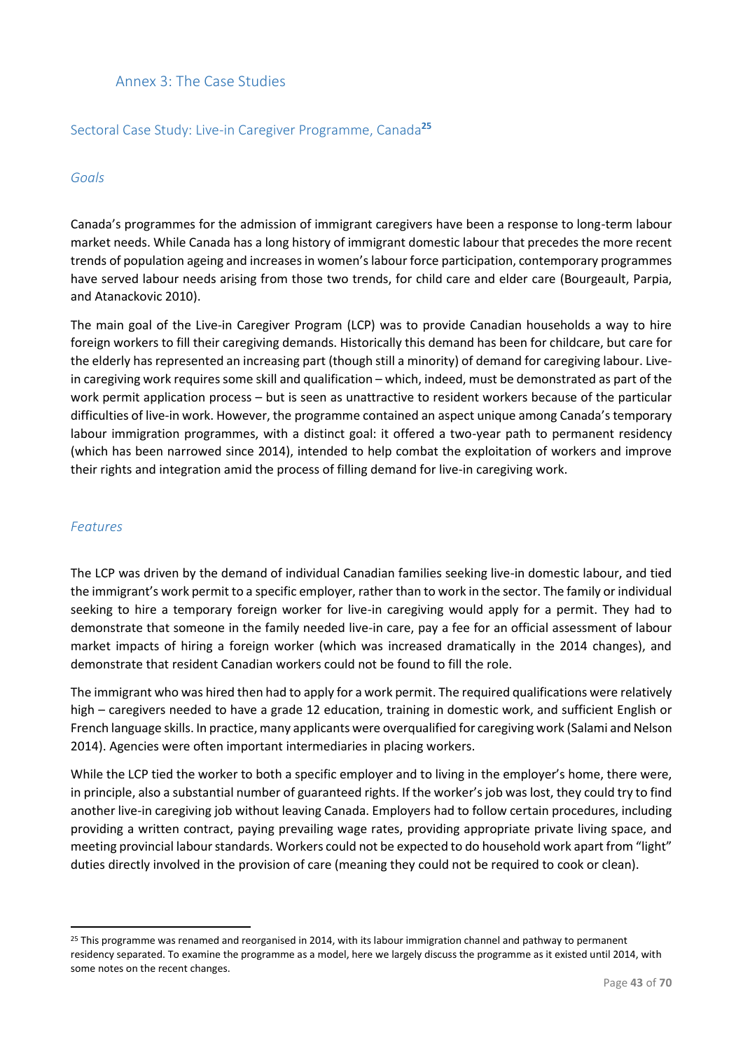## Annex 3: The Case Studies

### Sectoral Case Study: Live-in Caregiver Programme, Canada[25]

#### *Goals*

Canada's programmes for the admission of immigrant caregivers have been a response to long-term labour market needs. While Canada has a long history of immigrant domestic labour that precedes the more recent trends of population ageing and increases in women's labour force participation, contemporary programmes have served labour needs arising from those two trends, for child care and elder care (Bourgeault, Parpia, and Atanackovic 2010).

The main goal of the Live-in Caregiver Program (LCP) was to provide Canadian households a way to hire foreign workers to fill their caregiving demands. Historically this demand has been for childcare, but care for the elderly has represented an increasing part (though still a minority) of demand for caregiving labour. Live-in caregiving work requires some skill and qualification – which, indeed, must be demonstrated as part of the work permit application process – but is seen as unattractive to resident workers because of the particular difficulties of live-in work. However, the programme contained an aspect unique among Canada's temporary labour immigration programmes, with a distinct goal: it offered a two-year path to permanent residency (which has been narrowed since 2014), intended to help combat the exploitation of workers and improve their rights and integration amid the process of filling demand for live-in caregiving work.

#### *Features*

The LCP was driven by the demand of individual Canadian families seeking live-in domestic labour, and tied the immigrant's work permit to a specific employer, rather than to work in the sector. The family or individual seeking to hire a temporary foreign worker for live-in caregiving would apply for a permit. They had to demonstrate that someone in the family needed live-in care, pay a fee for an official assessment of labour market impacts of hiring a foreign worker (which was increased dramatically in the 2014 changes), and demonstrate that resident Canadian workers could not be found to fill the role.

The immigrant who was hired then had to apply for a work permit. The required qualifications were relatively high – caregivers needed to have a grade 12 education, training in domestic work, and sufficient English or French language skills. In practice, many applicants were overqualified for caregiving work (Salami and Nelson 2014). Agencies were often important intermediaries in placing workers.

While the LCP tied the worker to both a specific employer and to living in the employer's home, there were, in principle, also a substantial number of guaranteed rights. If the worker's job was lost, they could try to find another live-in caregiving job without leaving Canada. Employers had to follow certain procedures, including providing a written contract, paying prevailing wage rates, providing appropriate private living space, and meeting provincial labour standards. Workers could not be expected to do household work apart from "light" duties directly involved in the provision of care (meaning they could not be required to cook or clean).

---

[25] This programme was renamed and reorganised in 2014, with its labour immigration channel and pathway to permanent residency separated. To examine the programme as a model, here we largely discuss the programme as it existed until 2014, with some notes on the recent changes.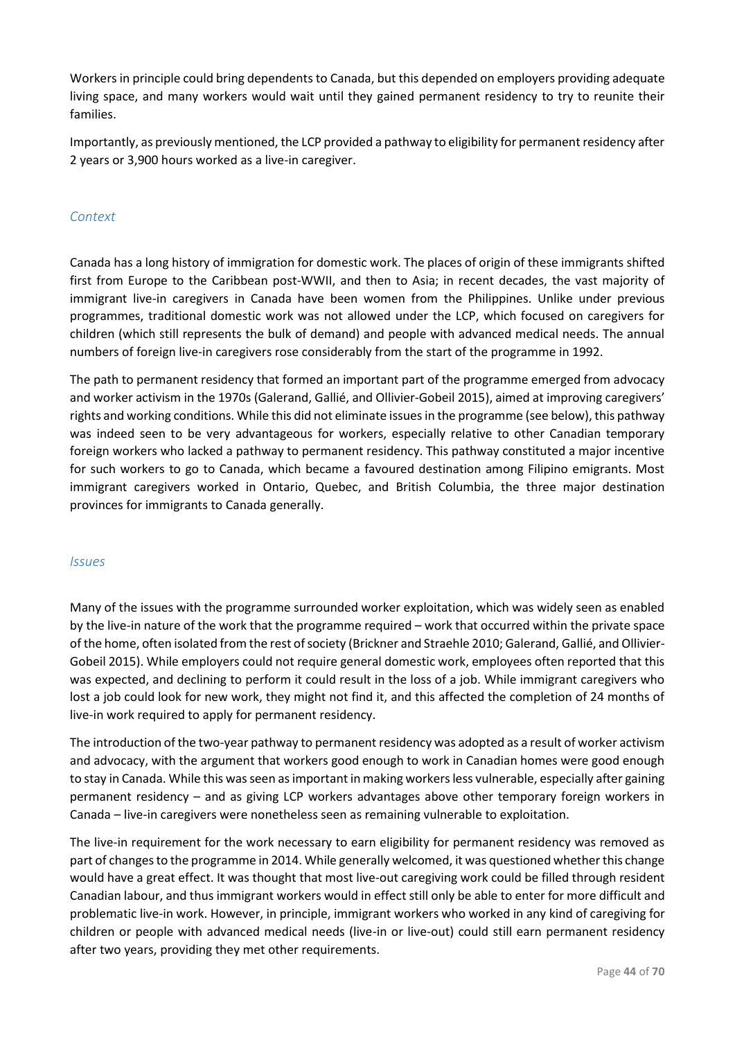Workers in principle could bring dependents to Canada, but this depended on employers providing adequate living space, and many workers would wait until they gained permanent residency to try to reunite their families.

Importantly, as previously mentioned, the LCP provided a pathway to eligibility for permanent residency after 2 years or 3,900 hours worked as a live-in caregiver.

### *Context*

Canada has a long history of immigration for domestic work. The places of origin of these immigrants shifted first from Europe to the Caribbean post-WWII, and then to Asia; in recent decades, the vast majority of immigrant live-in caregivers in Canada have been women from the Philippines. Unlike under previous programmes, traditional domestic work was not allowed under the LCP, which focused on caregivers for children (which still represents the bulk of demand) and people with advanced medical needs. The annual numbers of foreign live-in caregivers rose considerably from the start of the programme in 1992.

The path to permanent residency that formed an important part of the programme emerged from advocacy and worker activism in the 1970s (Galerand, Gallié, and Ollivier-Gobeil 2015), aimed at improving caregivers' rights and working conditions. While this did not eliminate issues in the programme (see below), this pathway was indeed seen to be very advantageous for workers, especially relative to other Canadian temporary foreign workers who lacked a pathway to permanent residency. This pathway constituted a major incentive for such workers to go to Canada, which became a favoured destination among Filipino emigrants. Most immigrant caregivers worked in Ontario, Quebec, and British Columbia, the three major destination provinces for immigrants to Canada generally.

### *Issues*

Many of the issues with the programme surrounded worker exploitation, which was widely seen as enabled by the live-in nature of the work that the programme required – work that occurred within the private space of the home, often isolated from the rest of society (Brickner and Straehle 2010; Galerand, Gallié, and Ollivier-Gobeil 2015). While employers could not require general domestic work, employees often reported that this was expected, and declining to perform it could result in the loss of a job. While immigrant caregivers who lost a job could look for new work, they might not find it, and this affected the completion of 24 months of live-in work required to apply for permanent residency.

The introduction of the two-year pathway to permanent residency was adopted as a result of worker activism and advocacy, with the argument that workers good enough to work in Canadian homes were good enough to stay in Canada. While this was seen as important in making workers less vulnerable, especially after gaining permanent residency – and as giving LCP workers advantages above other temporary foreign workers in Canada – live-in caregivers were nonetheless seen as remaining vulnerable to exploitation.

The live-in requirement for the work necessary to earn eligibility for permanent residency was removed as part of changes to the programme in 2014. While generally welcomed, it was questioned whether this change would have a great effect. It was thought that most live-out caregiving work could be filled through resident Canadian labour, and thus immigrant workers would in effect still only be able to enter for more difficult and problematic live-in work. However, in principle, immigrant workers who worked in any kind of caregiving for children or people with advanced medical needs (live-in or live-out) could still earn permanent residency after two years, providing they met other requirements.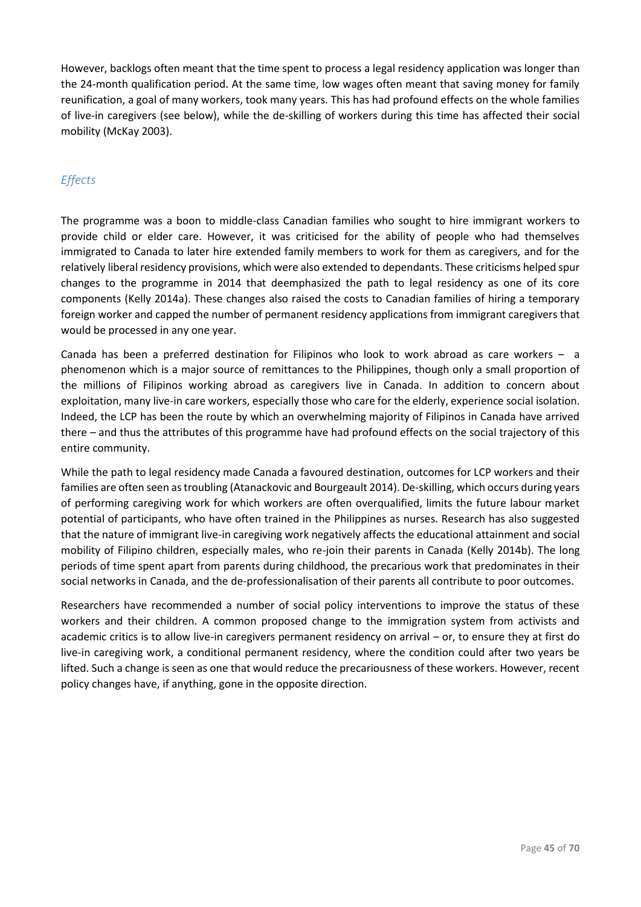However, backlogs often meant that the time spent to process a legal residency application was longer than the 24-month qualification period. At the same time, low wages often meant that saving money for family reunification, a goal of many workers, took many years. This has had profound effects on the whole families of live-in caregivers (see below), while the de-skilling of workers during this time has affected their social mobility (McKay 2003).

### *Effects*

The programme was a boon to middle-class Canadian families who sought to hire immigrant workers to provide child or elder care. However, it was criticised for the ability of people who had themselves immigrated to Canada to later hire extended family members to work for them as caregivers, and for the relatively liberal residency provisions, which were also extended to dependants. These criticisms helped spur changes to the programme in 2014 that deemphasized the path to legal residency as one of its core components (Kelly 2014a). These changes also raised the costs to Canadian families of hiring a temporary foreign worker and capped the number of permanent residency applications from immigrant caregivers that would be processed in any one year.

Canada has been a preferred destination for Filipinos who look to work abroad as care workers – a phenomenon which is a major source of remittances to the Philippines, though only a small proportion of the millions of Filipinos working abroad as caregivers live in Canada. In addition to concern about exploitation, many live-in care workers, especially those who care for the elderly, experience social isolation. Indeed, the LCP has been the route by which an overwhelming majority of Filipinos in Canada have arrived there – and thus the attributes of this programme have had profound effects on the social trajectory of this entire community.

While the path to legal residency made Canada a favoured destination, outcomes for LCP workers and their families are often seen as troubling (Atanackovic and Bourgeault 2014). De-skilling, which occurs during years of performing caregiving work for which workers are often overqualified, limits the future labour market potential of participants, who have often trained in the Philippines as nurses. Research has also suggested that the nature of immigrant live-in caregiving work negatively affects the educational attainment and social mobility of Filipino children, especially males, who re-join their parents in Canada (Kelly 2014b). The long periods of time spent apart from parents during childhood, the precarious work that predominates in their social networks in Canada, and the de-professionalisation of their parents all contribute to poor outcomes.

Researchers have recommended a number of social policy interventions to improve the status of these workers and their children. A common proposed change to the immigration system from activists and academic critics is to allow live-in caregivers permanent residency on arrival – or, to ensure they at first do live-in caregiving work, a conditional permanent residency, where the condition could after two years be lifted. Such a change is seen as one that would reduce the precariousness of these workers. However, recent policy changes have, if anything, gone in the opposite direction.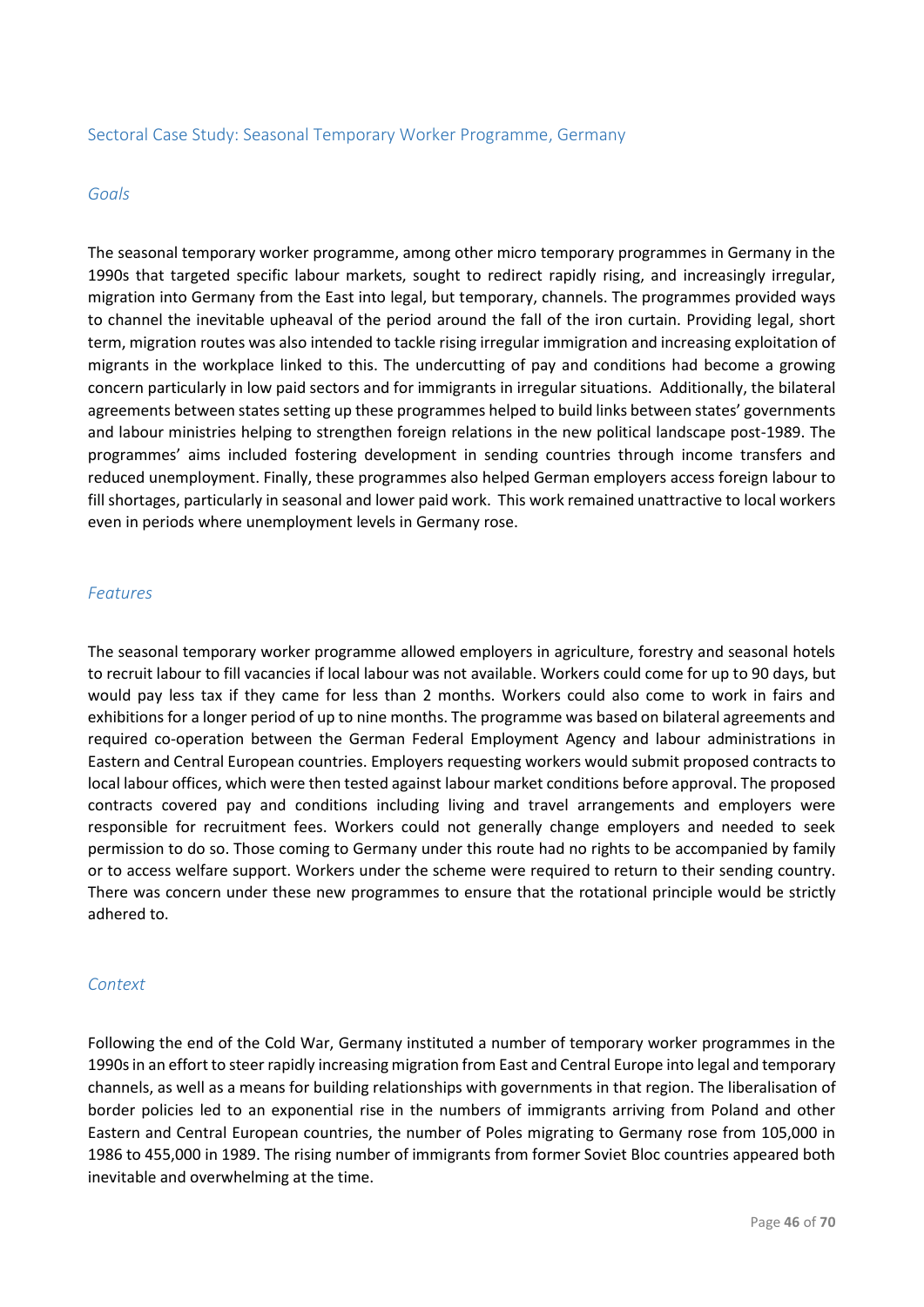## Sectoral Case Study: Seasonal Temporary Worker Programme, Germany

### *Goals*

The seasonal temporary worker programme, among other micro temporary programmes in Germany in the 1990s that targeted specific labour markets, sought to redirect rapidly rising, and increasingly irregular, migration into Germany from the East into legal, but temporary, channels. The programmes provided ways to channel the inevitable upheaval of the period around the fall of the iron curtain. Providing legal, short term, migration routes was also intended to tackle rising irregular immigration and increasing exploitation of migrants in the workplace linked to this. The undercutting of pay and conditions had become a growing concern particularly in low paid sectors and for immigrants in irregular situations. Additionally, the bilateral agreements between states setting up these programmes helped to build links between states' governments and labour ministries helping to strengthen foreign relations in the new political landscape post-1989. The programmes' aims included fostering development in sending countries through income transfers and reduced unemployment. Finally, these programmes also helped German employers access foreign labour to fill shortages, particularly in seasonal and lower paid work. This work remained unattractive to local workers even in periods where unemployment levels in Germany rose.

### *Features*

The seasonal temporary worker programme allowed employers in agriculture, forestry and seasonal hotels to recruit labour to fill vacancies if local labour was not available. Workers could come for up to 90 days, but would pay less tax if they came for less than 2 months. Workers could also come to work in fairs and exhibitions for a longer period of up to nine months. The programme was based on bilateral agreements and required co-operation between the German Federal Employment Agency and labour administrations in Eastern and Central European countries. Employers requesting workers would submit proposed contracts to local labour offices, which were then tested against labour market conditions before approval. The proposed contracts covered pay and conditions including living and travel arrangements and employers were responsible for recruitment fees. Workers could not generally change employers and needed to seek permission to do so. Those coming to Germany under this route had no rights to be accompanied by family or to access welfare support. Workers under the scheme were required to return to their sending country. There was concern under these new programmes to ensure that the rotational principle would be strictly adhered to.

### *Context*

Following the end of the Cold War, Germany instituted a number of temporary worker programmes in the 1990s in an effort to steer rapidly increasing migration from East and Central Europe into legal and temporary channels, as well as a means for building relationships with governments in that region. The liberalisation of border policies led to an exponential rise in the numbers of immigrants arriving from Poland and other Eastern and Central European countries, the number of Poles migrating to Germany rose from 105,000 in 1986 to 455,000 in 1989. The rising number of immigrants from former Soviet Bloc countries appeared both inevitable and overwhelming at the time.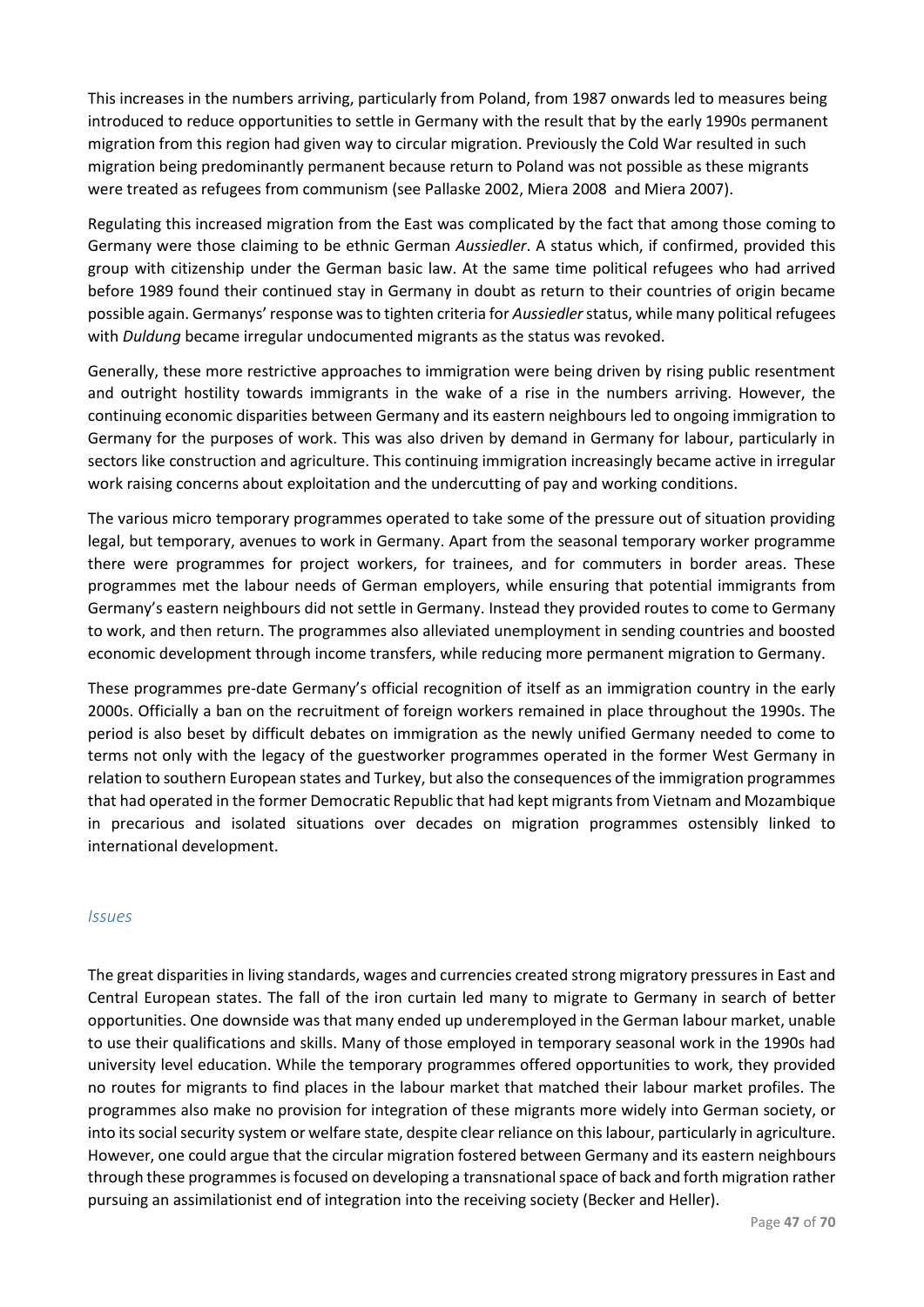This increases in the numbers arriving, particularly from Poland, from 1987 onwards led to measures being introduced to reduce opportunities to settle in Germany with the result that by the early 1990s permanent migration from this region had given way to circular migration. Previously the Cold War resulted in such migration being predominantly permanent because return to Poland was not possible as these migrants were treated as refugees from communism (see Pallaske 2002, Miera 2008 and Miera 2007).

Regulating this increased migration from the East was complicated by the fact that among those coming to Germany were those claiming to be ethnic German *Aussiedler*. A status which, if confirmed, provided this group with citizenship under the German basic law. At the same time political refugees who had arrived before 1989 found their continued stay in Germany in doubt as return to their countries of origin became possible again. Germanys' response was to tighten criteria for *Aussiedler* status, while many political refugees with *Duldung* became irregular undocumented migrants as the status was revoked.

Generally, these more restrictive approaches to immigration were being driven by rising public resentment and outright hostility towards immigrants in the wake of a rise in the numbers arriving. However, the continuing economic disparities between Germany and its eastern neighbours led to ongoing immigration to Germany for the purposes of work. This was also driven by demand in Germany for labour, particularly in sectors like construction and agriculture. This continuing immigration increasingly became active in irregular work raising concerns about exploitation and the undercutting of pay and working conditions.

The various micro temporary programmes operated to take some of the pressure out of situation providing legal, but temporary, avenues to work in Germany. Apart from the seasonal temporary worker programme there were programmes for project workers, for trainees, and for commuters in border areas. These programmes met the labour needs of German employers, while ensuring that potential immigrants from Germany's eastern neighbours did not settle in Germany. Instead they provided routes to come to Germany to work, and then return. The programmes also alleviated unemployment in sending countries and boosted economic development through income transfers, while reducing more permanent migration to Germany.

These programmes pre-date Germany's official recognition of itself as an immigration country in the early 2000s. Officially a ban on the recruitment of foreign workers remained in place throughout the 1990s. The period is also beset by difficult debates on immigration as the newly unified Germany needed to come to terms not only with the legacy of the guestworker programmes operated in the former West Germany in relation to southern European states and Turkey, but also the consequences of the immigration programmes that had operated in the former Democratic Republic that had kept migrants from Vietnam and Mozambique in precarious and isolated situations over decades on migration programmes ostensibly linked to international development.

### *Issues*

The great disparities in living standards, wages and currencies created strong migratory pressures in East and Central European states. The fall of the iron curtain led many to migrate to Germany in search of better opportunities. One downside was that many ended up underemployed in the German labour market, unable to use their qualifications and skills. Many of those employed in temporary seasonal work in the 1990s had university level education. While the temporary programmes offered opportunities to work, they provided no routes for migrants to find places in the labour market that matched their labour market profiles. The programmes also make no provision for integration of these migrants more widely into German society, or into its social security system or welfare state, despite clear reliance on this labour, particularly in agriculture. However, one could argue that the circular migration fostered between Germany and its eastern neighbours through these programmes is focused on developing a transnational space of back and forth migration rather pursuing an assimilationist end of integration into the receiving society (Becker and Heller).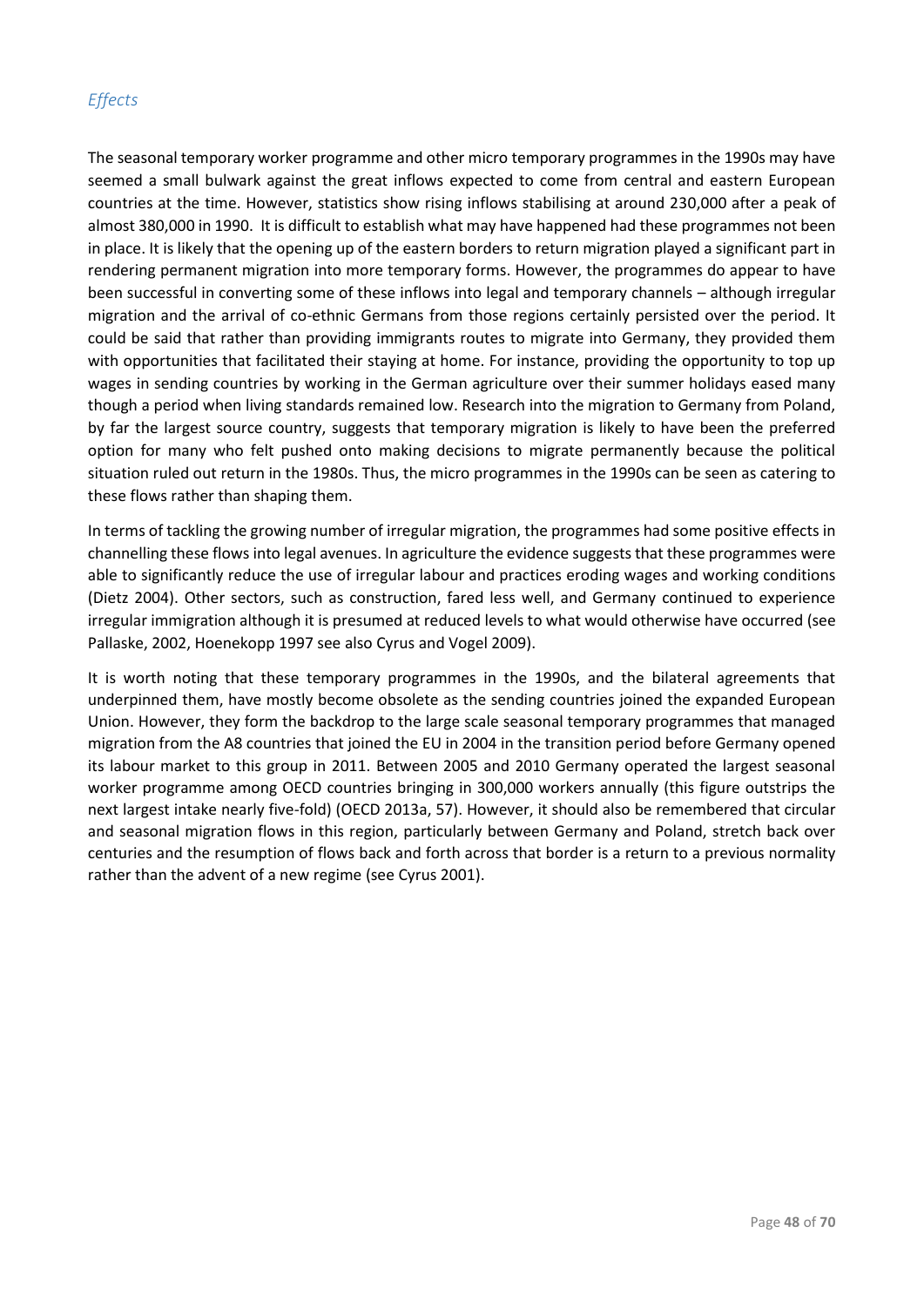### *Effects*

The seasonal temporary worker programme and other micro temporary programmes in the 1990s may have seemed a small bulwark against the great inflows expected to come from central and eastern European countries at the time. However, statistics show rising inflows stabilising at around 230,000 after a peak of almost 380,000 in 1990. It is difficult to establish what may have happened had these programmes not been in place. It is likely that the opening up of the eastern borders to return migration played a significant part in rendering permanent migration into more temporary forms. However, the programmes do appear to have been successful in converting some of these inflows into legal and temporary channels – although irregular migration and the arrival of co-ethnic Germans from those regions certainly persisted over the period. It could be said that rather than providing immigrants routes to migrate into Germany, they provided them with opportunities that facilitated their staying at home. For instance, providing the opportunity to top up wages in sending countries by working in the German agriculture over their summer holidays eased many though a period when living standards remained low. Research into the migration to Germany from Poland, by far the largest source country, suggests that temporary migration is likely to have been the preferred option for many who felt pushed onto making decisions to migrate permanently because the political situation ruled out return in the 1980s. Thus, the micro programmes in the 1990s can be seen as catering to these flows rather than shaping them.

In terms of tackling the growing number of irregular migration, the programmes had some positive effects in channelling these flows into legal avenues. In agriculture the evidence suggests that these programmes were able to significantly reduce the use of irregular labour and practices eroding wages and working conditions (Dietz 2004). Other sectors, such as construction, fared less well, and Germany continued to experience irregular immigration although it is presumed at reduced levels to what would otherwise have occurred (see Pallaske, 2002, Hoenekopp 1997 see also Cyrus and Vogel 2009).

It is worth noting that these temporary programmes in the 1990s, and the bilateral agreements that underpinned them, have mostly become obsolete as the sending countries joined the expanded European Union. However, they form the backdrop to the large scale seasonal temporary programmes that managed migration from the A8 countries that joined the EU in 2004 in the transition period before Germany opened its labour market to this group in 2011. Between 2005 and 2010 Germany operated the largest seasonal worker programme among OECD countries bringing in 300,000 workers annually (this figure outstrips the next largest intake nearly five-fold) (OECD 2013a, 57). However, it should also be remembered that circular and seasonal migration flows in this region, particularly between Germany and Poland, stretch back over centuries and the resumption of flows back and forth across that border is a return to a previous normality rather than the advent of a new regime (see Cyrus 2001).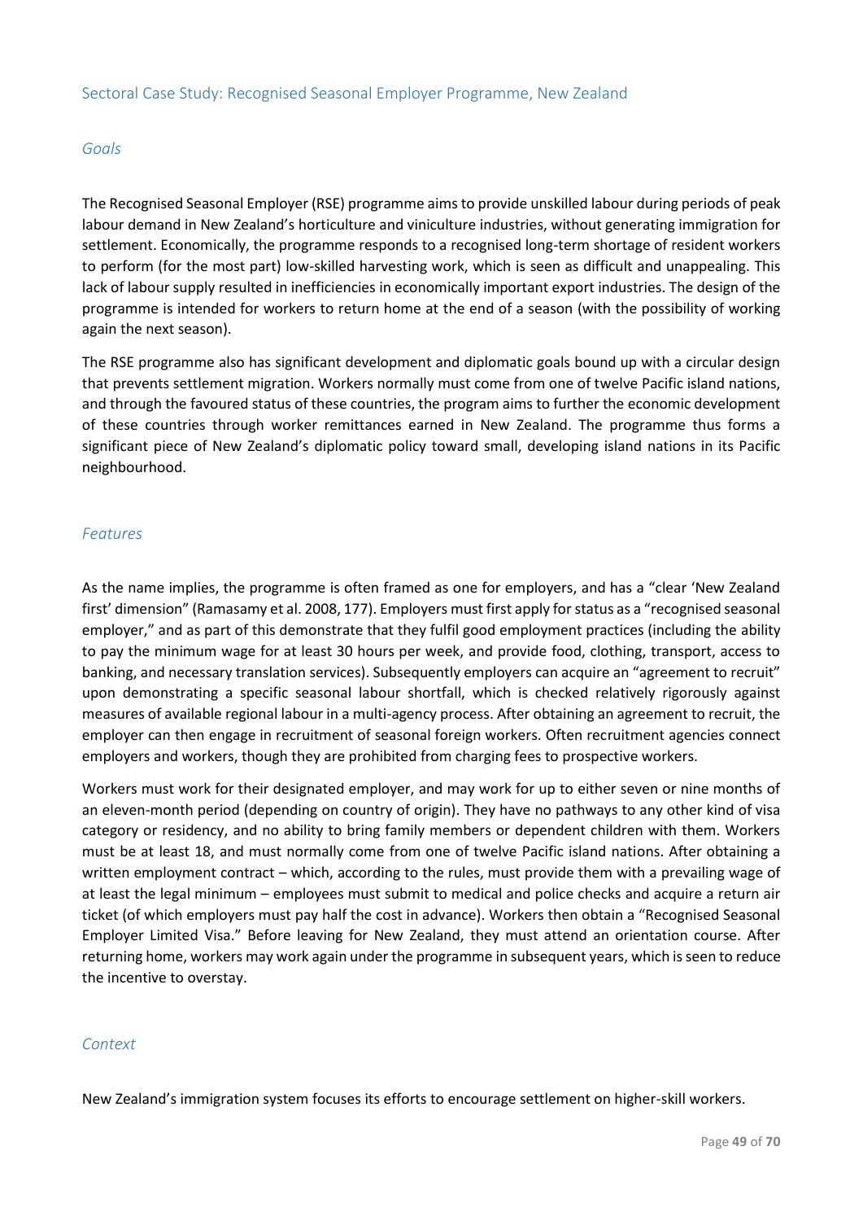## Sectoral Case Study: Recognised Seasonal Employer Programme, New Zealand

### *Goals*

The Recognised Seasonal Employer (RSE) programme aims to provide unskilled labour during periods of peak labour demand in New Zealand's horticulture and viniculture industries, without generating immigration for settlement. Economically, the programme responds to a recognised long-term shortage of resident workers to perform (for the most part) low-skilled harvesting work, which is seen as difficult and unappealing. This lack of labour supply resulted in inefficiencies in economically important export industries. The design of the programme is intended for workers to return home at the end of a season (with the possibility of working again the next season).

The RSE programme also has significant development and diplomatic goals bound up with a circular design that prevents settlement migration. Workers normally must come from one of twelve Pacific island nations, and through the favoured status of these countries, the program aims to further the economic development of these countries through worker remittances earned in New Zealand. The programme thus forms a significant piece of New Zealand's diplomatic policy toward small, developing island nations in its Pacific neighbourhood.

### *Features*

As the name implies, the programme is often framed as one for employers, and has a "clear 'New Zealand first' dimension" (Ramasamy et al. 2008, 177). Employers must first apply for status as a "recognised seasonal employer," and as part of this demonstrate that they fulfil good employment practices (including the ability to pay the minimum wage for at least 30 hours per week, and provide food, clothing, transport, access to banking, and necessary translation services). Subsequently employers can acquire an "agreement to recruit" upon demonstrating a specific seasonal labour shortfall, which is checked relatively rigorously against measures of available regional labour in a multi-agency process. After obtaining an agreement to recruit, the employer can then engage in recruitment of seasonal foreign workers. Often recruitment agencies connect employers and workers, though they are prohibited from charging fees to prospective workers.

Workers must work for their designated employer, and may work for up to either seven or nine months of an eleven-month period (depending on country of origin). They have no pathways to any other kind of visa category or residency, and no ability to bring family members or dependent children with them. Workers must be at least 18, and must normally come from one of twelve Pacific island nations. After obtaining a written employment contract – which, according to the rules, must provide them with a prevailing wage of at least the legal minimum – employees must submit to medical and police checks and acquire a return air ticket (of which employers must pay half the cost in advance). Workers then obtain a "Recognised Seasonal Employer Limited Visa." Before leaving for New Zealand, they must attend an orientation course. After returning home, workers may work again under the programme in subsequent years, which is seen to reduce the incentive to overstay.

### *Context*

New Zealand's immigration system focuses its efforts to encourage settlement on higher-skill workers.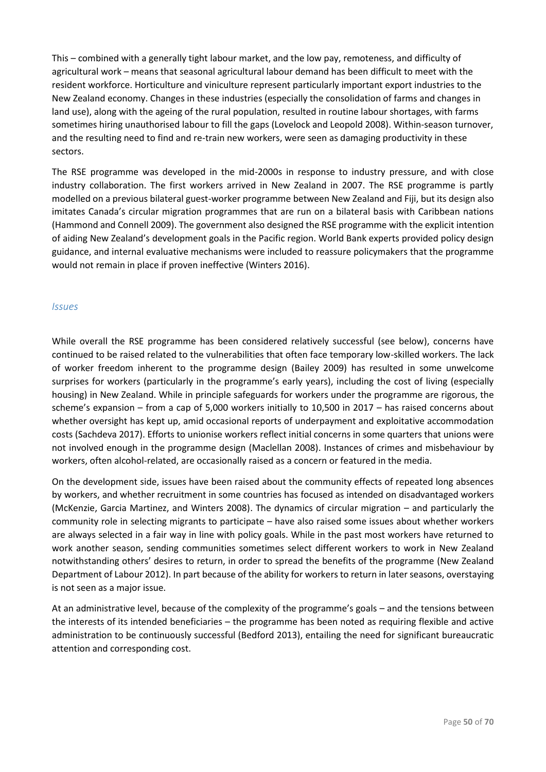This – combined with a generally tight labour market, and the low pay, remoteness, and difficulty of agricultural work – means that seasonal agricultural labour demand has been difficult to meet with the resident workforce. Horticulture and viniculture represent particularly important export industries to the New Zealand economy. Changes in these industries (especially the consolidation of farms and changes in land use), along with the ageing of the rural population, resulted in routine labour shortages, with farms sometimes hiring unauthorised labour to fill the gaps (Lovelock and Leopold 2008). Within-season turnover, and the resulting need to find and re-train new workers, were seen as damaging productivity in these sectors.

The RSE programme was developed in the mid-2000s in response to industry pressure, and with close industry collaboration. The first workers arrived in New Zealand in 2007. The RSE programme is partly modelled on a previous bilateral guest-worker programme between New Zealand and Fiji, but its design also imitates Canada's circular migration programmes that are run on a bilateral basis with Caribbean nations (Hammond and Connell 2009). The government also designed the RSE programme with the explicit intention of aiding New Zealand's development goals in the Pacific region. World Bank experts provided policy design guidance, and internal evaluative mechanisms were included to reassure policymakers that the programme would not remain in place if proven ineffective (Winters 2016).

### *Issues*

While overall the RSE programme has been considered relatively successful (see below), concerns have continued to be raised related to the vulnerabilities that often face temporary low-skilled workers. The lack of worker freedom inherent to the programme design (Bailey 2009) has resulted in some unwelcome surprises for workers (particularly in the programme's early years), including the cost of living (especially housing) in New Zealand. While in principle safeguards for workers under the programme are rigorous, the scheme's expansion – from a cap of 5,000 workers initially to 10,500 in 2017 – has raised concerns about whether oversight has kept up, amid occasional reports of underpayment and exploitative accommodation costs (Sachdeva 2017). Efforts to unionise workers reflect initial concerns in some quarters that unions were not involved enough in the programme design (Maclellan 2008). Instances of crimes and misbehaviour by workers, often alcohol-related, are occasionally raised as a concern or featured in the media.

On the development side, issues have been raised about the community effects of repeated long absences by workers, and whether recruitment in some countries has focused as intended on disadvantaged workers (McKenzie, Garcia Martinez, and Winters 2008). The dynamics of circular migration – and particularly the community role in selecting migrants to participate – have also raised some issues about whether workers are always selected in a fair way in line with policy goals. While in the past most workers have returned to work another season, sending communities sometimes select different workers to work in New Zealand notwithstanding others' desires to return, in order to spread the benefits of the programme (New Zealand Department of Labour 2012). In part because of the ability for workers to return in later seasons, overstaying is not seen as a major issue.

At an administrative level, because of the complexity of the programme's goals – and the tensions between the interests of its intended beneficiaries – the programme has been noted as requiring flexible and active administration to be continuously successful (Bedford 2013), entailing the need for significant bureaucratic attention and corresponding cost.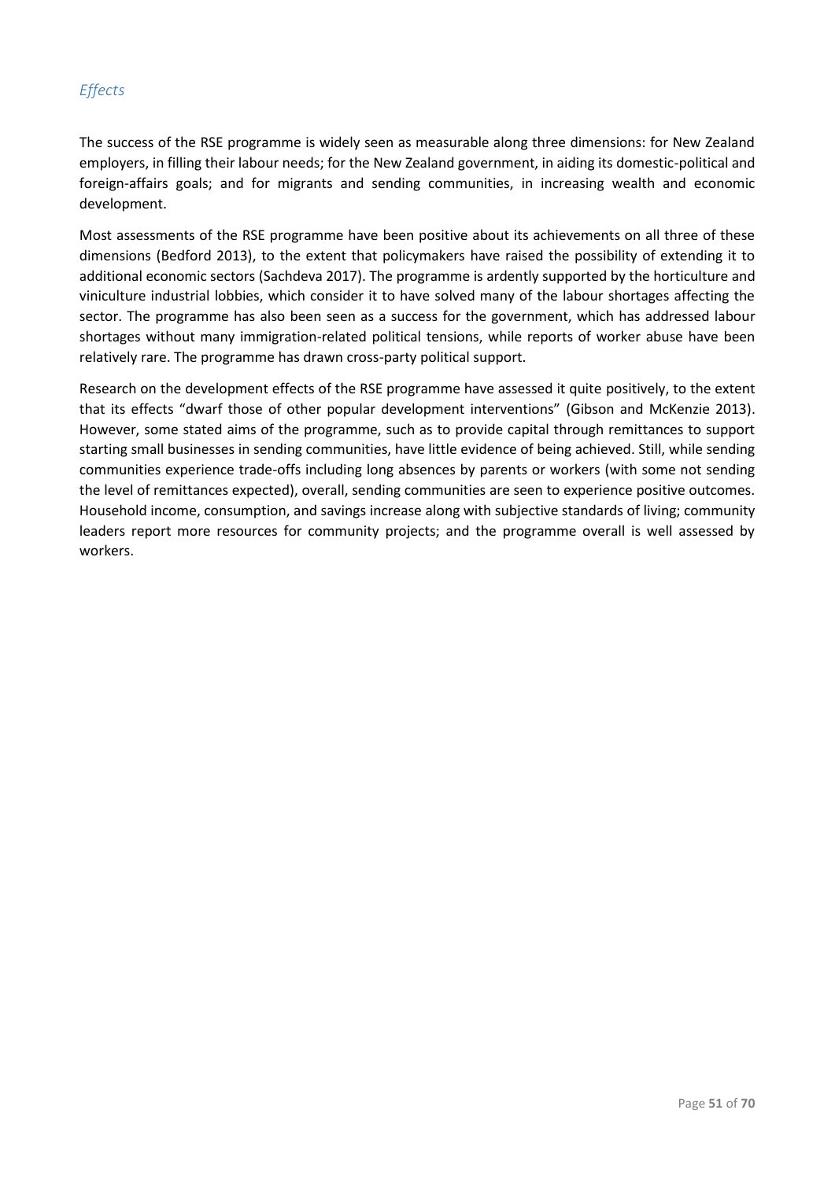### *Effects*

The success of the RSE programme is widely seen as measurable along three dimensions: for New Zealand employers, in filling their labour needs; for the New Zealand government, in aiding its domestic-political and foreign-affairs goals; and for migrants and sending communities, in increasing wealth and economic development.

Most assessments of the RSE programme have been positive about its achievements on all three of these dimensions (Bedford 2013), to the extent that policymakers have raised the possibility of extending it to additional economic sectors (Sachdeva 2017). The programme is ardently supported by the horticulture and viniculture industrial lobbies, which consider it to have solved many of the labour shortages affecting the sector. The programme has also been seen as a success for the government, which has addressed labour shortages without many immigration-related political tensions, while reports of worker abuse have been relatively rare. The programme has drawn cross-party political support.

Research on the development effects of the RSE programme have assessed it quite positively, to the extent that its effects "dwarf those of other popular development interventions" (Gibson and McKenzie 2013). However, some stated aims of the programme, such as to provide capital through remittances to support starting small businesses in sending communities, have little evidence of being achieved. Still, while sending communities experience trade-offs including long absences by parents or workers (with some not sending the level of remittances expected), overall, sending communities are seen to experience positive outcomes. Household income, consumption, and savings increase along with subjective standards of living; community leaders report more resources for community projects; and the programme overall is well assessed by workers.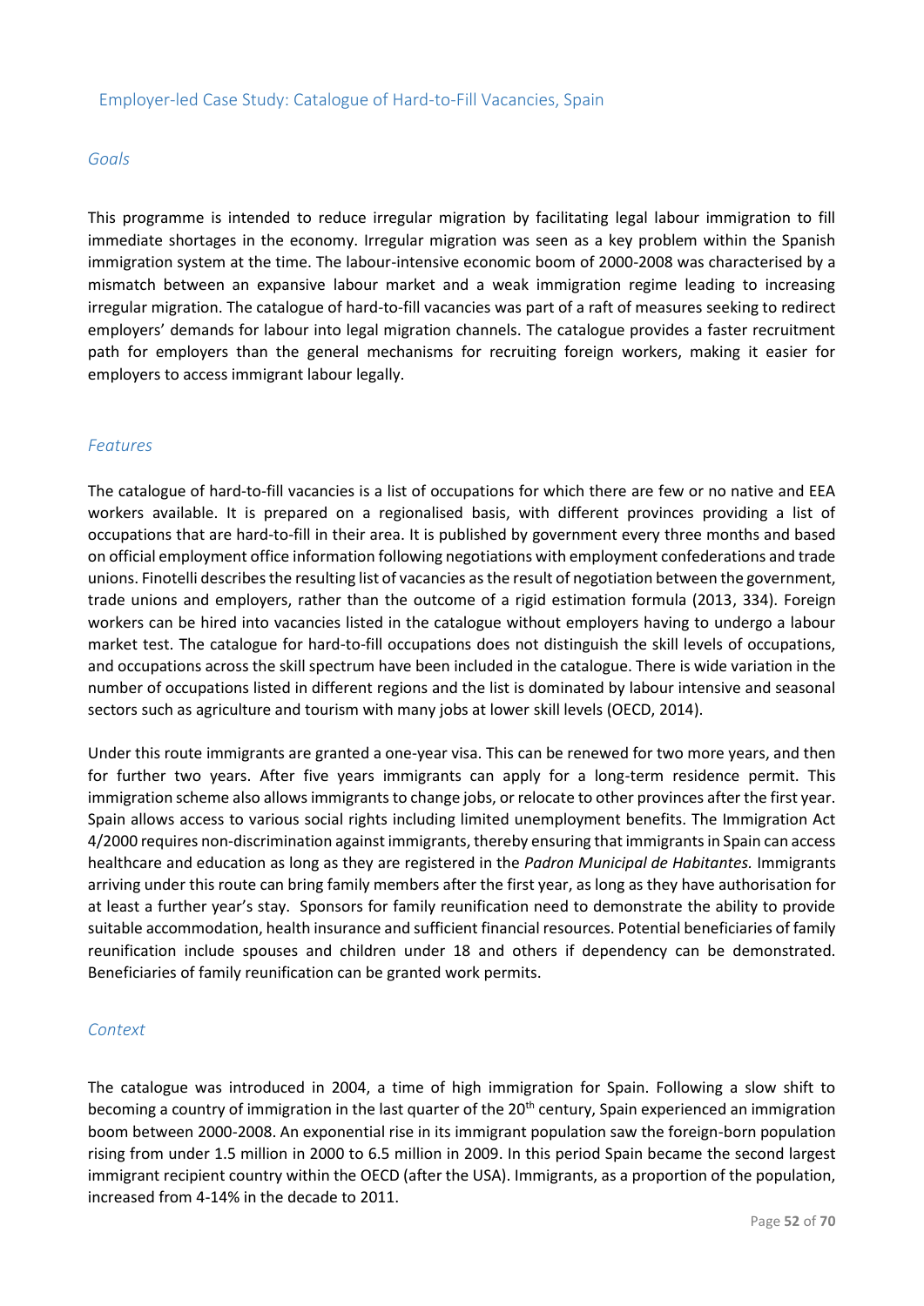## Employer-led Case Study: Catalogue of Hard-to-Fill Vacancies, Spain

### *Goals*

This programme is intended to reduce irregular migration by facilitating legal labour immigration to fill immediate shortages in the economy. Irregular migration was seen as a key problem within the Spanish immigration system at the time. The labour-intensive economic boom of 2000-2008 was characterised by a mismatch between an expansive labour market and a weak immigration regime leading to increasing irregular migration. The catalogue of hard-to-fill vacancies was part of a raft of measures seeking to redirect employers' demands for labour into legal migration channels. The catalogue provides a faster recruitment path for employers than the general mechanisms for recruiting foreign workers, making it easier for employers to access immigrant labour legally.

### *Features*

The catalogue of hard-to-fill vacancies is a list of occupations for which there are few or no native and EEA workers available. It is prepared on a regionalised basis, with different provinces providing a list of occupations that are hard-to-fill in their area. It is published by government every three months and based on official employment office information following negotiations with employment confederations and trade unions. Finotelli describes the resulting list of vacancies as the result of negotiation between the government, trade unions and employers, rather than the outcome of a rigid estimation formula (2013, 334). Foreign workers can be hired into vacancies listed in the catalogue without employers having to undergo a labour market test. The catalogue for hard-to-fill occupations does not distinguish the skill levels of occupations, and occupations across the skill spectrum have been included in the catalogue. There is wide variation in the number of occupations listed in different regions and the list is dominated by labour intensive and seasonal sectors such as agriculture and tourism with many jobs at lower skill levels (OECD, 2014).

Under this route immigrants are granted a one-year visa. This can be renewed for two more years, and then for further two years. After five years immigrants can apply for a long-term residence permit. This immigration scheme also allows immigrants to change jobs, or relocate to other provinces after the first year. Spain allows access to various social rights including limited unemployment benefits. The Immigration Act 4/2000 requires non-discrimination against immigrants, thereby ensuring that immigrants in Spain can access healthcare and education as long as they are registered in the *Padron Municipal de Habitantes.* Immigrants arriving under this route can bring family members after the first year, as long as they have authorisation for at least a further year's stay. Sponsors for family reunification need to demonstrate the ability to provide suitable accommodation, health insurance and sufficient financial resources. Potential beneficiaries of family reunification include spouses and children under 18 and others if dependency can be demonstrated. Beneficiaries of family reunification can be granted work permits.

### *Context*

The catalogue was introduced in 2004, a time of high immigration for Spain. Following a slow shift to becoming a country of immigration in the last quarter of the 20th century, Spain experienced an immigration boom between 2000-2008. An exponential rise in its immigrant population saw the foreign-born population rising from under 1.5 million in 2000 to 6.5 million in 2009. In this period Spain became the second largest immigrant recipient country within the OECD (after the USA). Immigrants, as a proportion of the population, increased from 4-14% in the decade to 2011.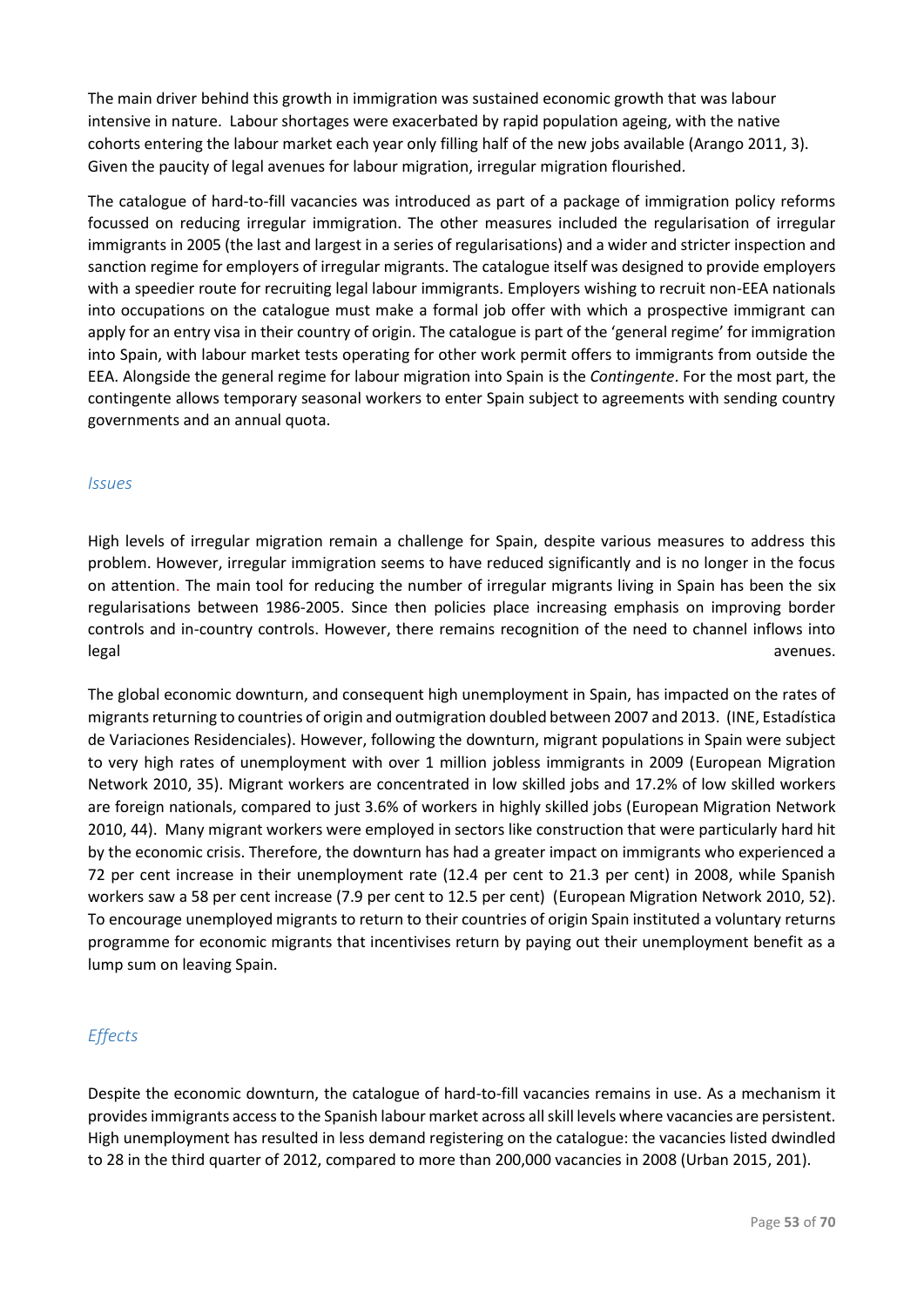The main driver behind this growth in immigration was sustained economic growth that was labour intensive in nature. Labour shortages were exacerbated by rapid population ageing, with the native cohorts entering the labour market each year only filling half of the new jobs available (Arango 2011, 3). Given the paucity of legal avenues for labour migration, irregular migration flourished.

The catalogue of hard-to-fill vacancies was introduced as part of a package of immigration policy reforms focussed on reducing irregular immigration. The other measures included the regularisation of irregular immigrants in 2005 (the last and largest in a series of regularisations) and a wider and stricter inspection and sanction regime for employers of irregular migrants. The catalogue itself was designed to provide employers with a speedier route for recruiting legal labour immigrants. Employers wishing to recruit non-EEA nationals into occupations on the catalogue must make a formal job offer with which a prospective immigrant can apply for an entry visa in their country of origin. The catalogue is part of the 'general regime' for immigration into Spain, with labour market tests operating for other work permit offers to immigrants from outside the EEA. Alongside the general regime for labour migration into Spain is the *Contingente*. For the most part, the contingente allows temporary seasonal workers to enter Spain subject to agreements with sending country governments and an annual quota.

### *Issues*

High levels of irregular migration remain a challenge for Spain, despite various measures to address this problem. However, irregular immigration seems to have reduced significantly and is no longer in the focus on attention. The main tool for reducing the number of irregular migrants living in Spain has been the six regularisations between 1986-2005. Since then policies place increasing emphasis on improving border controls and in-country controls. However, there remains recognition of the need to channel inflows into legal avenues.

The global economic downturn, and consequent high unemployment in Spain, has impacted on the rates of migrants returning to countries of origin and outmigration doubled between 2007 and 2013. (INE, Estadística de Variaciones Residenciales). However, following the downturn, migrant populations in Spain were subject to very high rates of unemployment with over 1 million jobless immigrants in 2009 (European Migration Network 2010, 35). Migrant workers are concentrated in low skilled jobs and 17.2% of low skilled workers are foreign nationals, compared to just 3.6% of workers in highly skilled jobs (European Migration Network 2010, 44). Many migrant workers were employed in sectors like construction that were particularly hard hit by the economic crisis. Therefore, the downturn has had a greater impact on immigrants who experienced a 72 per cent increase in their unemployment rate (12.4 per cent to 21.3 per cent) in 2008, while Spanish workers saw a 58 per cent increase (7.9 per cent to 12.5 per cent) (European Migration Network 2010, 52). To encourage unemployed migrants to return to their countries of origin Spain instituted a voluntary returns programme for economic migrants that incentivises return by paying out their unemployment benefit as a lump sum on leaving Spain.

### *Effects*

Despite the economic downturn, the catalogue of hard-to-fill vacancies remains in use. As a mechanism it provides immigrants access to the Spanish labour market across all skill levels where vacancies are persistent. High unemployment has resulted in less demand registering on the catalogue: the vacancies listed dwindled to 28 in the third quarter of 2012, compared to more than 200,000 vacancies in 2008 (Urban 2015, 201).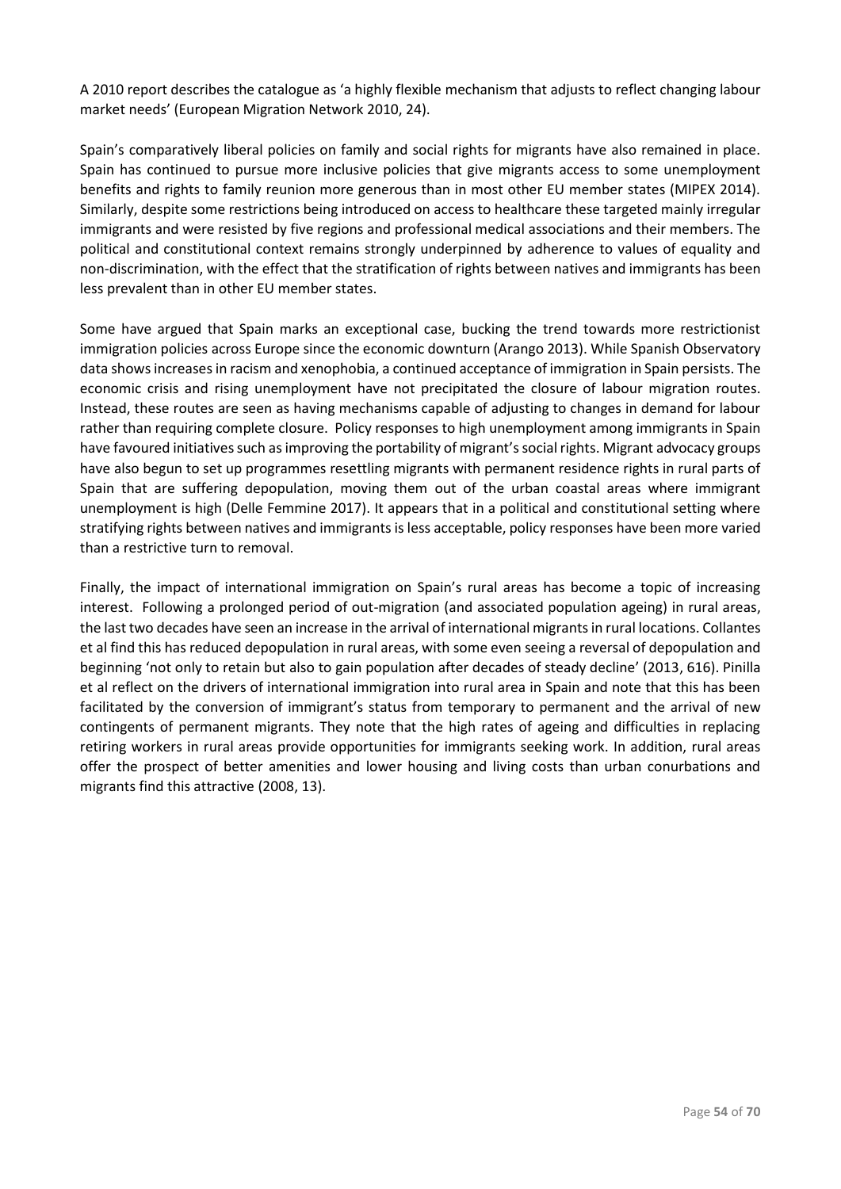A 2010 report describes the catalogue as 'a highly flexible mechanism that adjusts to reflect changing labour market needs' (European Migration Network 2010, 24).

Spain's comparatively liberal policies on family and social rights for migrants have also remained in place. Spain has continued to pursue more inclusive policies that give migrants access to some unemployment benefits and rights to family reunion more generous than in most other EU member states (MIPEX 2014). Similarly, despite some restrictions being introduced on access to healthcare these targeted mainly irregular immigrants and were resisted by five regions and professional medical associations and their members. The political and constitutional context remains strongly underpinned by adherence to values of equality and non-discrimination, with the effect that the stratification of rights between natives and immigrants has been less prevalent than in other EU member states.

Some have argued that Spain marks an exceptional case, bucking the trend towards more restrictionist immigration policies across Europe since the economic downturn (Arango 2013). While Spanish Observatory data shows increases in racism and xenophobia, a continued acceptance of immigration in Spain persists. The economic crisis and rising unemployment have not precipitated the closure of labour migration routes. Instead, these routes are seen as having mechanisms capable of adjusting to changes in demand for labour rather than requiring complete closure. Policy responses to high unemployment among immigrants in Spain have favoured initiatives such as improving the portability of migrant's social rights. Migrant advocacy groups have also begun to set up programmes resettling migrants with permanent residence rights in rural parts of Spain that are suffering depopulation, moving them out of the urban coastal areas where immigrant unemployment is high (Delle Femmine 2017). It appears that in a political and constitutional setting where stratifying rights between natives and immigrants is less acceptable, policy responses have been more varied than a restrictive turn to removal.

Finally, the impact of international immigration on Spain's rural areas has become a topic of increasing interest. Following a prolonged period of out-migration (and associated population ageing) in rural areas, the last two decades have seen an increase in the arrival of international migrants in rural locations. Collantes et al find this has reduced depopulation in rural areas, with some even seeing a reversal of depopulation and beginning 'not only to retain but also to gain population after decades of steady decline' (2013, 616). Pinilla et al reflect on the drivers of international immigration into rural area in Spain and note that this has been facilitated by the conversion of immigrant's status from temporary to permanent and the arrival of new contingents of permanent migrants. They note that the high rates of ageing and difficulties in replacing retiring workers in rural areas provide opportunities for immigrants seeking work. In addition, rural areas offer the prospect of better amenities and lower housing and living costs than urban conurbations and migrants find this attractive (2008, 13).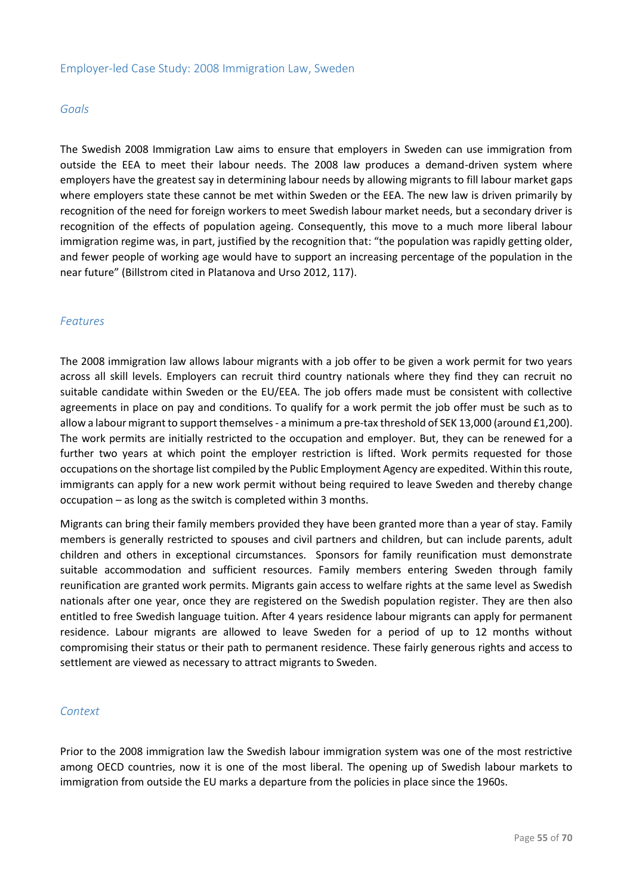## Employer-led Case Study: 2008 Immigration Law, Sweden

### *Goals*

The Swedish 2008 Immigration Law aims to ensure that employers in Sweden can use immigration from outside the EEA to meet their labour needs. The 2008 law produces a demand-driven system where employers have the greatest say in determining labour needs by allowing migrants to fill labour market gaps where employers state these cannot be met within Sweden or the EEA. The new law is driven primarily by recognition of the need for foreign workers to meet Swedish labour market needs, but a secondary driver is recognition of the effects of population ageing. Consequently, this move to a much more liberal labour immigration regime was, in part, justified by the recognition that: "the population was rapidly getting older, and fewer people of working age would have to support an increasing percentage of the population in the near future" (Billstrom cited in Platanova and Urso 2012, 117).

### *Features*

The 2008 immigration law allows labour migrants with a job offer to be given a work permit for two years across all skill levels. Employers can recruit third country nationals where they find they can recruit no suitable candidate within Sweden or the EU/EEA. The job offers made must be consistent with collective agreements in place on pay and conditions. To qualify for a work permit the job offer must be such as to allow a labour migrant to support themselves - a minimum a pre-tax threshold of SEK 13,000 (around £1,200). The work permits are initially restricted to the occupation and employer. But, they can be renewed for a further two years at which point the employer restriction is lifted. Work permits requested for those occupations on the shortage list compiled by the Public Employment Agency are expedited. Within this route, immigrants can apply for a new work permit without being required to leave Sweden and thereby change occupation – as long as the switch is completed within 3 months.

Migrants can bring their family members provided they have been granted more than a year of stay. Family members is generally restricted to spouses and civil partners and children, but can include parents, adult children and others in exceptional circumstances. Sponsors for family reunification must demonstrate suitable accommodation and sufficient resources. Family members entering Sweden through family reunification are granted work permits. Migrants gain access to welfare rights at the same level as Swedish nationals after one year, once they are registered on the Swedish population register. They are then also entitled to free Swedish language tuition. After 4 years residence labour migrants can apply for permanent residence. Labour migrants are allowed to leave Sweden for a period of up to 12 months without compromising their status or their path to permanent residence. These fairly generous rights and access to settlement are viewed as necessary to attract migrants to Sweden.

### *Context*

Prior to the 2008 immigration law the Swedish labour immigration system was one of the most restrictive among OECD countries, now it is one of the most liberal. The opening up of Swedish labour markets to immigration from outside the EU marks a departure from the policies in place since the 1960s.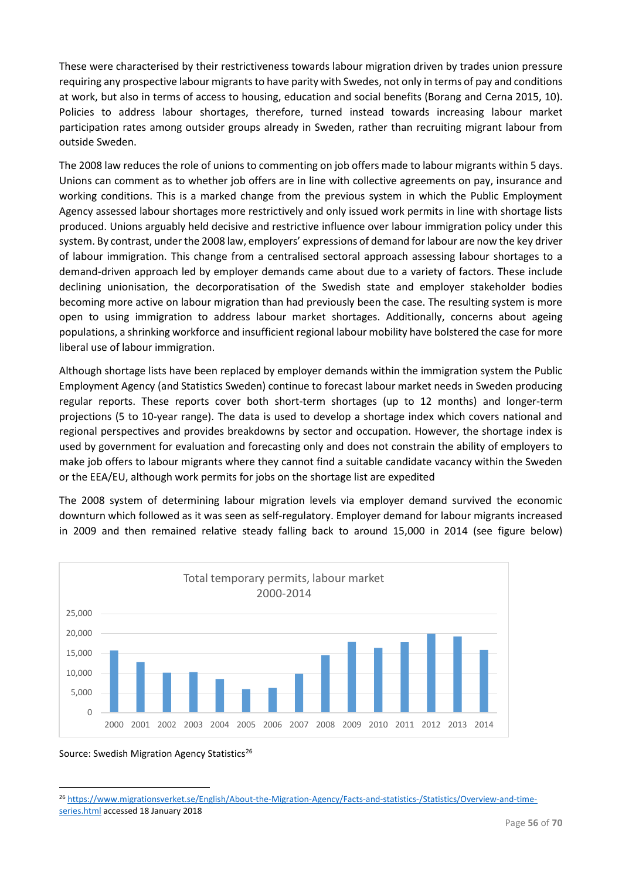These were characterised by their restrictiveness towards labour migration driven by trades union pressure requiring any prospective labour migrants to have parity with Swedes, not only in terms of pay and conditions at work, but also in terms of access to housing, education and social benefits (Borang and Cerna 2015, 10). Policies to address labour shortages, therefore, turned instead towards increasing labour market participation rates among outsider groups already in Sweden, rather than recruiting migrant labour from outside Sweden.

The 2008 law reduces the role of unions to commenting on job offers made to labour migrants within 5 days. Unions can comment as to whether job offers are in line with collective agreements on pay, insurance and working conditions. This is a marked change from the previous system in which the Public Employment Agency assessed labour shortages more restrictively and only issued work permits in line with shortage lists produced. Unions arguably held decisive and restrictive influence over labour immigration policy under this system. By contrast, under the 2008 law, employers' expressions of demand for labour are now the key driver of labour immigration. This change from a centralised sectoral approach assessing labour shortages to a demand-driven approach led by employer demands came about due to a variety of factors. These include declining unionisation, the decorporatisation of the Swedish state and employer stakeholder bodies becoming more active on labour migration than had previously been the case. The resulting system is more open to using immigration to address labour market shortages. Additionally, concerns about ageing populations, a shrinking workforce and insufficient regional labour mobility have bolstered the case for more liberal use of labour immigration.

Although shortage lists have been replaced by employer demands within the immigration system the Public Employment Agency (and Statistics Sweden) continue to forecast labour market needs in Sweden producing regular reports. These reports cover both short-term shortages (up to 12 months) and longer-term projections (5 to 10-year range). The data is used to develop a shortage index which covers national and regional perspectives and provides breakdowns by sector and occupation. However, the shortage index is used by government for evaluation and forecasting only and does not constrain the ability of employers to make job offers to labour migrants where they cannot find a suitable candidate vacancy within the Sweden or the EEA/EU, although work permits for jobs on the shortage list are expedited

The 2008 system of determining labour migration levels via employer demand survived the economic downturn which followed as it was seen as self-regulatory. Employer demand for labour migrants increased in 2009 and then remained relative steady falling back to around 15,000 in 2014 (see figure below)

Total temporary permits, labour market 2000-2014

Source: Swedish Migration Agency Statistics[26]

[26] https://www.migrationsverket.se/English/About-the-Migration-Agency/Facts-and-statistics-/Statistics/Overview-and-time-series.html accessed 18 January 2018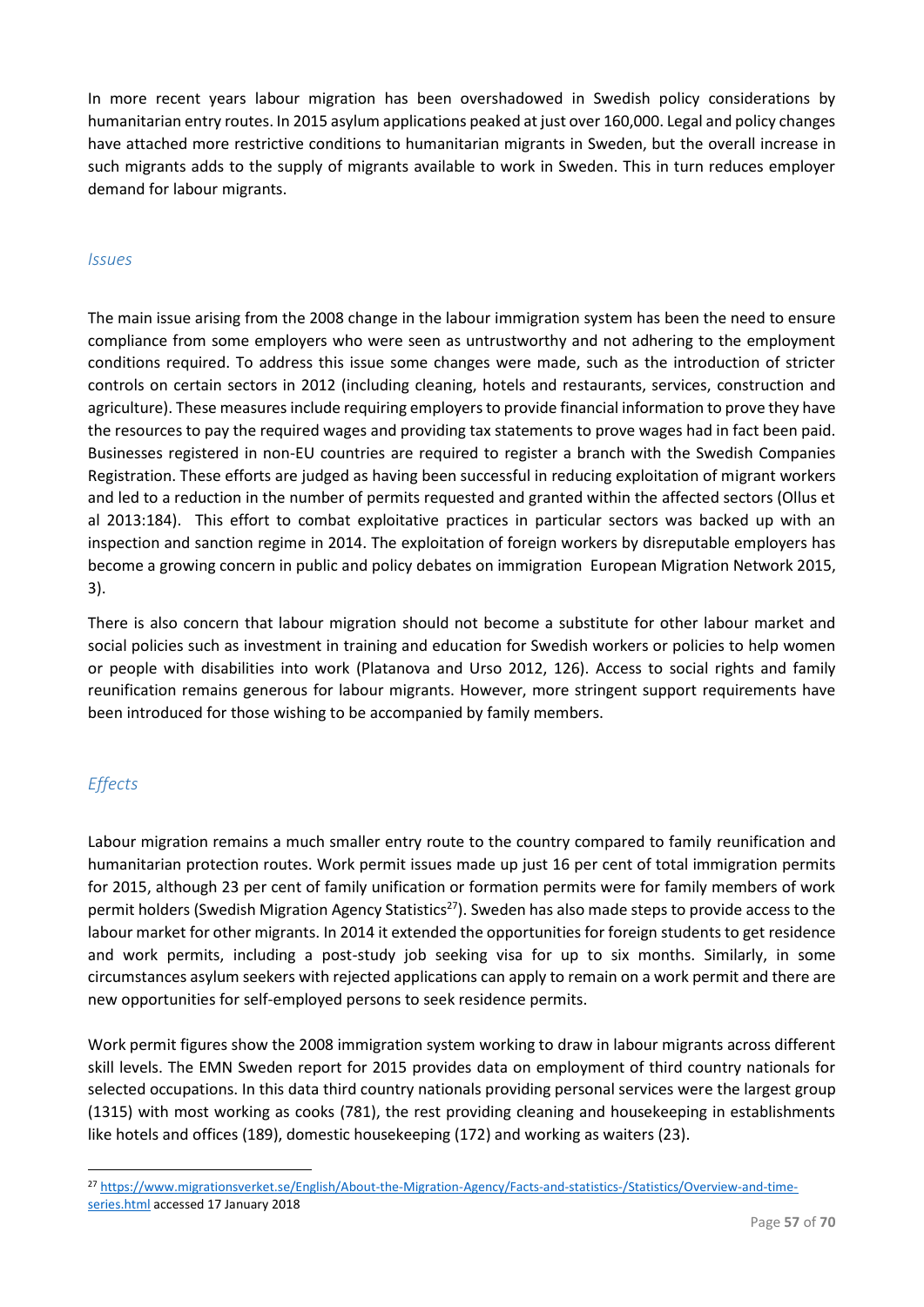In more recent years labour migration has been overshadowed in Swedish policy considerations by humanitarian entry routes. In 2015 asylum applications peaked at just over 160,000. Legal and policy changes have attached more restrictive conditions to humanitarian migrants in Sweden, but the overall increase in such migrants adds to the supply of migrants available to work in Sweden. This in turn reduces employer demand for labour migrants.

### *Issues*

The main issue arising from the 2008 change in the labour immigration system has been the need to ensure compliance from some employers who were seen as untrustworthy and not adhering to the employment conditions required. To address this issue some changes were made, such as the introduction of stricter controls on certain sectors in 2012 (including cleaning, hotels and restaurants, services, construction and agriculture). These measures include requiring employers to provide financial information to prove they have the resources to pay the required wages and providing tax statements to prove wages had in fact been paid. Businesses registered in non-EU countries are required to register a branch with the Swedish Companies Registration. These efforts are judged as having been successful in reducing exploitation of migrant workers and led to a reduction in the number of permits requested and granted within the affected sectors (Ollus et al 2013:184). This effort to combat exploitative practices in particular sectors was backed up with an inspection and sanction regime in 2014. The exploitation of foreign workers by disreputable employers has become a growing concern in public and policy debates on immigration European Migration Network 2015, 3).

There is also concern that labour migration should not become a substitute for other labour market and social policies such as investment in training and education for Swedish workers or policies to help women or people with disabilities into work (Platanova and Urso 2012, 126). Access to social rights and family reunification remains generous for labour migrants. However, more stringent support requirements have been introduced for those wishing to be accompanied by family members.

### *Effects*

Labour migration remains a much smaller entry route to the country compared to family reunification and humanitarian protection routes. Work permit issues made up just 16 per cent of total immigration permits for 2015, although 23 per cent of family unification or formation permits were for family members of work permit holders (Swedish Migration Agency Statistics[27]). Sweden has also made steps to provide access to the labour market for other migrants. In 2014 it extended the opportunities for foreign students to get residence and work permits, including a post-study job seeking visa for up to six months. Similarly, in some circumstances asylum seekers with rejected applications can apply to remain on a work permit and there are new opportunities for self-employed persons to seek residence permits.

Work permit figures show the 2008 immigration system working to draw in labour migrants across different skill levels. The EMN Sweden report for 2015 provides data on employment of third country nationals for selected occupations. In this data third country nationals providing personal services were the largest group (1315) with most working as cooks (781), the rest providing cleaning and housekeeping in establishments like hotels and offices (189), domestic housekeeping (172) and working as waiters (23).

[27] https://www.migrationsverket.se/English/About-the-Migration-Agency/Facts-and-statistics-/Statistics/Overview-and-time-series.html accessed 17 January 2018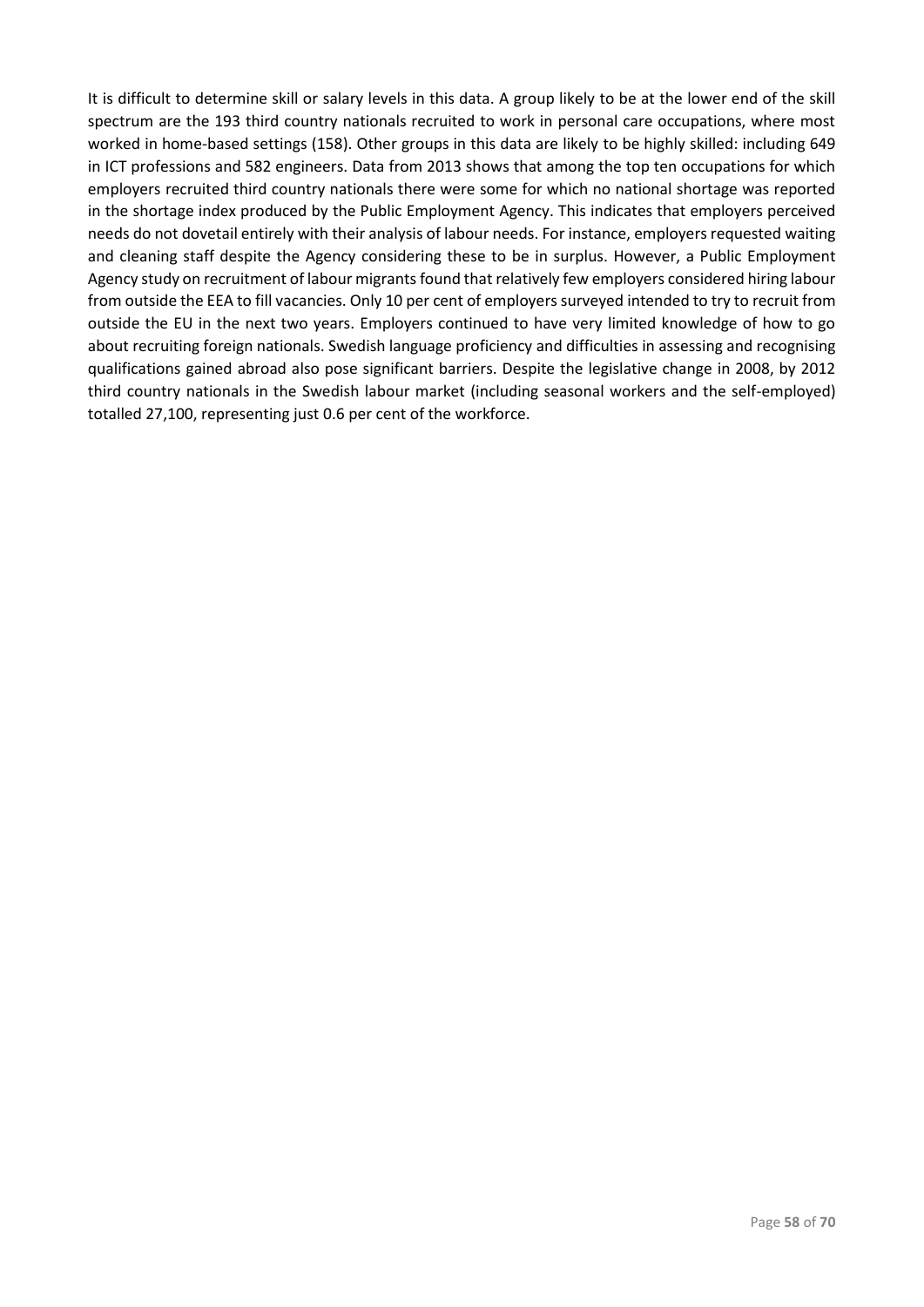It is difficult to determine skill or salary levels in this data. A group likely to be at the lower end of the skill spectrum are the 193 third country nationals recruited to work in personal care occupations, where most worked in home-based settings (158). Other groups in this data are likely to be highly skilled: including 649 in ICT professions and 582 engineers. Data from 2013 shows that among the top ten occupations for which employers recruited third country nationals there were some for which no national shortage was reported in the shortage index produced by the Public Employment Agency. This indicates that employers perceived needs do not dovetail entirely with their analysis of labour needs. For instance, employers requested waiting and cleaning staff despite the Agency considering these to be in surplus. However, a Public Employment Agency study on recruitment of labour migrants found that relatively few employers considered hiring labour from outside the EEA to fill vacancies. Only 10 per cent of employers surveyed intended to try to recruit from outside the EU in the next two years. Employers continued to have very limited knowledge of how to go about recruiting foreign nationals. Swedish language proficiency and difficulties in assessing and recognising qualifications gained abroad also pose significant barriers. Despite the legislative change in 2008, by 2012 third country nationals in the Swedish labour market (including seasonal workers and the self-employed) totalled 27,100, representing just 0.6 per cent of the workforce.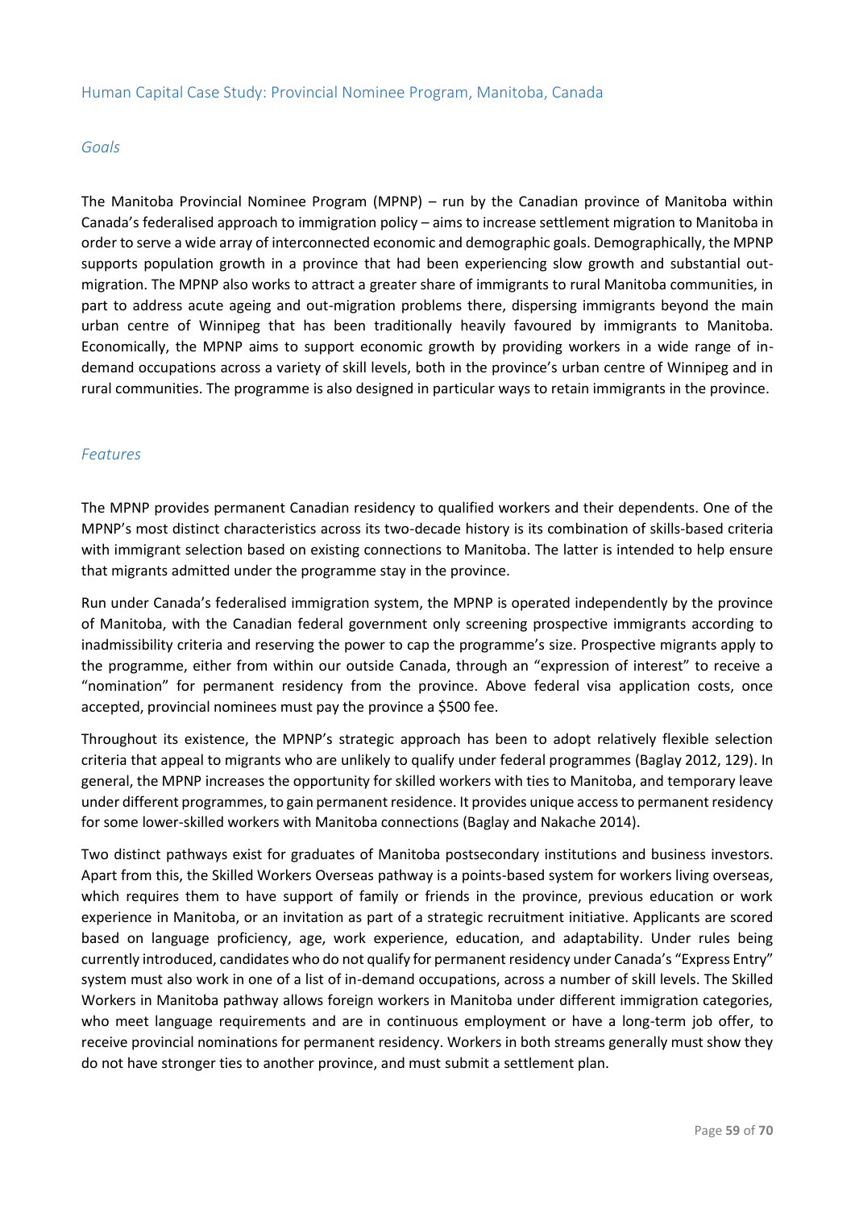## Human Capital Case Study: Provincial Nominee Program, Manitoba, Canada

### *Goals*

The Manitoba Provincial Nominee Program (MPNP) – run by the Canadian province of Manitoba within Canada's federalised approach to immigration policy – aims to increase settlement migration to Manitoba in order to serve a wide array of interconnected economic and demographic goals. Demographically, the MPNP supports population growth in a province that had been experiencing slow growth and substantial out-migration. The MPNP also works to attract a greater share of immigrants to rural Manitoba communities, in part to address acute ageing and out-migration problems there, dispersing immigrants beyond the main urban centre of Winnipeg that has been traditionally heavily favoured by immigrants to Manitoba. Economically, the MPNP aims to support economic growth by providing workers in a wide range of in-demand occupations across a variety of skill levels, both in the province's urban centre of Winnipeg and in rural communities. The programme is also designed in particular ways to retain immigrants in the province.

### *Features*

The MPNP provides permanent Canadian residency to qualified workers and their dependents. One of the MPNP's most distinct characteristics across its two-decade history is its combination of skills-based criteria with immigrant selection based on existing connections to Manitoba. The latter is intended to help ensure that migrants admitted under the programme stay in the province.

Run under Canada's federalised immigration system, the MPNP is operated independently by the province of Manitoba, with the Canadian federal government only screening prospective immigrants according to inadmissibility criteria and reserving the power to cap the programme's size. Prospective migrants apply to the programme, either from within our outside Canada, through an "expression of interest" to receive a "nomination" for permanent residency from the province. Above federal visa application costs, once accepted, provincial nominees must pay the province a $500 fee.

Throughout its existence, the MPNP's strategic approach has been to adopt relatively flexible selection criteria that appeal to migrants who are unlikely to qualify under federal programmes (Baglay 2012, 129). In general, the MPNP increases the opportunity for skilled workers with ties to Manitoba, and temporary leave under different programmes, to gain permanent residence. It provides unique access to permanent residency for some lower-skilled workers with Manitoba connections (Baglay and Nakache 2014).

Two distinct pathways exist for graduates of Manitoba postsecondary institutions and business investors. Apart from this, the Skilled Workers Overseas pathway is a points-based system for workers living overseas, which requires them to have support of family or friends in the province, previous education or work experience in Manitoba, or an invitation as part of a strategic recruitment initiative. Applicants are scored based on language proficiency, age, work experience, education, and adaptability. Under rules being currently introduced, candidates who do not qualify for permanent residency under Canada's "Express Entry" system must also work in one of a list of in-demand occupations, across a number of skill levels. The Skilled Workers in Manitoba pathway allows foreign workers in Manitoba under different immigration categories, who meet language requirements and are in continuous employment or have a long-term job offer, to receive provincial nominations for permanent residency. Workers in both streams generally must show they do not have stronger ties to another province, and must submit a settlement plan.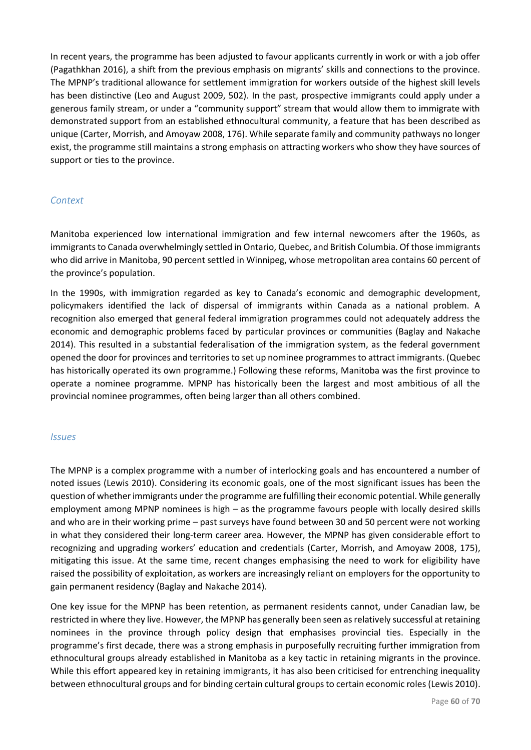In recent years, the programme has been adjusted to favour applicants currently in work or with a job offer (Pagathkhan 2016), a shift from the previous emphasis on migrants' skills and connections to the province. The MPNP's traditional allowance for settlement immigration for workers outside of the highest skill levels has been distinctive (Leo and August 2009, 502). In the past, prospective immigrants could apply under a generous family stream, or under a "community support" stream that would allow them to immigrate with demonstrated support from an established ethnocultural community, a feature that has been described as unique (Carter, Morrish, and Amoyaw 2008, 176). While separate family and community pathways no longer exist, the programme still maintains a strong emphasis on attracting workers who show they have sources of support or ties to the province.

### *Context*

Manitoba experienced low international immigration and few internal newcomers after the 1960s, as immigrants to Canada overwhelmingly settled in Ontario, Quebec, and British Columbia. Of those immigrants who did arrive in Manitoba, 90 percent settled in Winnipeg, whose metropolitan area contains 60 percent of the province's population.

In the 1990s, with immigration regarded as key to Canada's economic and demographic development, policymakers identified the lack of dispersal of immigrants within Canada as a national problem. A recognition also emerged that general federal immigration programmes could not adequately address the economic and demographic problems faced by particular provinces or communities (Baglay and Nakache 2014). This resulted in a substantial federalisation of the immigration system, as the federal government opened the door for provinces and territories to set up nominee programmes to attract immigrants. (Quebec has historically operated its own programme.) Following these reforms, Manitoba was the first province to operate a nominee programme. MPNP has historically been the largest and most ambitious of all the provincial nominee programmes, often being larger than all others combined.

### *Issues*

The MPNP is a complex programme with a number of interlocking goals and has encountered a number of noted issues (Lewis 2010). Considering its economic goals, one of the most significant issues has been the question of whether immigrants under the programme are fulfilling their economic potential. While generally employment among MPNP nominees is high – as the programme favours people with locally desired skills and who are in their working prime – past surveys have found between 30 and 50 percent were not working in what they considered their long-term career area. However, the MPNP has given considerable effort to recognizing and upgrading workers' education and credentials (Carter, Morrish, and Amoyaw 2008, 175), mitigating this issue. At the same time, recent changes emphasising the need to work for eligibility have raised the possibility of exploitation, as workers are increasingly reliant on employers for the opportunity to gain permanent residency (Baglay and Nakache 2014).

One key issue for the MPNP has been retention, as permanent residents cannot, under Canadian law, be restricted in where they live. However, the MPNP has generally been seen as relatively successful at retaining nominees in the province through policy design that emphasises provincial ties. Especially in the programme's first decade, there was a strong emphasis in purposefully recruiting further immigration from ethnocultural groups already established in Manitoba as a key tactic in retaining migrants in the province. While this effort appeared key in retaining immigrants, it has also been criticised for entrenching inequality between ethnocultural groups and for binding certain cultural groups to certain economic roles (Lewis 2010).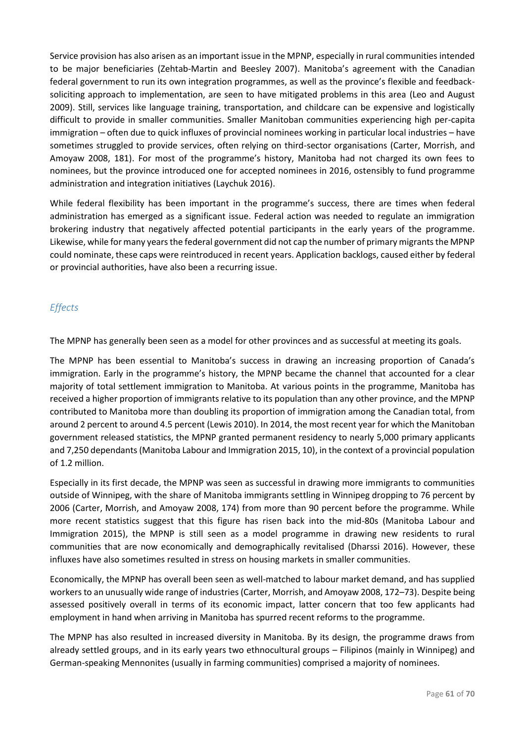Service provision has also arisen as an important issue in the MPNP, especially in rural communities intended to be major beneficiaries (Zehtab-Martin and Beesley 2007). Manitoba's agreement with the Canadian federal government to run its own integration programmes, as well as the province's flexible and feedback-soliciting approach to implementation, are seen to have mitigated problems in this area (Leo and August 2009). Still, services like language training, transportation, and childcare can be expensive and logistically difficult to provide in smaller communities. Smaller Manitoban communities experiencing high per-capita immigration – often due to quick influxes of provincial nominees working in particular local industries – have sometimes struggled to provide services, often relying on third-sector organisations (Carter, Morrish, and Amoyaw 2008, 181). For most of the programme's history, Manitoba had not charged its own fees to nominees, but the province introduced one for accepted nominees in 2016, ostensibly to fund programme administration and integration initiatives (Laychuk 2016).

While federal flexibility has been important in the programme's success, there are times when federal administration has emerged as a significant issue. Federal action was needed to regulate an immigration brokering industry that negatively affected potential participants in the early years of the programme. Likewise, while for many years the federal government did not cap the number of primary migrants the MPNP could nominate, these caps were reintroduced in recent years. Application backlogs, caused either by federal or provincial authorities, have also been a recurring issue.

### *Effects*

The MPNP has generally been seen as a model for other provinces and as successful at meeting its goals.

The MPNP has been essential to Manitoba's success in drawing an increasing proportion of Canada's immigration. Early in the programme's history, the MPNP became the channel that accounted for a clear majority of total settlement immigration to Manitoba. At various points in the programme, Manitoba has received a higher proportion of immigrants relative to its population than any other province, and the MPNP contributed to Manitoba more than doubling its proportion of immigration among the Canadian total, from around 2 percent to around 4.5 percent (Lewis 2010). In 2014, the most recent year for which the Manitoban government released statistics, the MPNP granted permanent residency to nearly 5,000 primary applicants and 7,250 dependants (Manitoba Labour and Immigration 2015, 10), in the context of a provincial population of 1.2 million.

Especially in its first decade, the MPNP was seen as successful in drawing more immigrants to communities outside of Winnipeg, with the share of Manitoba immigrants settling in Winnipeg dropping to 76 percent by 2006 (Carter, Morrish, and Amoyaw 2008, 174) from more than 90 percent before the programme. While more recent statistics suggest that this figure has risen back into the mid-80s (Manitoba Labour and Immigration 2015), the MPNP is still seen as a model programme in drawing new residents to rural communities that are now economically and demographically revitalised (Dharssi 2016). However, these influxes have also sometimes resulted in stress on housing markets in smaller communities.

Economically, the MPNP has overall been seen as well-matched to labour market demand, and has supplied workers to an unusually wide range of industries (Carter, Morrish, and Amoyaw 2008, 172–73). Despite being assessed positively overall in terms of its economic impact, latter concern that too few applicants had employment in hand when arriving in Manitoba has spurred recent reforms to the programme.

The MPNP has also resulted in increased diversity in Manitoba. By its design, the programme draws from already settled groups, and in its early years two ethnocultural groups – Filipinos (mainly in Winnipeg) and German-speaking Mennonites (usually in farming communities) comprised a majority of nominees.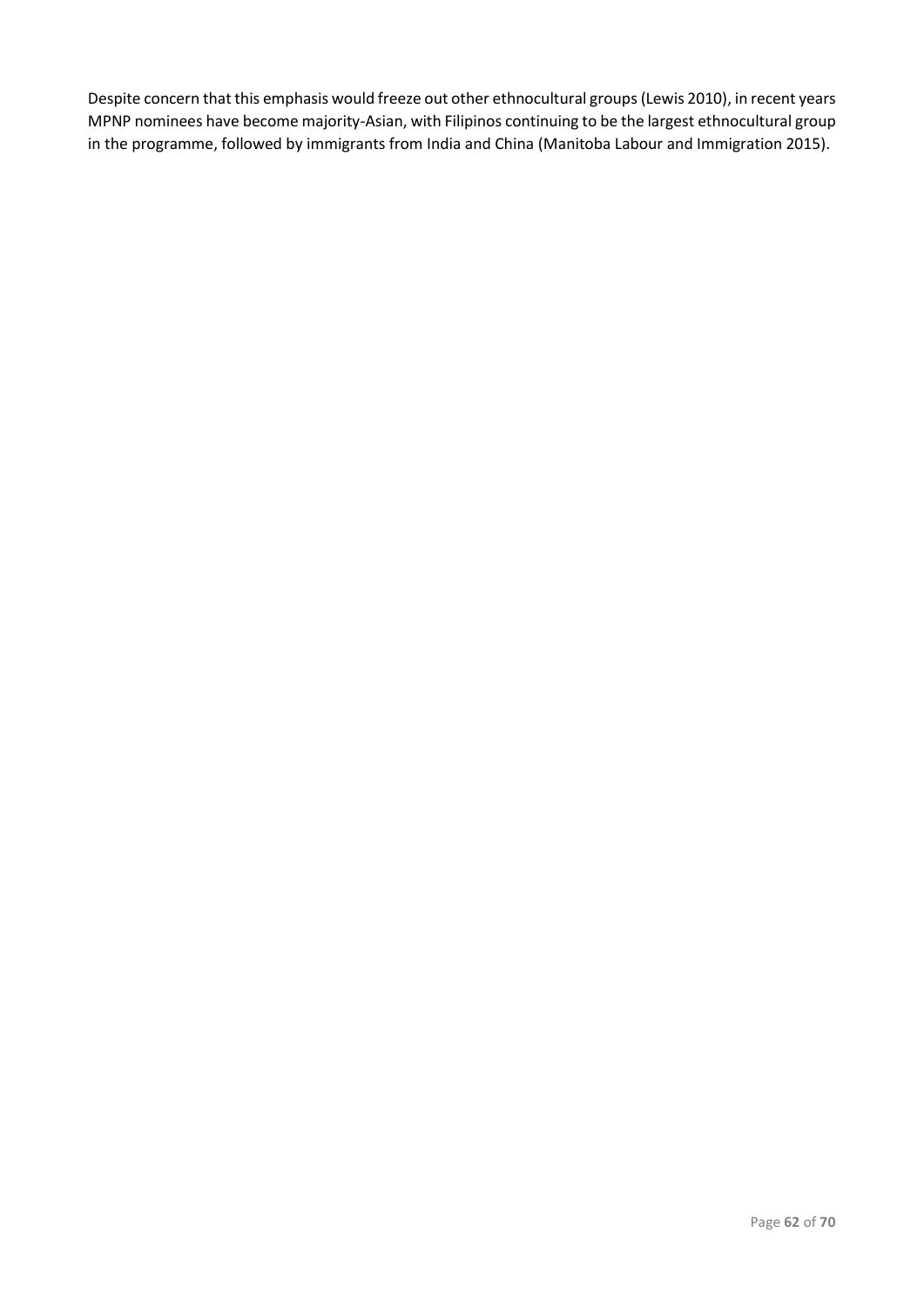Despite concern that this emphasis would freeze out other ethnocultural groups (Lewis 2010), in recent years MPNP nominees have become majority-Asian, with Filipinos continuing to be the largest ethnocultural group in the programme, followed by immigrants from India and China (Manitoba Labour and Immigration 2015).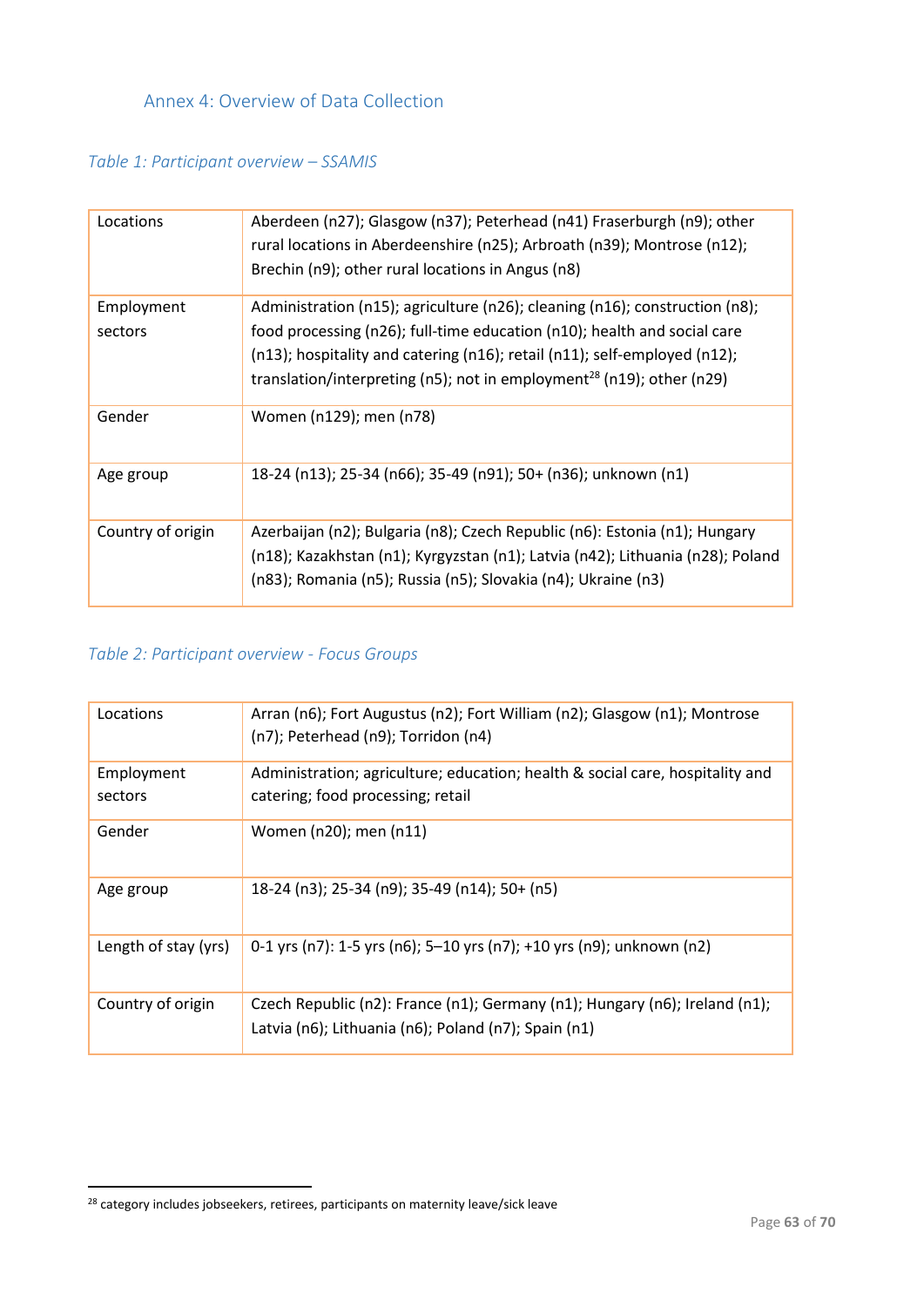## Annex 4: Overview of Data Collection

*Table 1: Participant overview – SSAMIS*

| | |
|---|---|
| Locations | Aberdeen (n27); Glasgow (n37); Peterhead (n41) Fraserburgh (n9); other rural locations in Aberdeenshire (n25); Arbroath (n39); Montrose (n12); Brechin (n9); other rural locations in Angus (n8) |
| Employment sectors | Administration (n15); agriculture (n26); cleaning (n16); construction (n8); food processing (n26); full-time education (n10); health and social care (n13); hospitality and catering (n16); retail (n11); self-employed (n12); translation/interpreting (n5); not in employment[28] (n19); other (n29) |
| Gender | Women (n129); men (n78) |
| Age group | 18-24 (n13); 25-34 (n66); 35-49 (n91); 50+ (n36); unknown (n1) |
| Country of origin | Azerbaijan (n2); Bulgaria (n8); Czech Republic (n6): Estonia (n1); Hungary (n18); Kazakhstan (n1); Kyrgyzstan (n1); Latvia (n42); Lithuania (n28); Poland (n83); Romania (n5); Russia (n5); Slovakia (n4); Ukraine (n3) |

*Table 2: Participant overview - Focus Groups*

| | |
|---|---|
| Locations | Arran (n6); Fort Augustus (n2); Fort William (n2); Glasgow (n1); Montrose (n7); Peterhead (n9); Torridon (n4) |
| Employment sectors | Administration; agriculture; education; health & social care, hospitality and catering; food processing; retail |
| Gender | Women (n20); men (n11) |
| Age group | 18-24 (n3); 25-34 (n9); 35-49 (n14); 50+ (n5) |
| Length of stay (yrs) | 0-1 yrs (n7): 1-5 yrs (n6); 5–10 yrs (n7); +10 yrs (n9); unknown (n2) |
| Country of origin | Czech Republic (n2): France (n1); Germany (n1); Hungary (n6); Ireland (n1); Latvia (n6); Lithuania (n6); Poland (n7); Spain (n1) |

[28] category includes jobseekers, retirees, participants on maternity leave/sick leave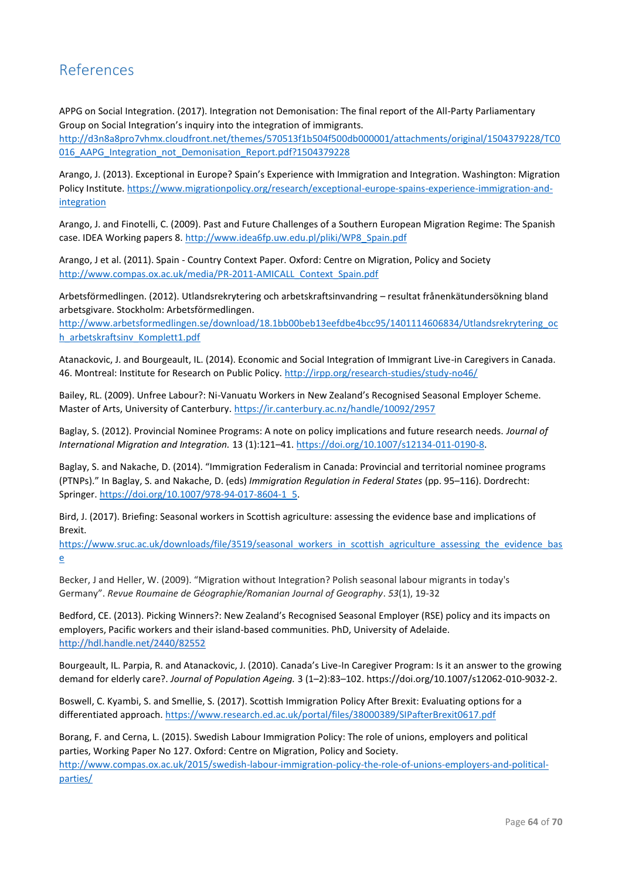## References

APPG on Social Integration. (2017). Integration not Demonisation: The final report of the All-Party Parliamentary Group on Social Integration's inquiry into the integration of immigrants. http://d3n8a8pro7vhmx.cloudfront.net/themes/570513f1b504f500db000001/attachments/original/1504379228/TC0016_AAPG_Integration_not_Demonisation_Report.pdf?1504379228

Arango, J. (2013). Exceptional in Europe? Spain's Experience with Immigration and Integration. Washington: Migration Policy Institute. https://www.migrationpolicy.org/research/exceptional-europe-spains-experience-immigration-and-integration

Arango, J. and Finotelli, C. (2009). Past and Future Challenges of a Southern European Migration Regime: The Spanish case. IDEA Working papers 8. http://www.idea6fp.uw.edu.pl/pliki/WP8_Spain.pdf

Arango, J et al. (2011). Spain - Country Context Paper. Oxford: Centre on Migration, Policy and Society http://www.compas.ox.ac.uk/media/PR-2011-AMICALL_Context_Spain.pdf

Arbetsförmedlingen. (2012). Utlandsrekrytering och arbetskraftsinvandring – resultat frånenkätundersökning bland arbetsgivare. Stockholm: Arbetsförmedlingen. http://www.arbetsformedlingen.se/download/18.1bb00beb13eefdbe4bcc95/1401114606834/Utlandsrekrytering_och_arbetskraftsinv_Komplett1.pdf

Atanackovic, J. and Bourgeault, IL. (2014). Economic and Social Integration of Immigrant Live-in Caregivers in Canada. 46. Montreal: Institute for Research on Public Policy. http://irpp.org/research-studies/study-no46/

Bailey, RL. (2009). Unfree Labour?: Ni-Vanuatu Workers in New Zealand's Recognised Seasonal Employer Scheme. Master of Arts, University of Canterbury. https://ir.canterbury.ac.nz/handle/10092/2957

Baglay, S. (2012). Provincial Nominee Programs: A note on policy implications and future research needs. *Journal of International Migration and Integration.* 13 (1):121–41. https://doi.org/10.1007/s12134-011-0190-8.

Baglay, S. and Nakache, D. (2014). "Immigration Federalism in Canada: Provincial and territorial nominee programs (PTNPs)." In Baglay, S. and Nakache, D. (eds) *Immigration Regulation in Federal States* (pp. 95–116). Dordrecht: Springer. https://doi.org/10.1007/978-94-017-8604-1_5.

Bird, J. (2017). Briefing: Seasonal workers in Scottish agriculture: assessing the evidence base and implications of Brexit. https://www.sruc.ac.uk/downloads/file/3519/seasonal_workers_in_scottish_agriculture_assessing_the_evidence_base

Becker, J and Heller, W. (2009). "Migration without Integration? Polish seasonal labour migrants in today's Germany". *Revue Roumaine de Géographie/Romanian Journal of Geography*. *53*(1), 19-32

Bedford, CE. (2013). Picking Winners?: New Zealand's Recognised Seasonal Employer (RSE) policy and its impacts on employers, Pacific workers and their island-based communities. PhD, University of Adelaide. http://hdl.handle.net/2440/82552

Bourgeault, IL. Parpia, R. and Atanackovic, J. (2010). Canada's Live-In Caregiver Program: Is it an answer to the growing demand for elderly care? *Journal of Population Ageing.* 3 (1–2):83–102. https://doi.org/10.1007/s12062-010-9032-2.

Boswell, C. Kyambi, S. and Smellie, S. (2017). Scottish Immigration Policy After Brexit: Evaluating options for a differentiated approach. https://www.research.ed.ac.uk/portal/files/38000389/SIPafterBrexit0617.pdf

Borang, F. and Cerna, L. (2015). Swedish Labour Immigration Policy: The role of unions, employers and political parties, Working Paper No 127. Oxford: Centre on Migration, Policy and Society. http://www.compas.ox.ac.uk/2015/swedish-labour-immigration-policy-the-role-of-unions-employers-and-political-parties/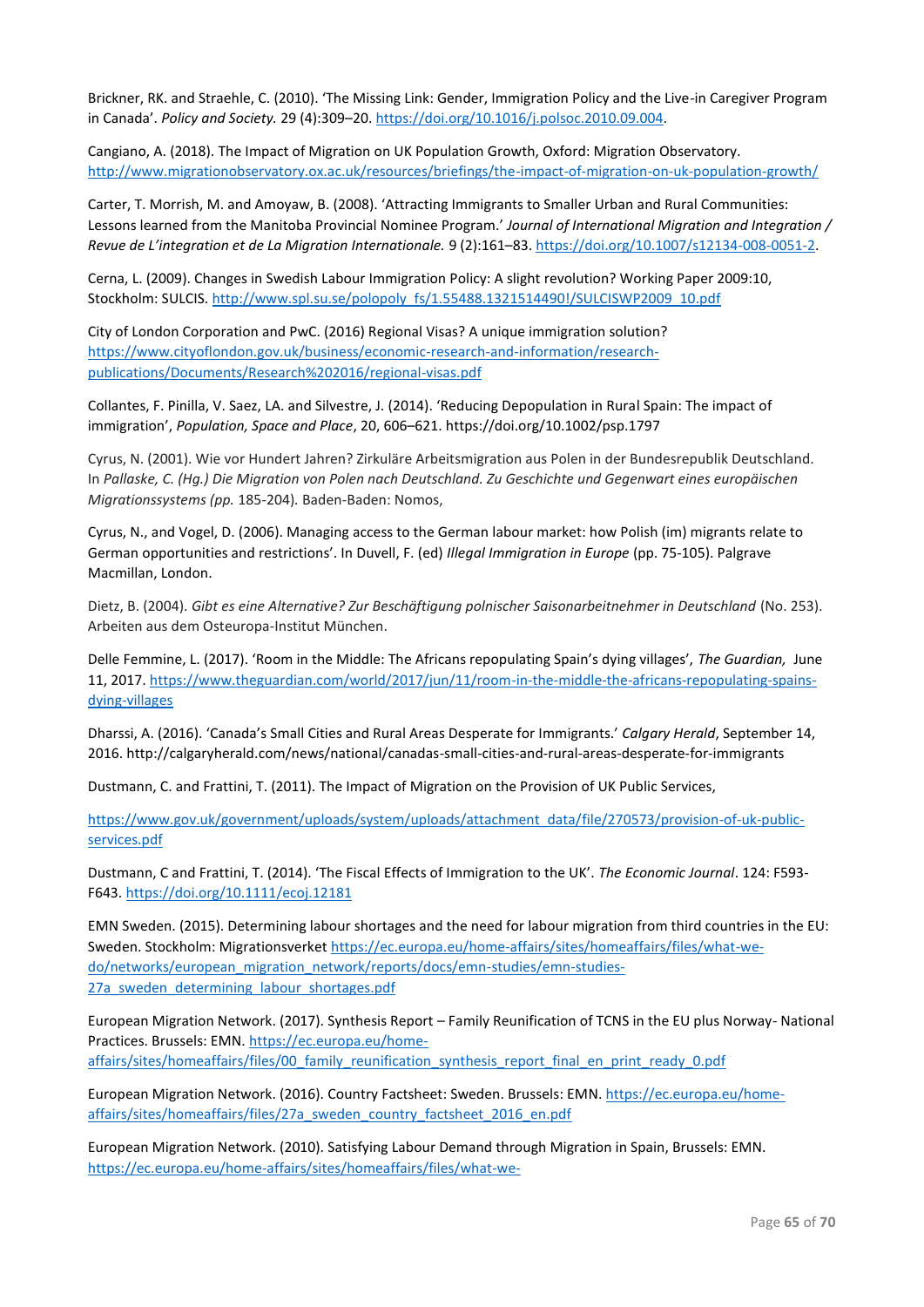Brickner, RK. and Straehle, C. (2010). 'The Missing Link: Gender, Immigration Policy and the Live-in Caregiver Program in Canada'. *Policy and Society.* 29 (4):309–20. https://doi.org/10.1016/j.polsoc.2010.09.004.

Cangiano, A. (2018). The Impact of Migration on UK Population Growth, Oxford: Migration Observatory. http://www.migrationobservatory.ox.ac.uk/resources/briefings/the-impact-of-migration-on-uk-population-growth/

Carter, T. Morrish, M. and Amoyaw, B. (2008). 'Attracting Immigrants to Smaller Urban and Rural Communities: Lessons learned from the Manitoba Provincial Nominee Program.' *Journal of International Migration and Integration / Revue de L'integration et de La Migration Internationale.* 9 (2):161–83. https://doi.org/10.1007/s12134-008-0051-2.

Cerna, L. (2009). Changes in Swedish Labour Immigration Policy: A slight revolution? Working Paper 2009:10, Stockholm: SULCIS. http://www.spl.su.se/polopoly_fs/1.55488.1321514490!/SULCISWP2009_10.pdf

City of London Corporation and PwC. (2016) Regional Visas? A unique immigration solution? https://www.cityoflondon.gov.uk/business/economic-research-and-information/research-publications/Documents/Research%202016/regional-visas.pdf

Collantes, F. Pinilla, V. Saez, LA. and Silvestre, J. (2014). 'Reducing Depopulation in Rural Spain: The impact of immigration', *Population, Space and Place*, 20, 606–621. https://doi.org/10.1002/psp.1797

Cyrus, N. (2001). Wie vor Hundert Jahren? Zirkuläre Arbeitsmigration aus Polen in der Bundesrepublik Deutschland. In *Pallaske, C. (Hg.) Die Migration von Polen nach Deutschland. Zu Geschichte und Gegenwart eines europäischen Migrationssystems (pp.* 185-204). Baden-Baden: Nomos,

Cyrus, N., and Vogel, D. (2006). Managing access to the German labour market: how Polish (im) migrants relate to German opportunities and restrictions'. In Duvell, F. (ed) *Illegal Immigration in Europe* (pp. 75-105). Palgrave Macmillan, London.

Dietz, B. (2004). *Gibt es eine Alternative? Zur Beschäftigung polnischer Saisonarbeitnehmer in Deutschland* (No. 253). Arbeiten aus dem Osteuropa-Institut München.

Delle Femmine, L. (2017). 'Room in the Middle: The Africans repopulating Spain's dying villages', *The Guardian,* June 11, 2017. https://www.theguardian.com/world/2017/jun/11/room-in-the-middle-the-africans-repopulating-spains-dying-villages

Dharssi, A. (2016). 'Canada's Small Cities and Rural Areas Desperate for Immigrants.' *Calgary Herald*, September 14, 2016. http://calgaryherald.com/news/national/canadas-small-cities-and-rural-areas-desperate-for-immigrants

Dustmann, C. and Frattini, T. (2011). The Impact of Migration on the Provision of UK Public Services,

https://www.gov.uk/government/uploads/system/uploads/attachment_data/file/270573/provision-of-uk-public-services.pdf

Dustmann, C and Frattini, T. (2014). 'The Fiscal Effects of Immigration to the UK'. *The Economic Journal*. 124: F593-F643. https://doi.org/10.1111/ecoj.12181

EMN Sweden. (2015). Determining labour shortages and the need for labour migration from third countries in the EU: Sweden. Stockholm: Migrationsverket https://ec.europa.eu/home-affairs/sites/homeaffairs/files/what-we-do/networks/european_migration_network/reports/docs/emn-studies/emn-studies-27a_sweden_determining_labour_shortages.pdf

European Migration Network. (2017). Synthesis Report – Family Reunification of TCNS in the EU plus Norway- National Practices. Brussels: EMN. https://ec.europa.eu/home-affairs/sites/homeaffairs/files/00_family_reunification_synthesis_report_final_en_print_ready_0.pdf

European Migration Network. (2016). Country Factsheet: Sweden. Brussels: EMN. https://ec.europa.eu/home-affairs/sites/homeaffairs/files/27a_sweden_country_factsheet_2016_en.pdf

European Migration Network. (2010). Satisfying Labour Demand through Migration in Spain, Brussels: EMN. https://ec.europa.eu/home-affairs/sites/homeaffairs/files/what-we-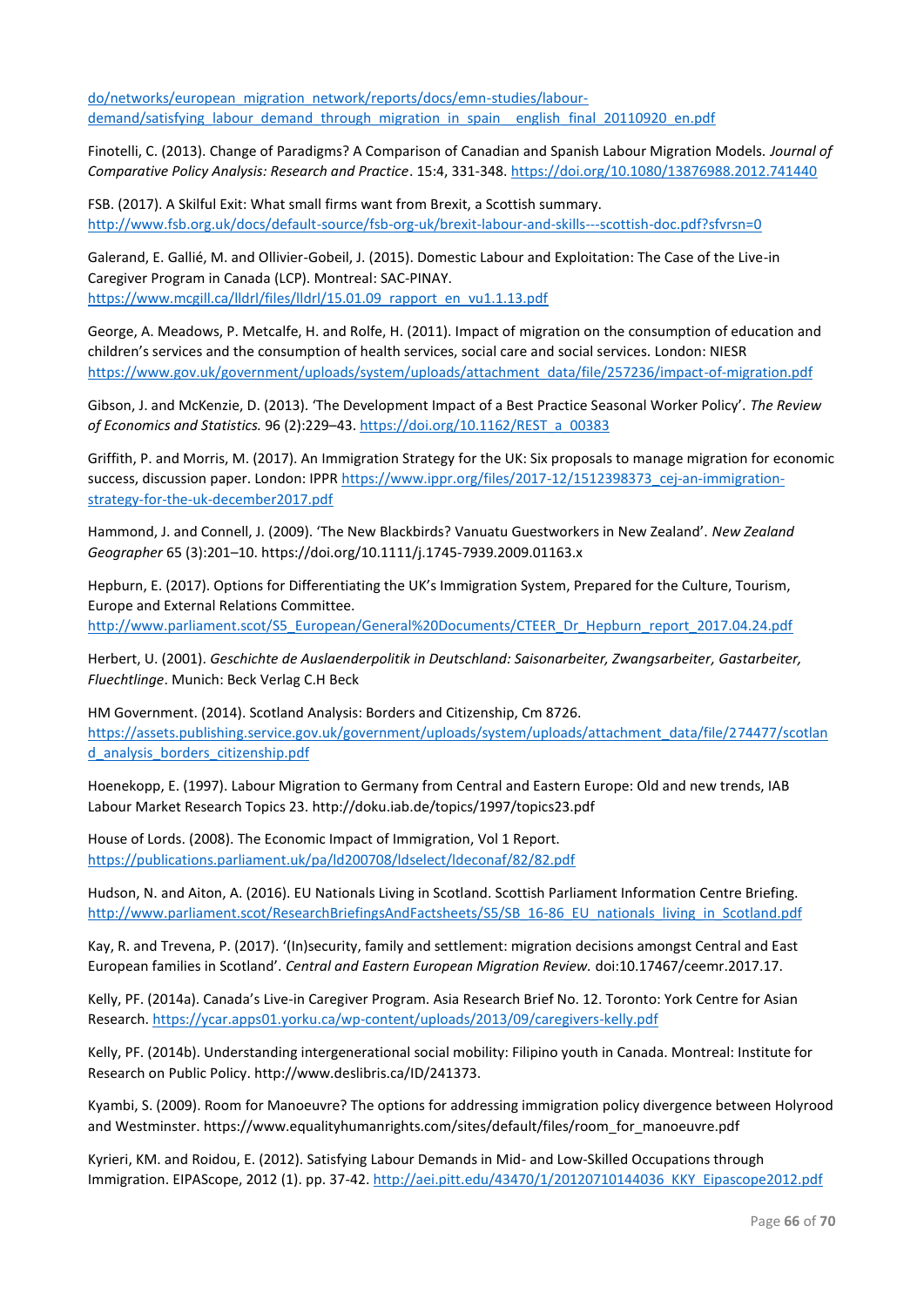do/networks/european_migration_network/reports/docs/emn-studies/labour-demand/satisfying_labour_demand_through_migration_in_spain__english_final_20110920_en.pdf

Finotelli, C. (2013). Change of Paradigms? A Comparison of Canadian and Spanish Labour Migration Models. *Journal of Comparative Policy Analysis: Research and Practice*. 15:4, 331-348. https://doi.org/10.1080/13876988.2012.741440

FSB. (2017). A Skilful Exit: What small firms want from Brexit, a Scottish summary. http://www.fsb.org.uk/docs/default-source/fsb-org-uk/brexit-labour-and-skills---scottish-doc.pdf?sfvrsn=0

Galerand, E. Gallié, M. and Ollivier-Gobeil, J. (2015). Domestic Labour and Exploitation: The Case of the Live-in Caregiver Program in Canada (LCP). Montreal: SAC-PINAY. https://www.mcgill.ca/lldrl/files/lldrl/15.01.09_rapport_en_vu1.1.13.pdf

George, A. Meadows, P. Metcalfe, H. and Rolfe, H. (2011). Impact of migration on the consumption of education and children's services and the consumption of health services, social care and social services. London: NIESR https://www.gov.uk/government/uploads/system/uploads/attachment_data/file/257236/impact-of-migration.pdf

Gibson, J. and McKenzie, D. (2013). 'The Development Impact of a Best Practice Seasonal Worker Policy'. *The Review of Economics and Statistics.* 96 (2):229–43. https://doi.org/10.1162/REST_a_00383

Griffith, P. and Morris, M. (2017). An Immigration Strategy for the UK: Six proposals to manage migration for economic success, discussion paper. London: IPPR https://www.ippr.org/files/2017-12/1512398373_cej-an-immigration-strategy-for-the-uk-december2017.pdf

Hammond, J. and Connell, J. (2009). 'The New Blackbirds? Vanuatu Guestworkers in New Zealand'. *New Zealand Geographer* 65 (3):201–10. https://doi.org/10.1111/j.1745-7939.2009.01163.x

Hepburn, E. (2017). Options for Differentiating the UK's Immigration System, Prepared for the Culture, Tourism, Europe and External Relations Committee. http://www.parliament.scot/S5_European/General%20Documents/CTEER_Dr_Hepburn_report_2017.04.24.pdf

Herbert, U. (2001). *Geschichte de Auslaenderpolitik in Deutschland: Saisonarbeiter, Zwangsarbeiter, Gastarbeiter, Fluechtlinge*. Munich: Beck Verlag C.H Beck

HM Government. (2014). Scotland Analysis: Borders and Citizenship, Cm 8726. https://assets.publishing.service.gov.uk/government/uploads/system/uploads/attachment_data/file/274477/scotland_analysis_borders_citizenship.pdf

Hoenekopp, E. (1997). Labour Migration to Germany from Central and Eastern Europe: Old and new trends, IAB Labour Market Research Topics 23. http://doku.iab.de/topics/1997/topics23.pdf

House of Lords. (2008). The Economic Impact of Immigration, Vol 1 Report. https://publications.parliament.uk/pa/ld200708/ldselect/ldeconaf/82/82.pdf

Hudson, N. and Aiton, A. (2016). EU Nationals Living in Scotland. Scottish Parliament Information Centre Briefing. http://www.parliament.scot/ResearchBriefingsAndFactsheets/S5/SB_16-86_EU_nationals_living_in_Scotland.pdf

Kay, R. and Trevena, P. (2017). '(In)security, family and settlement: migration decisions amongst Central and East European families in Scotland'. *Central and Eastern European Migration Review.* doi:10.17467/ceemr.2017.17.

Kelly, PF. (2014a). Canada's Live-in Caregiver Program. Asia Research Brief No. 12. Toronto: York Centre for Asian Research. https://ycar.apps01.yorku.ca/wp-content/uploads/2013/09/caregivers-kelly.pdf

Kelly, PF. (2014b). Understanding intergenerational social mobility: Filipino youth in Canada. Montreal: Institute for Research on Public Policy. http://www.deslibris.ca/ID/241373.

Kyambi, S. (2009). Room for Manoeuvre? The options for addressing immigration policy divergence between Holyrood and Westminster. https://www.equalityhumanrights.com/sites/default/files/room_for_manoeuvre.pdf

Kyrieri, KM. and Roidou, E. (2012). Satisfying Labour Demands in Mid- and Low-Skilled Occupations through Immigration. EIPAScope, 2012 (1). pp. 37-42. http://aei.pitt.edu/43470/1/20120710144036_KKY_Eipascope2012.pdf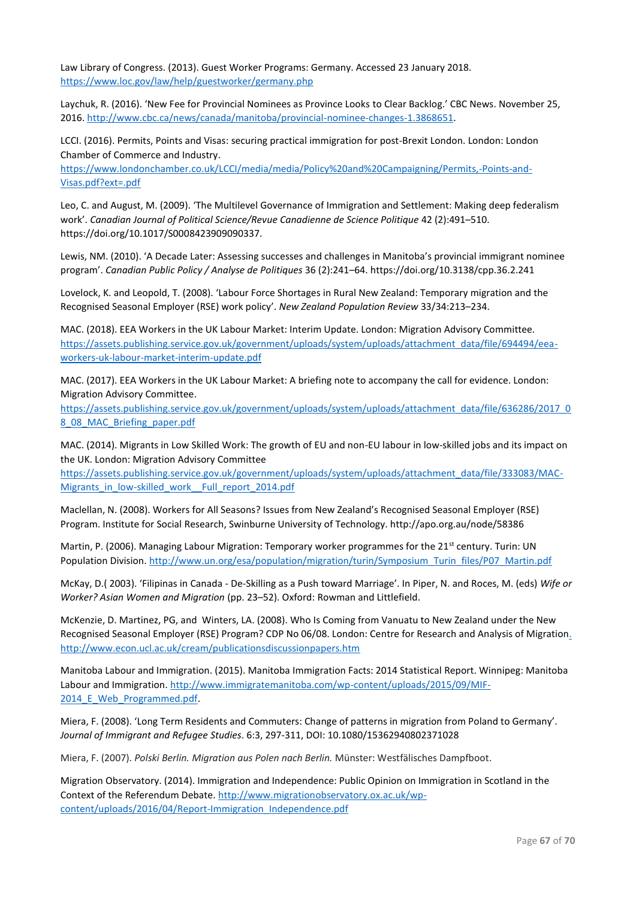Law Library of Congress. (2013). Guest Worker Programs: Germany. Accessed 23 January 2018. https://www.loc.gov/law/help/guestworker/germany.php

Laychuk, R. (2016). 'New Fee for Provincial Nominees as Province Looks to Clear Backlog.' CBC News. November 25, 2016. http://www.cbc.ca/news/canada/manitoba/provincial-nominee-changes-1.3868651.

LCCI. (2016). Permits, Points and Visas: securing practical immigration for post-Brexit London. London: London Chamber of Commerce and Industry. https://www.londonchamber.co.uk/LCCI/media/media/Policy%20and%20Campaigning/Permits,-Points-and-Visas.pdf?ext=.pdf

Leo, C. and August, M. (2009). 'The Multilevel Governance of Immigration and Settlement: Making deep federalism work'. *Canadian Journal of Political Science/Revue Canadienne de Science Politique* 42 (2):491–510. https://doi.org/10.1017/S0008423909090337.

Lewis, NM. (2010). 'A Decade Later: Assessing successes and challenges in Manitoba's provincial immigrant nominee program'. *Canadian Public Policy / Analyse de Politiques* 36 (2):241–64. https://doi.org/10.3138/cpp.36.2.241

Lovelock, K. and Leopold, T. (2008). 'Labour Force Shortages in Rural New Zealand: Temporary migration and the Recognised Seasonal Employer (RSE) work policy'. *New Zealand Population Review* 33/34:213–234.

MAC. (2018). EEA Workers in the UK Labour Market: Interim Update. London: Migration Advisory Committee. https://assets.publishing.service.gov.uk/government/uploads/system/uploads/attachment_data/file/694494/eea-workers-uk-labour-market-interim-update.pdf

MAC. (2017). EEA Workers in the UK Labour Market: A briefing note to accompany the call for evidence. London: Migration Advisory Committee. https://assets.publishing.service.gov.uk/government/uploads/system/uploads/attachment_data/file/636286/2017_08_08_MAC_Briefing_paper.pdf

MAC. (2014). Migrants in Low Skilled Work: The growth of EU and non-EU labour in low-skilled jobs and its impact on the UK. London: Migration Advisory Committee https://assets.publishing.service.gov.uk/government/uploads/system/uploads/attachment_data/file/333083/MAC-Migrants_in_low-skilled_work__Full_report_2014.pdf

Maclellan, N. (2008). Workers for All Seasons? Issues from New Zealand's Recognised Seasonal Employer (RSE) Program. Institute for Social Research, Swinburne University of Technology. http://apo.org.au/node/58386

Martin, P. (2006). Managing Labour Migration: Temporary worker programmes for the 21st century. Turin: UN Population Division. http://www.un.org/esa/population/migration/turin/Symposium_Turin_files/P07_Martin.pdf

McKay, D.( 2003). 'Filipinas in Canada - De-Skilling as a Push toward Marriage'. In Piper, N. and Roces, M. (eds) *Wife or Worker? Asian Women and Migration* (pp. 23–52). Oxford: Rowman and Littlefield.

McKenzie, D. Martinez, PG, and Winters, LA. (2008). Who Is Coming from Vanuatu to New Zealand under the New Recognised Seasonal Employer (RSE) Program? CDP No 06/08. London: Centre for Research and Analysis of Migration. http://www.econ.ucl.ac.uk/cream/publicationsdiscussionpapers.htm

Manitoba Labour and Immigration. (2015). Manitoba Immigration Facts: 2014 Statistical Report. Winnipeg: Manitoba Labour and Immigration. http://www.immigratemanitoba.com/wp-content/uploads/2015/09/MIF-2014_E_Web_Programmed.pdf.

Miera, F. (2008). 'Long Term Residents and Commuters: Change of patterns in migration from Poland to Germany'. *Journal of Immigrant and Refugee Studies*. 6:3, 297-311, DOI: 10.1080/15362940802371028

Miera, F. (2007). *Polski Berlin. Migration aus Polen nach Berlin.* Münster: Westfälisches Dampfboot.

Migration Observatory. (2014). Immigration and Independence: Public Opinion on Immigration in Scotland in the Context of the Referendum Debate. http://www.migrationobservatory.ox.ac.uk/wp-content/uploads/2016/04/Report-Immigration_Independence.pdf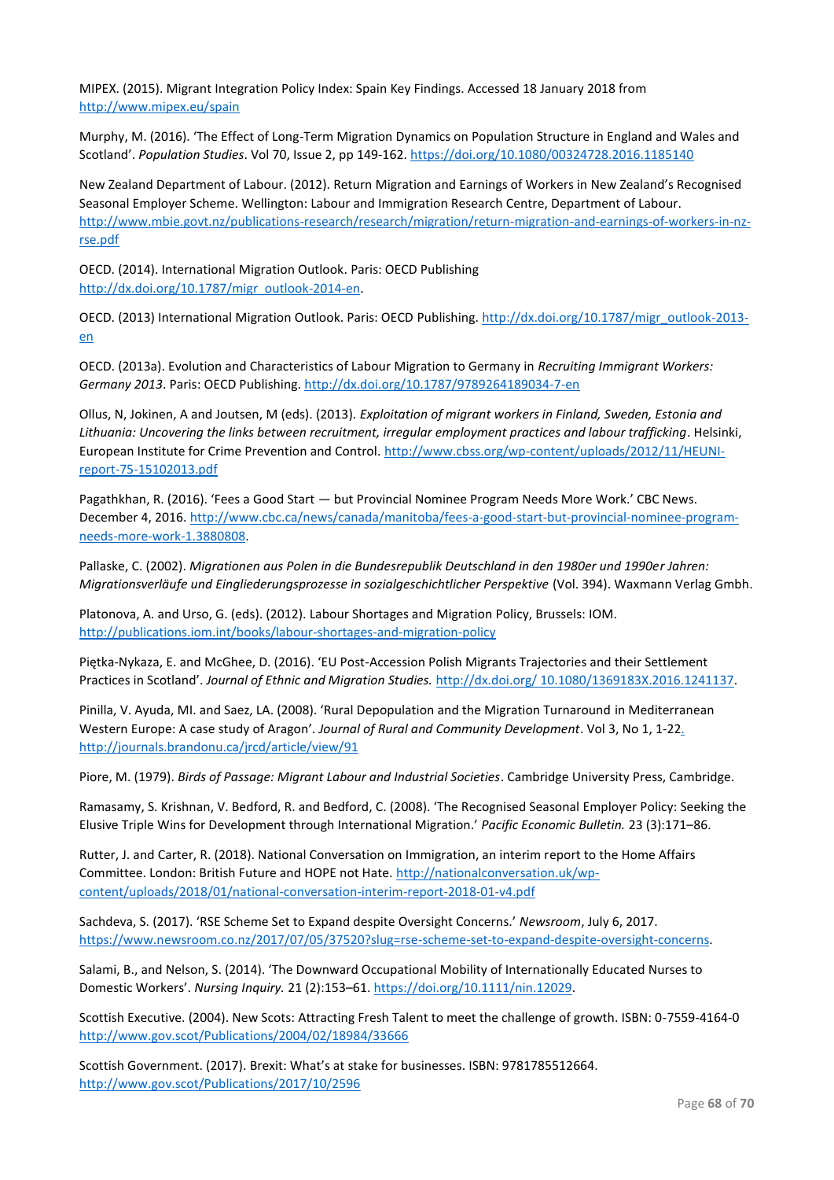MIPEX. (2015). Migrant Integration Policy Index: Spain Key Findings. Accessed 18 January 2018 from http://www.mipex.eu/spain

Murphy, M. (2016). 'The Effect of Long-Term Migration Dynamics on Population Structure in England and Wales and Scotland'. *Population Studies*. Vol 70, Issue 2, pp 149-162. https://doi.org/10.1080/00324728.2016.1185140

New Zealand Department of Labour. (2012). Return Migration and Earnings of Workers in New Zealand's Recognised Seasonal Employer Scheme. Wellington: Labour and Immigration Research Centre, Department of Labour. http://www.mbie.govt.nz/publications-research/research/migration/return-migration-and-earnings-of-workers-in-nz-rse.pdf

OECD. (2014). International Migration Outlook. Paris: OECD Publishing http://dx.doi.org/10.1787/migr_outlook-2014-en.

OECD. (2013) International Migration Outlook. Paris: OECD Publishing. http://dx.doi.org/10.1787/migr_outlook-2013-en

OECD. (2013a). Evolution and Characteristics of Labour Migration to Germany in *Recruiting Immigrant Workers: Germany 2013*. Paris: OECD Publishing. http://dx.doi.org/10.1787/9789264189034-7-en

Ollus, N, Jokinen, A and Joutsen, M (eds). (2013). *Exploitation of migrant workers in Finland, Sweden, Estonia and Lithuania: Uncovering the links between recruitment, irregular employment practices and labour trafficking*. Helsinki, European Institute for Crime Prevention and Control. http://www.cbss.org/wp-content/uploads/2012/11/HEUNI-report-75-15102013.pdf

Pagathkhan, R. (2016). 'Fees a Good Start — but Provincial Nominee Program Needs More Work.' CBC News. December 4, 2016. http://www.cbc.ca/news/canada/manitoba/fees-a-good-start-but-provincial-nominee-program-needs-more-work-1.3880808.

Pallaske, C. (2002). *Migrationen aus Polen in die Bundesrepublik Deutschland in den 1980er und 1990er Jahren: Migrationsverläufe und Eingliederungsprozesse in sozialgeschichtlicher Perspektive* (Vol. 394). Waxmann Verlag Gmbh.

Platonova, A. and Urso, G. (eds). (2012). Labour Shortages and Migration Policy, Brussels: IOM. http://publications.iom.int/books/labour-shortages-and-migration-policy

Piętka-Nykaza, E. and McGhee, D. (2016). 'EU Post-Accession Polish Migrants Trajectories and their Settlement Practices in Scotland'. *Journal of Ethnic and Migration Studies.* http://dx.doi.org/ 10.1080/1369183X.2016.1241137.

Pinilla, V. Ayuda, MI. and Saez, LA. (2008). 'Rural Depopulation and the Migration Turnaround in Mediterranean Western Europe: A case study of Aragon'. *Journal of Rural and Community Development*. Vol 3, No 1, 1-22. http://journals.brandonu.ca/jrcd/article/view/91

Piore, M. (1979). *Birds of Passage: Migrant Labour and Industrial Societies*. Cambridge University Press, Cambridge.

Ramasamy, S. Krishnan, V. Bedford, R. and Bedford, C. (2008). 'The Recognised Seasonal Employer Policy: Seeking the Elusive Triple Wins for Development through International Migration.' *Pacific Economic Bulletin.* 23 (3):171–86.

Rutter, J. and Carter, R. (2018). National Conversation on Immigration, an interim report to the Home Affairs Committee. London: British Future and HOPE not Hate. http://nationalconversation.uk/wp-content/uploads/2018/01/national-conversation-interim-report-2018-01-v4.pdf

Sachdeva, S. (2017). 'RSE Scheme Set to Expand despite Oversight Concerns.' *Newsroom*, July 6, 2017. https://www.newsroom.co.nz/2017/07/05/37520?slug=rse-scheme-set-to-expand-despite-oversight-concerns.

Salami, B., and Nelson, S. (2014). 'The Downward Occupational Mobility of Internationally Educated Nurses to Domestic Workers'. *Nursing Inquiry.* 21 (2):153–61. https://doi.org/10.1111/nin.12029.

Scottish Executive. (2004). New Scots: Attracting Fresh Talent to meet the challenge of growth. ISBN: 0-7559-4164-0 http://www.gov.scot/Publications/2004/02/18984/33666

Scottish Government. (2017). Brexit: What's at stake for businesses. ISBN: 9781785512664. http://www.gov.scot/Publications/2017/10/2596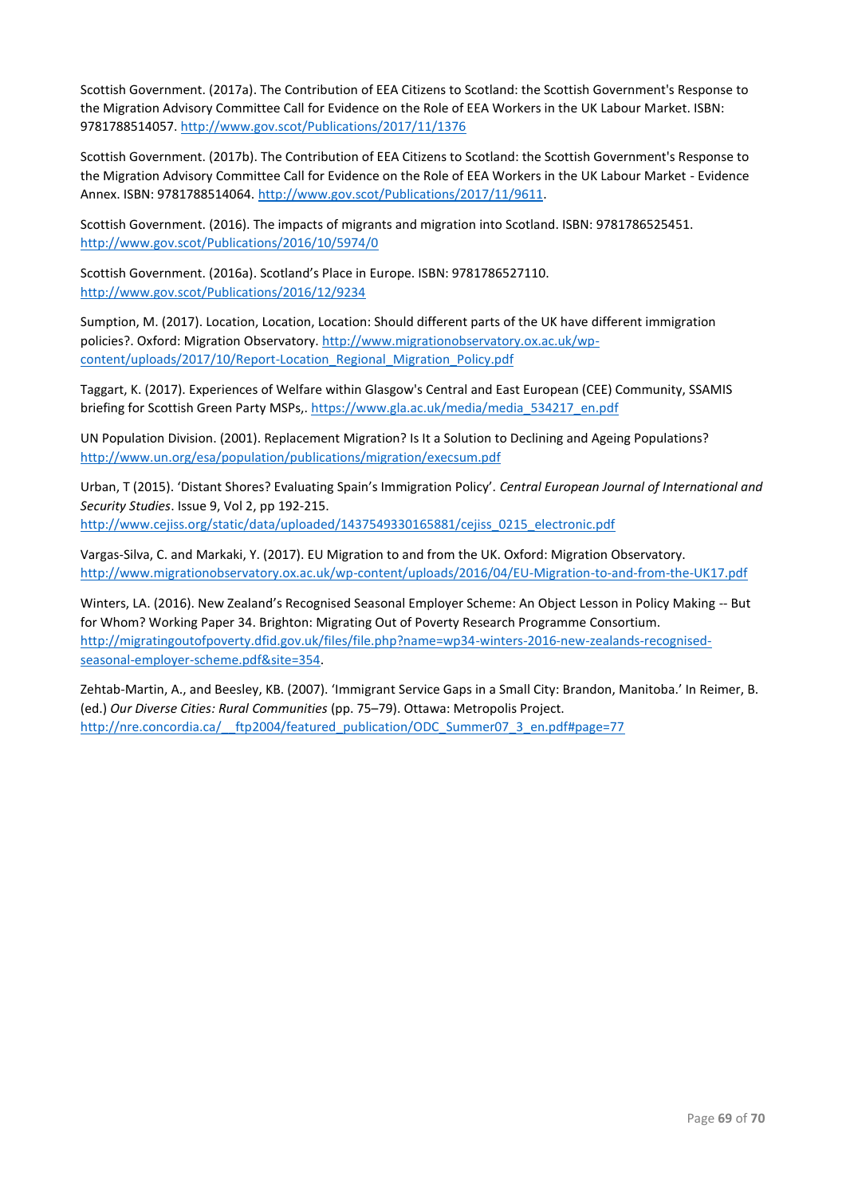Scottish Government. (2017a). The Contribution of EEA Citizens to Scotland: the Scottish Government's Response to the Migration Advisory Committee Call for Evidence on the Role of EEA Workers in the UK Labour Market. ISBN: 9781788514057. http://www.gov.scot/Publications/2017/11/1376

Scottish Government. (2017b). The Contribution of EEA Citizens to Scotland: the Scottish Government's Response to the Migration Advisory Committee Call for Evidence on the Role of EEA Workers in the UK Labour Market - Evidence Annex. ISBN: 9781788514064. http://www.gov.scot/Publications/2017/11/9611.

Scottish Government. (2016). The impacts of migrants and migration into Scotland. ISBN: 9781786525451. http://www.gov.scot/Publications/2016/10/5974/0

Scottish Government. (2016a). Scotland's Place in Europe. ISBN: 9781786527110. http://www.gov.scot/Publications/2016/12/9234

Sumption, M. (2017). Location, Location, Location: Should different parts of the UK have different immigration policies?. Oxford: Migration Observatory. http://www.migrationobservatory.ox.ac.uk/wp-content/uploads/2017/10/Report-Location_Regional_Migration_Policy.pdf

Taggart, K. (2017). Experiences of Welfare within Glasgow's Central and East European (CEE) Community, SSAMIS briefing for Scottish Green Party MSPs,. https://www.gla.ac.uk/media/media_534217_en.pdf

UN Population Division. (2001). Replacement Migration? Is It a Solution to Declining and Ageing Populations? http://www.un.org/esa/population/publications/migration/execsum.pdf

Urban, T (2015). 'Distant Shores? Evaluating Spain's Immigration Policy'. *Central European Journal of International and Security Studies*. Issue 9, Vol 2, pp 192-215. http://www.cejiss.org/static/data/uploaded/1437549330165881/cejiss_0215_electronic.pdf

Vargas-Silva, C. and Markaki, Y. (2017). EU Migration to and from the UK. Oxford: Migration Observatory. http://www.migrationobservatory.ox.ac.uk/wp-content/uploads/2016/04/EU-Migration-to-and-from-the-UK17.pdf

Winters, LA. (2016). New Zealand's Recognised Seasonal Employer Scheme: An Object Lesson in Policy Making -- But for Whom? Working Paper 34. Brighton: Migrating Out of Poverty Research Programme Consortium. http://migratingoutofpoverty.dfid.gov.uk/files/file.php?name=wp34-winters-2016-new-zealands-recognised-seasonal-employer-scheme.pdf&site=354.

Zehtab-Martin, A., and Beesley, KB. (2007). 'Immigrant Service Gaps in a Small City: Brandon, Manitoba.' In Reimer, B. (ed.) *Our Diverse Cities: Rural Communities* (pp. 75–79). Ottawa: Metropolis Project. http://nre.concordia.ca/__ftp2004/featured_publication/ODC_Summer07_3_en.pdf#page=77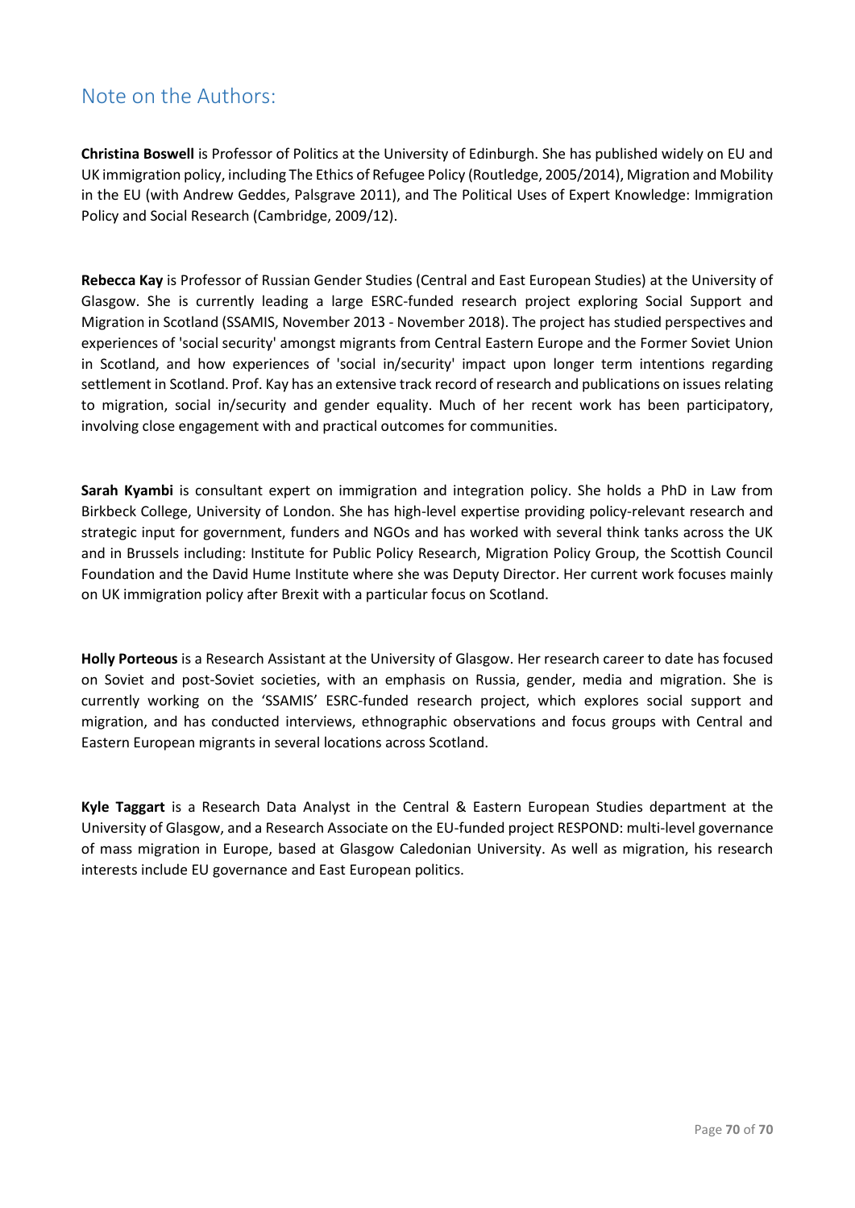## Note on the Authors:

**Christina Boswell** is Professor of Politics at the University of Edinburgh. She has published widely on EU and UK immigration policy, including The Ethics of Refugee Policy (Routledge, 2005/2014), Migration and Mobility in the EU (with Andrew Geddes, Palsgrave 2011), and The Political Uses of Expert Knowledge: Immigration Policy and Social Research (Cambridge, 2009/12).

**Rebecca Kay** is Professor of Russian Gender Studies (Central and East European Studies) at the University of Glasgow. She is currently leading a large ESRC-funded research project exploring Social Support and Migration in Scotland (SSAMIS, November 2013 - November 2018). The project has studied perspectives and experiences of 'social security' amongst migrants from Central Eastern Europe and the Former Soviet Union in Scotland, and how experiences of 'social in/security' impact upon longer term intentions regarding settlement in Scotland. Prof. Kay has an extensive track record of research and publications on issues relating to migration, social in/security and gender equality. Much of her recent work has been participatory, involving close engagement with and practical outcomes for communities.

**Sarah Kyambi** is consultant expert on immigration and integration policy. She holds a PhD in Law from Birkbeck College, University of London. She has high-level expertise providing policy-relevant research and strategic input for government, funders and NGOs and has worked with several think tanks across the UK and in Brussels including: Institute for Public Policy Research, Migration Policy Group, the Scottish Council Foundation and the David Hume Institute where she was Deputy Director. Her current work focuses mainly on UK immigration policy after Brexit with a particular focus on Scotland.

**Holly Porteous** is a Research Assistant at the University of Glasgow. Her research career to date has focused on Soviet and post-Soviet societies, with an emphasis on Russia, gender, media and migration. She is currently working on the 'SSAMIS' ESRC-funded research project, which explores social support and migration, and has conducted interviews, ethnographic observations and focus groups with Central and Eastern European migrants in several locations across Scotland.

**Kyle Taggart** is a Research Data Analyst in the Central & Eastern European Studies department at the University of Glasgow, and a Research Associate on the EU-funded project RESPOND: multi-level governance of mass migration in Europe, based at Glasgow Caledonian University. As well as migration, his research interests include EU governance and East European politics.